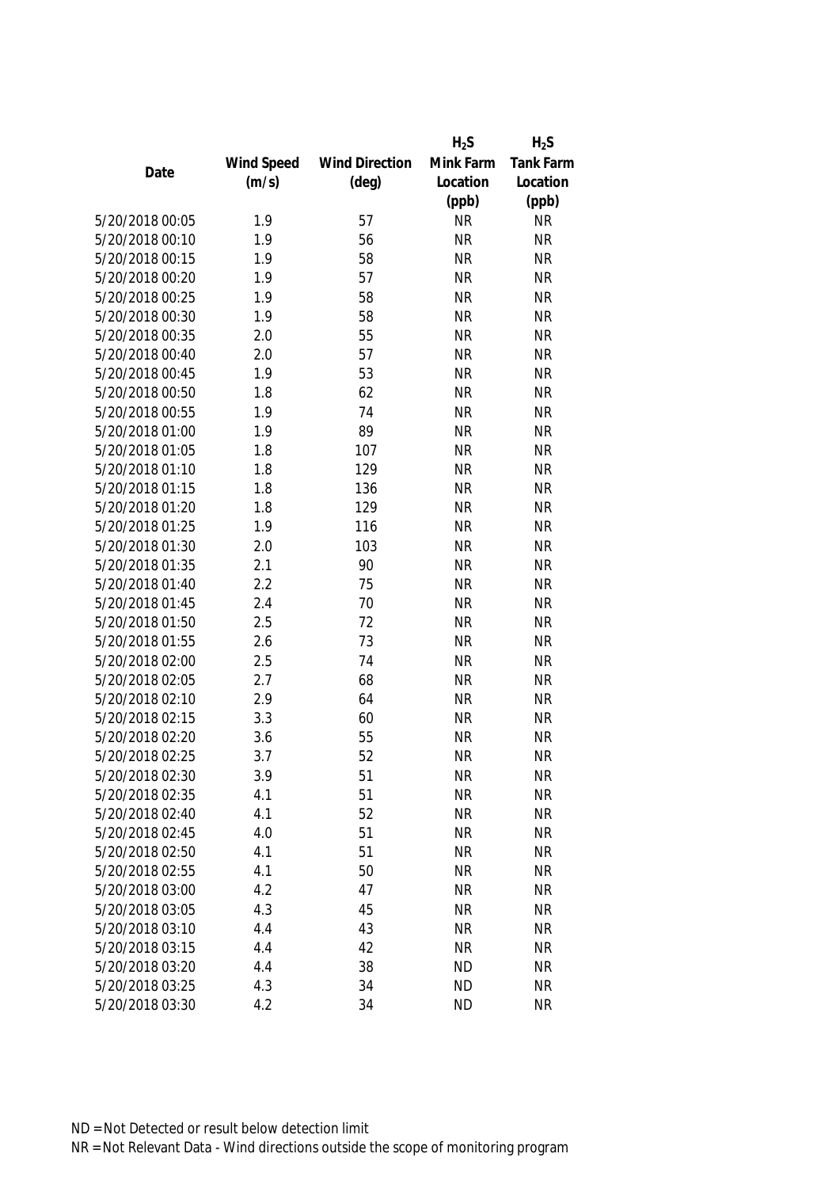| Date | Wind Speed (m/s) | Wind Direction (deg) | $H_2S$ Mink Farm Location (ppb) | $H_2S$ Tank Farm Location (ppb) |
|---|---|---|---|---|
| 5/20/2018 00:05 | 1.9 | 57 | NR | NR |
| 5/20/2018 00:10 | 1.9 | 56 | NR | NR |
| 5/20/2018 00:15 | 1.9 | 58 | NR | NR |
| 5/20/2018 00:20 | 1.9 | 57 | NR | NR |
| 5/20/2018 00:25 | 1.9 | 58 | NR | NR |
| 5/20/2018 00:30 | 1.9 | 58 | NR | NR |
| 5/20/2018 00:35 | 2.0 | 55 | NR | NR |
| 5/20/2018 00:40 | 2.0 | 57 | NR | NR |
| 5/20/2018 00:45 | 1.9 | 53 | NR | NR |
| 5/20/2018 00:50 | 1.8 | 62 | NR | NR |
| 5/20/2018 00:55 | 1.9 | 74 | NR | NR |
| 5/20/2018 01:00 | 1.9 | 89 | NR | NR |
| 5/20/2018 01:05 | 1.8 | 107 | NR | NR |
| 5/20/2018 01:10 | 1.8 | 129 | NR | NR |
| 5/20/2018 01:15 | 1.8 | 136 | NR | NR |
| 5/20/2018 01:20 | 1.8 | 129 | NR | NR |
| 5/20/2018 01:25 | 1.9 | 116 | NR | NR |
| 5/20/2018 01:30 | 2.0 | 103 | NR | NR |
| 5/20/2018 01:35 | 2.1 | 90 | NR | NR |
| 5/20/2018 01:40 | 2.2 | 75 | NR | NR |
| 5/20/2018 01:45 | 2.4 | 70 | NR | NR |
| 5/20/2018 01:50 | 2.5 | 72 | NR | NR |
| 5/20/2018 01:55 | 2.6 | 73 | NR | NR |
| 5/20/2018 02:00 | 2.5 | 74 | NR | NR |
| 5/20/2018 02:05 | 2.7 | 68 | NR | NR |
| 5/20/2018 02:10 | 2.9 | 64 | NR | NR |
| 5/20/2018 02:15 | 3.3 | 60 | NR | NR |
| 5/20/2018 02:20 | 3.6 | 55 | NR | NR |
| 5/20/2018 02:25 | 3.7 | 52 | NR | NR |
| 5/20/2018 02:30 | 3.9 | 51 | NR | NR |
| 5/20/2018 02:35 | 4.1 | 51 | NR | NR |
| 5/20/2018 02:40 | 4.1 | 52 | NR | NR |
| 5/20/2018 02:45 | 4.0 | 51 | NR | NR |
| 5/20/2018 02:50 | 4.1 | 51 | NR | NR |
| 5/20/2018 02:55 | 4.1 | 50 | NR | NR |
| 5/20/2018 03:00 | 4.2 | 47 | NR | NR |
| 5/20/2018 03:05 | 4.3 | 45 | NR | NR |
| 5/20/2018 03:10 | 4.4 | 43 | NR | NR |
| 5/20/2018 03:15 | 4.4 | 42 | NR | NR |
| 5/20/2018 03:20 | 4.4 | 38 | ND | NR |
| 5/20/2018 03:25 | 4.3 | 34 | ND | NR |
| 5/20/2018 03:30 | 4.2 | 34 | ND | NR |

ND = Not Detected or result below detection limit

NR = Not Relevant Data - Wind directions outside the scope of monitoring program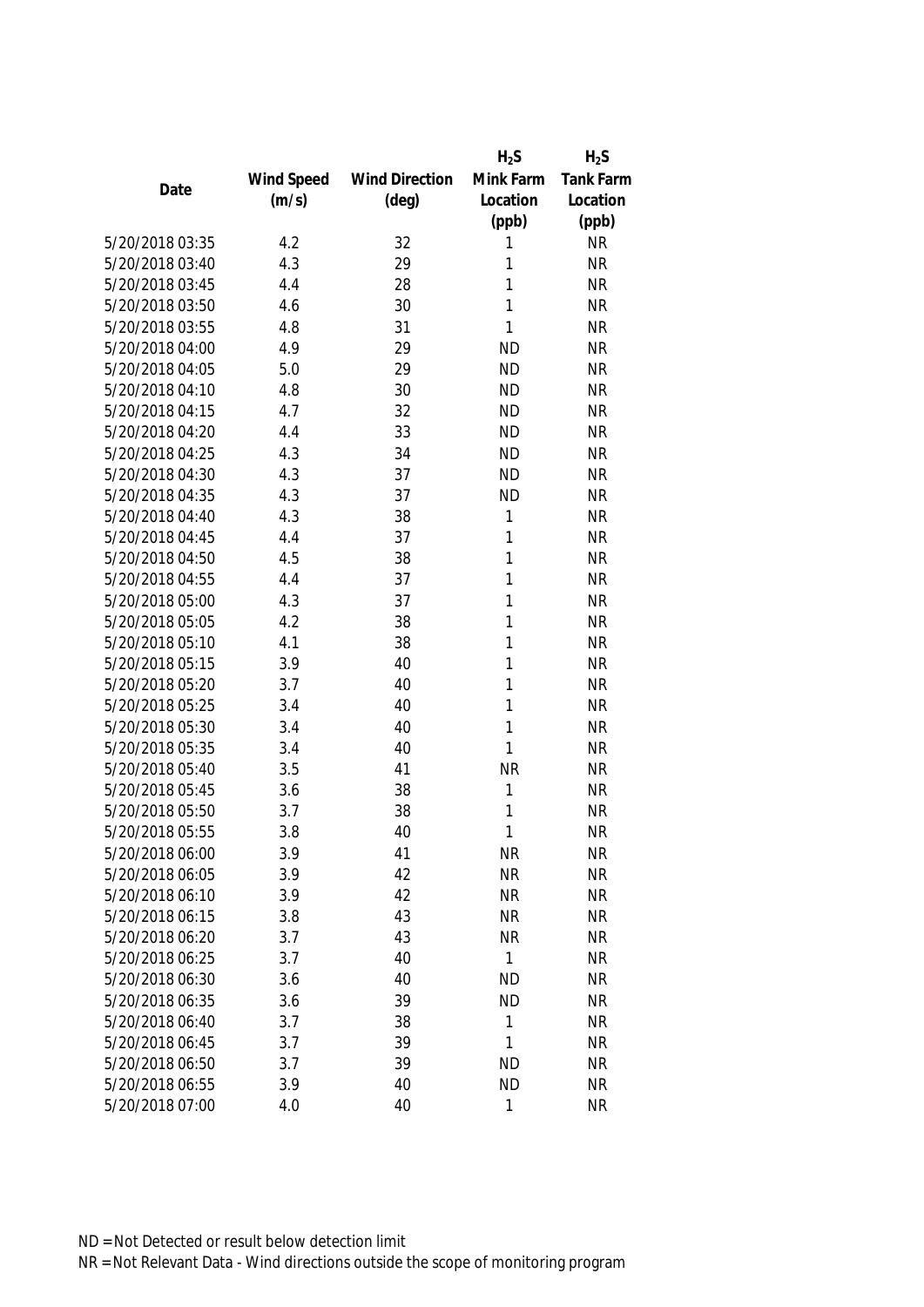| Date | Wind Speed (m/s) | Wind Direction (deg) | $H_2S$ Mink Farm Location (ppb) | $H_2S$ Tank Farm Location (ppb) |
|---|---|---|---|---|
| 5/20/2018 03:35 | 4.2 | 32 | 1 | NR |
| 5/20/2018 03:40 | 4.3 | 29 | 1 | NR |
| 5/20/2018 03:45 | 4.4 | 28 | 1 | NR |
| 5/20/2018 03:50 | 4.6 | 30 | 1 | NR |
| 5/20/2018 03:55 | 4.8 | 31 | 1 | NR |
| 5/20/2018 04:00 | 4.9 | 29 | ND | NR |
| 5/20/2018 04:05 | 5.0 | 29 | ND | NR |
| 5/20/2018 04:10 | 4.8 | 30 | ND | NR |
| 5/20/2018 04:15 | 4.7 | 32 | ND | NR |
| 5/20/2018 04:20 | 4.4 | 33 | ND | NR |
| 5/20/2018 04:25 | 4.3 | 34 | ND | NR |
| 5/20/2018 04:30 | 4.3 | 37 | ND | NR |
| 5/20/2018 04:35 | 4.3 | 37 | ND | NR |
| 5/20/2018 04:40 | 4.3 | 38 | 1 | NR |
| 5/20/2018 04:45 | 4.4 | 37 | 1 | NR |
| 5/20/2018 04:50 | 4.5 | 38 | 1 | NR |
| 5/20/2018 04:55 | 4.4 | 37 | 1 | NR |
| 5/20/2018 05:00 | 4.3 | 37 | 1 | NR |
| 5/20/2018 05:05 | 4.2 | 38 | 1 | NR |
| 5/20/2018 05:10 | 4.1 | 38 | 1 | NR |
| 5/20/2018 05:15 | 3.9 | 40 | 1 | NR |
| 5/20/2018 05:20 | 3.7 | 40 | 1 | NR |
| 5/20/2018 05:25 | 3.4 | 40 | 1 | NR |
| 5/20/2018 05:30 | 3.4 | 40 | 1 | NR |
| 5/20/2018 05:35 | 3.4 | 40 | 1 | NR |
| 5/20/2018 05:40 | 3.5 | 41 | NR | NR |
| 5/20/2018 05:45 | 3.6 | 38 | 1 | NR |
| 5/20/2018 05:50 | 3.7 | 38 | 1 | NR |
| 5/20/2018 05:55 | 3.8 | 40 | 1 | NR |
| 5/20/2018 06:00 | 3.9 | 41 | NR | NR |
| 5/20/2018 06:05 | 3.9 | 42 | NR | NR |
| 5/20/2018 06:10 | 3.9 | 42 | NR | NR |
| 5/20/2018 06:15 | 3.8 | 43 | NR | NR |
| 5/20/2018 06:20 | 3.7 | 43 | NR | NR |
| 5/20/2018 06:25 | 3.7 | 40 | 1 | NR |
| 5/20/2018 06:30 | 3.6 | 40 | ND | NR |
| 5/20/2018 06:35 | 3.6 | 39 | ND | NR |
| 5/20/2018 06:40 | 3.7 | 38 | 1 | NR |
| 5/20/2018 06:45 | 3.7 | 39 | 1 | NR |
| 5/20/2018 06:50 | 3.7 | 39 | ND | NR |
| 5/20/2018 06:55 | 3.9 | 40 | ND | NR |
| 5/20/2018 07:00 | 4.0 | 40 | 1 | NR |

ND = Not Detected or result below detection limit

NR = Not Relevant Data - Wind directions outside the scope of monitoring program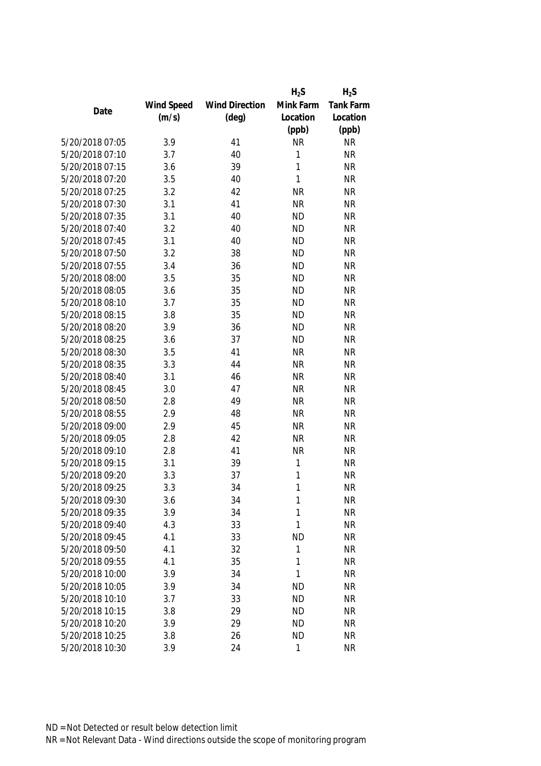| Date | Wind Speed (m/s) | Wind Direction (deg) | $H_2S$ Mink Farm Location (ppb) | $H_2S$ Tank Farm Location (ppb) |
|---|---|---|---|---|
| 5/20/2018 07:05 | 3.9 | 41 | NR | NR |
| 5/20/2018 07:10 | 3.7 | 40 | 1 | NR |
| 5/20/2018 07:15 | 3.6 | 39 | 1 | NR |
| 5/20/2018 07:20 | 3.5 | 40 | 1 | NR |
| 5/20/2018 07:25 | 3.2 | 42 | NR | NR |
| 5/20/2018 07:30 | 3.1 | 41 | NR | NR |
| 5/20/2018 07:35 | 3.1 | 40 | ND | NR |
| 5/20/2018 07:40 | 3.2 | 40 | ND | NR |
| 5/20/2018 07:45 | 3.1 | 40 | ND | NR |
| 5/20/2018 07:50 | 3.2 | 38 | ND | NR |
| 5/20/2018 07:55 | 3.4 | 36 | ND | NR |
| 5/20/2018 08:00 | 3.5 | 35 | ND | NR |
| 5/20/2018 08:05 | 3.6 | 35 | ND | NR |
| 5/20/2018 08:10 | 3.7 | 35 | ND | NR |
| 5/20/2018 08:15 | 3.8 | 35 | ND | NR |
| 5/20/2018 08:20 | 3.9 | 36 | ND | NR |
| 5/20/2018 08:25 | 3.6 | 37 | ND | NR |
| 5/20/2018 08:30 | 3.5 | 41 | NR | NR |
| 5/20/2018 08:35 | 3.3 | 44 | NR | NR |
| 5/20/2018 08:40 | 3.1 | 46 | NR | NR |
| 5/20/2018 08:45 | 3.0 | 47 | NR | NR |
| 5/20/2018 08:50 | 2.8 | 49 | NR | NR |
| 5/20/2018 08:55 | 2.9 | 48 | NR | NR |
| 5/20/2018 09:00 | 2.9 | 45 | NR | NR |
| 5/20/2018 09:05 | 2.8 | 42 | NR | NR |
| 5/20/2018 09:10 | 2.8 | 41 | NR | NR |
| 5/20/2018 09:15 | 3.1 | 39 | 1 | NR |
| 5/20/2018 09:20 | 3.3 | 37 | 1 | NR |
| 5/20/2018 09:25 | 3.3 | 34 | 1 | NR |
| 5/20/2018 09:30 | 3.6 | 34 | 1 | NR |
| 5/20/2018 09:35 | 3.9 | 34 | 1 | NR |
| 5/20/2018 09:40 | 4.3 | 33 | 1 | NR |
| 5/20/2018 09:45 | 4.1 | 33 | ND | NR |
| 5/20/2018 09:50 | 4.1 | 32 | 1 | NR |
| 5/20/2018 09:55 | 4.1 | 35 | 1 | NR |
| 5/20/2018 10:00 | 3.9 | 34 | 1 | NR |
| 5/20/2018 10:05 | 3.9 | 34 | ND | NR |
| 5/20/2018 10:10 | 3.7 | 33 | ND | NR |
| 5/20/2018 10:15 | 3.8 | 29 | ND | NR |
| 5/20/2018 10:20 | 3.9 | 29 | ND | NR |
| 5/20/2018 10:25 | 3.8 | 26 | ND | NR |
| 5/20/2018 10:30 | 3.9 | 24 | 1 | NR |

ND = Not Detected or result below detection limit

NR = Not Relevant Data - Wind directions outside the scope of monitoring program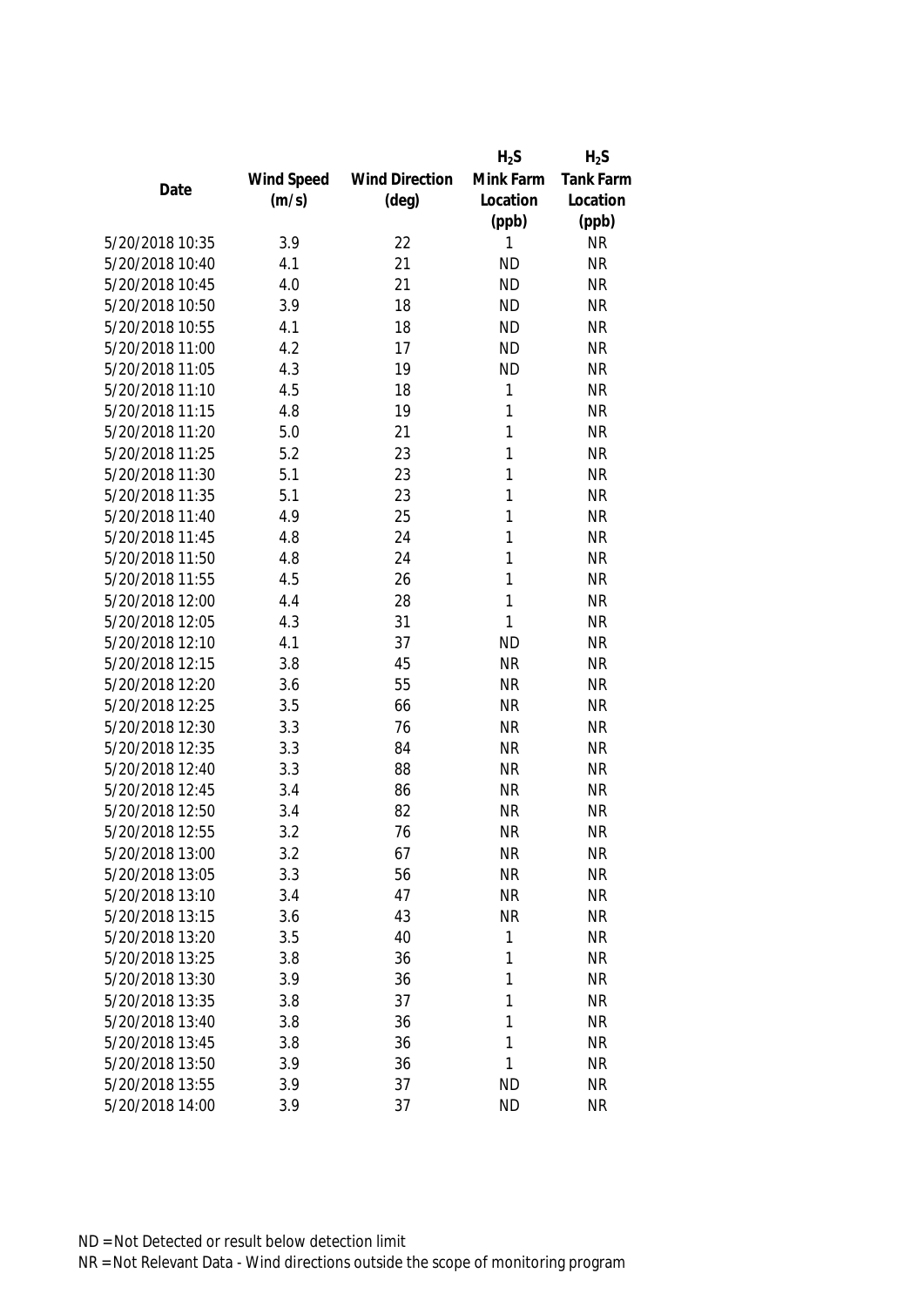| Date | Wind Speed (m/s) | Wind Direction (deg) | $H_2S$ Mink Farm Location (ppb) | $H_2S$ Tank Farm Location (ppb) |
|---|---|---|---|---|
| 5/20/2018 10:35 | 3.9 | 22 | 1 | NR |
| 5/20/2018 10:40 | 4.1 | 21 | ND | NR |
| 5/20/2018 10:45 | 4.0 | 21 | ND | NR |
| 5/20/2018 10:50 | 3.9 | 18 | ND | NR |
| 5/20/2018 10:55 | 4.1 | 18 | ND | NR |
| 5/20/2018 11:00 | 4.2 | 17 | ND | NR |
| 5/20/2018 11:05 | 4.3 | 19 | ND | NR |
| 5/20/2018 11:10 | 4.5 | 18 | 1 | NR |
| 5/20/2018 11:15 | 4.8 | 19 | 1 | NR |
| 5/20/2018 11:20 | 5.0 | 21 | 1 | NR |
| 5/20/2018 11:25 | 5.2 | 23 | 1 | NR |
| 5/20/2018 11:30 | 5.1 | 23 | 1 | NR |
| 5/20/2018 11:35 | 5.1 | 23 | 1 | NR |
| 5/20/2018 11:40 | 4.9 | 25 | 1 | NR |
| 5/20/2018 11:45 | 4.8 | 24 | 1 | NR |
| 5/20/2018 11:50 | 4.8 | 24 | 1 | NR |
| 5/20/2018 11:55 | 4.5 | 26 | 1 | NR |
| 5/20/2018 12:00 | 4.4 | 28 | 1 | NR |
| 5/20/2018 12:05 | 4.3 | 31 | 1 | NR |
| 5/20/2018 12:10 | 4.1 | 37 | ND | NR |
| 5/20/2018 12:15 | 3.8 | 45 | NR | NR |
| 5/20/2018 12:20 | 3.6 | 55 | NR | NR |
| 5/20/2018 12:25 | 3.5 | 66 | NR | NR |
| 5/20/2018 12:30 | 3.3 | 76 | NR | NR |
| 5/20/2018 12:35 | 3.3 | 84 | NR | NR |
| 5/20/2018 12:40 | 3.3 | 88 | NR | NR |
| 5/20/2018 12:45 | 3.4 | 86 | NR | NR |
| 5/20/2018 12:50 | 3.4 | 82 | NR | NR |
| 5/20/2018 12:55 | 3.2 | 76 | NR | NR |
| 5/20/2018 13:00 | 3.2 | 67 | NR | NR |
| 5/20/2018 13:05 | 3.3 | 56 | NR | NR |
| 5/20/2018 13:10 | 3.4 | 47 | NR | NR |
| 5/20/2018 13:15 | 3.6 | 43 | NR | NR |
| 5/20/2018 13:20 | 3.5 | 40 | 1 | NR |
| 5/20/2018 13:25 | 3.8 | 36 | 1 | NR |
| 5/20/2018 13:30 | 3.9 | 36 | 1 | NR |
| 5/20/2018 13:35 | 3.8 | 37 | 1 | NR |
| 5/20/2018 13:40 | 3.8 | 36 | 1 | NR |
| 5/20/2018 13:45 | 3.8 | 36 | 1 | NR |
| 5/20/2018 13:50 | 3.9 | 36 | 1 | NR |
| 5/20/2018 13:55 | 3.9 | 37 | ND | NR |
| 5/20/2018 14:00 | 3.9 | 37 | ND | NR |

ND = Not Detected or result below detection limit

NR = Not Relevant Data - Wind directions outside the scope of monitoring program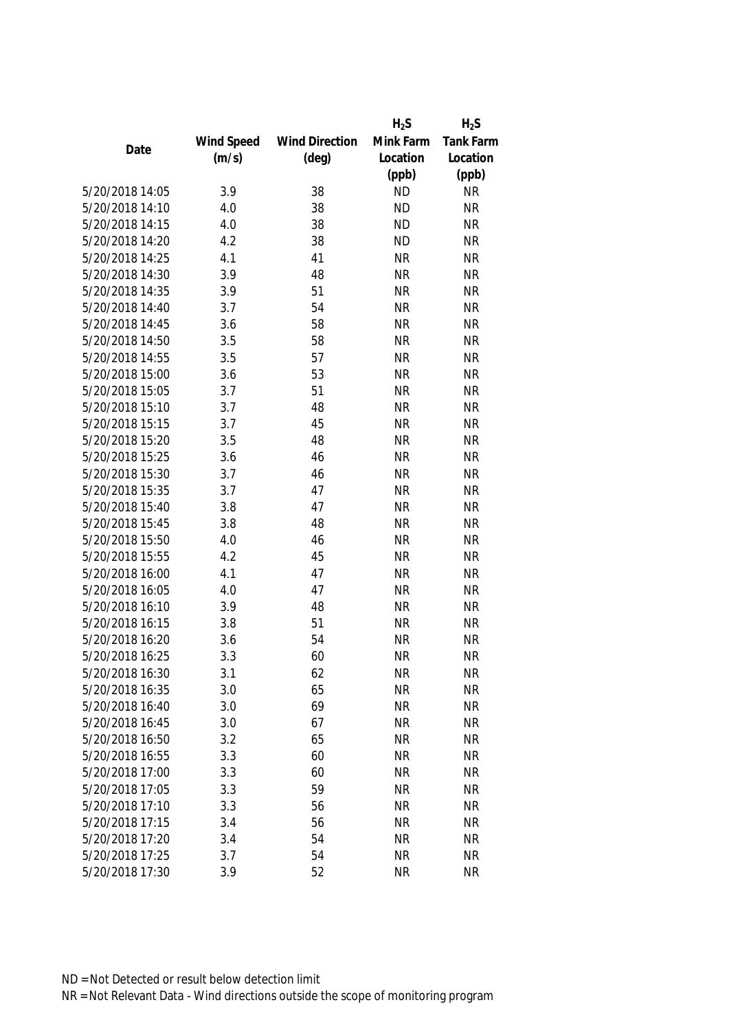| Date | Wind Speed (m/s) | Wind Direction (deg) | $H_2S$ Mink Farm Location (ppb) | $H_2S$ Tank Farm Location (ppb) |
|---|---|---|---|---|
| 5/20/2018 14:05 | 3.9 | 38 | ND | NR |
| 5/20/2018 14:10 | 4.0 | 38 | ND | NR |
| 5/20/2018 14:15 | 4.0 | 38 | ND | NR |
| 5/20/2018 14:20 | 4.2 | 38 | ND | NR |
| 5/20/2018 14:25 | 4.1 | 41 | NR | NR |
| 5/20/2018 14:30 | 3.9 | 48 | NR | NR |
| 5/20/2018 14:35 | 3.9 | 51 | NR | NR |
| 5/20/2018 14:40 | 3.7 | 54 | NR | NR |
| 5/20/2018 14:45 | 3.6 | 58 | NR | NR |
| 5/20/2018 14:50 | 3.5 | 58 | NR | NR |
| 5/20/2018 14:55 | 3.5 | 57 | NR | NR |
| 5/20/2018 15:00 | 3.6 | 53 | NR | NR |
| 5/20/2018 15:05 | 3.7 | 51 | NR | NR |
| 5/20/2018 15:10 | 3.7 | 48 | NR | NR |
| 5/20/2018 15:15 | 3.7 | 45 | NR | NR |
| 5/20/2018 15:20 | 3.5 | 48 | NR | NR |
| 5/20/2018 15:25 | 3.6 | 46 | NR | NR |
| 5/20/2018 15:30 | 3.7 | 46 | NR | NR |
| 5/20/2018 15:35 | 3.7 | 47 | NR | NR |
| 5/20/2018 15:40 | 3.8 | 47 | NR | NR |
| 5/20/2018 15:45 | 3.8 | 48 | NR | NR |
| 5/20/2018 15:50 | 4.0 | 46 | NR | NR |
| 5/20/2018 15:55 | 4.2 | 45 | NR | NR |
| 5/20/2018 16:00 | 4.1 | 47 | NR | NR |
| 5/20/2018 16:05 | 4.0 | 47 | NR | NR |
| 5/20/2018 16:10 | 3.9 | 48 | NR | NR |
| 5/20/2018 16:15 | 3.8 | 51 | NR | NR |
| 5/20/2018 16:20 | 3.6 | 54 | NR | NR |
| 5/20/2018 16:25 | 3.3 | 60 | NR | NR |
| 5/20/2018 16:30 | 3.1 | 62 | NR | NR |
| 5/20/2018 16:35 | 3.0 | 65 | NR | NR |
| 5/20/2018 16:40 | 3.0 | 69 | NR | NR |
| 5/20/2018 16:45 | 3.0 | 67 | NR | NR |
| 5/20/2018 16:50 | 3.2 | 65 | NR | NR |
| 5/20/2018 16:55 | 3.3 | 60 | NR | NR |
| 5/20/2018 17:00 | 3.3 | 60 | NR | NR |
| 5/20/2018 17:05 | 3.3 | 59 | NR | NR |
| 5/20/2018 17:10 | 3.3 | 56 | NR | NR |
| 5/20/2018 17:15 | 3.4 | 56 | NR | NR |
| 5/20/2018 17:20 | 3.4 | 54 | NR | NR |
| 5/20/2018 17:25 | 3.7 | 54 | NR | NR |
| 5/20/2018 17:30 | 3.9 | 52 | NR | NR |

ND = Not Detected or result below detection limit
NR = Not Relevant Data - Wind directions outside the scope of monitoring program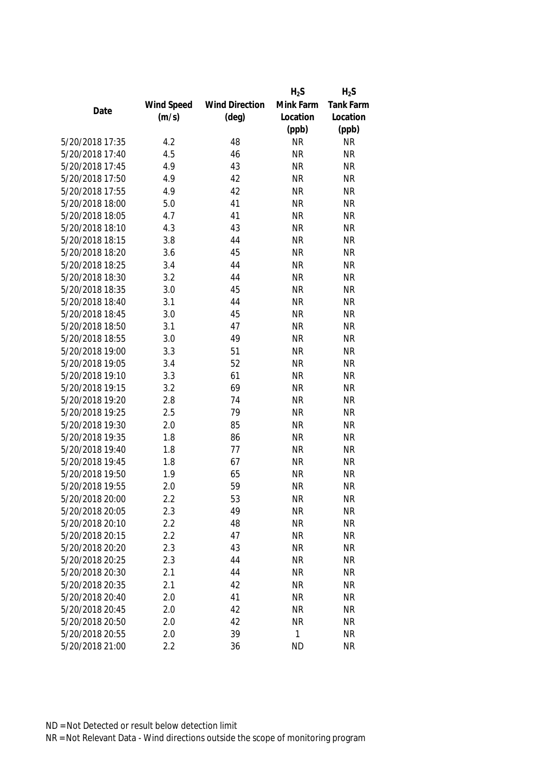| Date | Wind Speed (m/s) | Wind Direction (deg) | $H_2S$ Mink Farm Location (ppb) | $H_2S$ Tank Farm Location (ppb) |
| --- | --- | --- | --- | --- |
| 5/20/2018 17:35 | 4.2 | 48 | NR | NR |
| 5/20/2018 17:40 | 4.5 | 46 | NR | NR |
| 5/20/2018 17:45 | 4.9 | 43 | NR | NR |
| 5/20/2018 17:50 | 4.9 | 42 | NR | NR |
| 5/20/2018 17:55 | 4.9 | 42 | NR | NR |
| 5/20/2018 18:00 | 5.0 | 41 | NR | NR |
| 5/20/2018 18:05 | 4.7 | 41 | NR | NR |
| 5/20/2018 18:10 | 4.3 | 43 | NR | NR |
| 5/20/2018 18:15 | 3.8 | 44 | NR | NR |
| 5/20/2018 18:20 | 3.6 | 45 | NR | NR |
| 5/20/2018 18:25 | 3.4 | 44 | NR | NR |
| 5/20/2018 18:30 | 3.2 | 44 | NR | NR |
| 5/20/2018 18:35 | 3.0 | 45 | NR | NR |
| 5/20/2018 18:40 | 3.1 | 44 | NR | NR |
| 5/20/2018 18:45 | 3.0 | 45 | NR | NR |
| 5/20/2018 18:50 | 3.1 | 47 | NR | NR |
| 5/20/2018 18:55 | 3.0 | 49 | NR | NR |
| 5/20/2018 19:00 | 3.3 | 51 | NR | NR |
| 5/20/2018 19:05 | 3.4 | 52 | NR | NR |
| 5/20/2018 19:10 | 3.3 | 61 | NR | NR |
| 5/20/2018 19:15 | 3.2 | 69 | NR | NR |
| 5/20/2018 19:20 | 2.8 | 74 | NR | NR |
| 5/20/2018 19:25 | 2.5 | 79 | NR | NR |
| 5/20/2018 19:30 | 2.0 | 85 | NR | NR |
| 5/20/2018 19:35 | 1.8 | 86 | NR | NR |
| 5/20/2018 19:40 | 1.8 | 77 | NR | NR |
| 5/20/2018 19:45 | 1.8 | 67 | NR | NR |
| 5/20/2018 19:50 | 1.9 | 65 | NR | NR |
| 5/20/2018 19:55 | 2.0 | 59 | NR | NR |
| 5/20/2018 20:00 | 2.2 | 53 | NR | NR |
| 5/20/2018 20:05 | 2.3 | 49 | NR | NR |
| 5/20/2018 20:10 | 2.2 | 48 | NR | NR |
| 5/20/2018 20:15 | 2.2 | 47 | NR | NR |
| 5/20/2018 20:20 | 2.3 | 43 | NR | NR |
| 5/20/2018 20:25 | 2.3 | 44 | NR | NR |
| 5/20/2018 20:30 | 2.1 | 44 | NR | NR |
| 5/20/2018 20:35 | 2.1 | 42 | NR | NR |
| 5/20/2018 20:40 | 2.0 | 41 | NR | NR |
| 5/20/2018 20:45 | 2.0 | 42 | NR | NR |
| 5/20/2018 20:50 | 2.0 | 42 | NR | NR |
| 5/20/2018 20:55 | 2.0 | 39 | 1 | NR |
| 5/20/2018 21:00 | 2.2 | 36 | ND | NR |

ND = Not Detected or result below detection limit

NR = Not Relevant Data - Wind directions outside the scope of monitoring program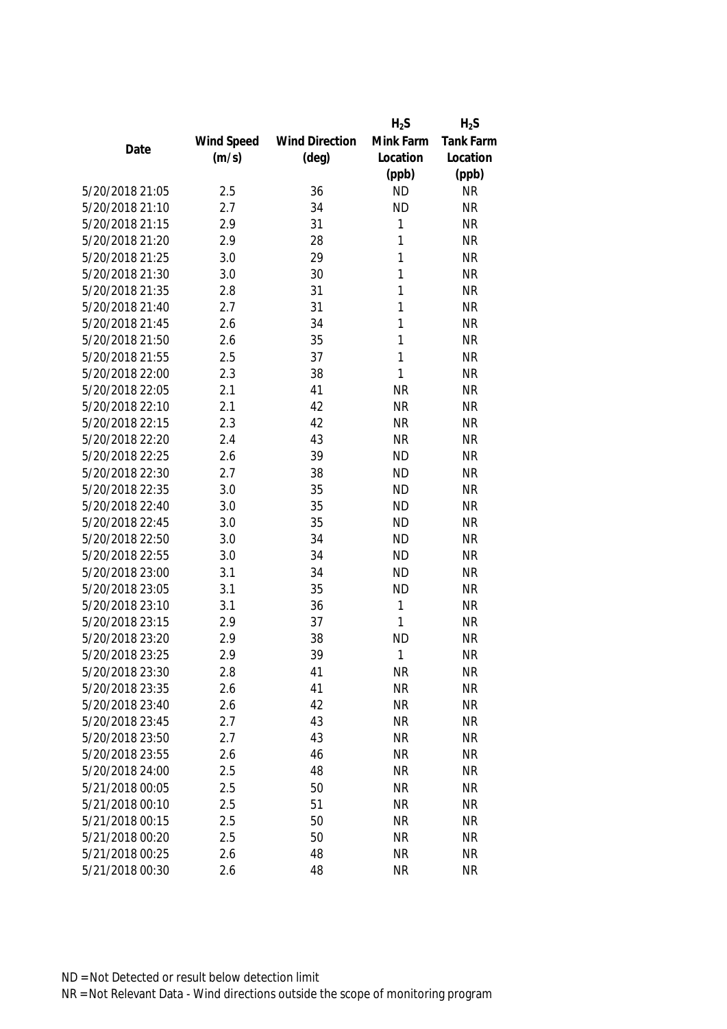| Date | Wind Speed (m/s) | Wind Direction (deg) | $H_2S$ Mink Farm Location (ppb) | $H_2S$ Tank Farm Location (ppb) |
|---|---|---|---|---|
| 5/20/2018 21:05 | 2.5 | 36 | ND | NR |
| 5/20/2018 21:10 | 2.7 | 34 | ND | NR |
| 5/20/2018 21:15 | 2.9 | 31 | 1 | NR |
| 5/20/2018 21:20 | 2.9 | 28 | 1 | NR |
| 5/20/2018 21:25 | 3.0 | 29 | 1 | NR |
| 5/20/2018 21:30 | 3.0 | 30 | 1 | NR |
| 5/20/2018 21:35 | 2.8 | 31 | 1 | NR |
| 5/20/2018 21:40 | 2.7 | 31 | 1 | NR |
| 5/20/2018 21:45 | 2.6 | 34 | 1 | NR |
| 5/20/2018 21:50 | 2.6 | 35 | 1 | NR |
| 5/20/2018 21:55 | 2.5 | 37 | 1 | NR |
| 5/20/2018 22:00 | 2.3 | 38 | 1 | NR |
| 5/20/2018 22:05 | 2.1 | 41 | NR | NR |
| 5/20/2018 22:10 | 2.1 | 42 | NR | NR |
| 5/20/2018 22:15 | 2.3 | 42 | NR | NR |
| 5/20/2018 22:20 | 2.4 | 43 | NR | NR |
| 5/20/2018 22:25 | 2.6 | 39 | ND | NR |
| 5/20/2018 22:30 | 2.7 | 38 | ND | NR |
| 5/20/2018 22:35 | 3.0 | 35 | ND | NR |
| 5/20/2018 22:40 | 3.0 | 35 | ND | NR |
| 5/20/2018 22:45 | 3.0 | 35 | ND | NR |
| 5/20/2018 22:50 | 3.0 | 34 | ND | NR |
| 5/20/2018 22:55 | 3.0 | 34 | ND | NR |
| 5/20/2018 23:00 | 3.1 | 34 | ND | NR |
| 5/20/2018 23:05 | 3.1 | 35 | ND | NR |
| 5/20/2018 23:10 | 3.1 | 36 | 1 | NR |
| 5/20/2018 23:15 | 2.9 | 37 | 1 | NR |
| 5/20/2018 23:20 | 2.9 | 38 | ND | NR |
| 5/20/2018 23:25 | 2.9 | 39 | 1 | NR |
| 5/20/2018 23:30 | 2.8 | 41 | NR | NR |
| 5/20/2018 23:35 | 2.6 | 41 | NR | NR |
| 5/20/2018 23:40 | 2.6 | 42 | NR | NR |
| 5/20/2018 23:45 | 2.7 | 43 | NR | NR |
| 5/20/2018 23:50 | 2.7 | 43 | NR | NR |
| 5/20/2018 23:55 | 2.6 | 46 | NR | NR |
| 5/20/2018 24:00 | 2.5 | 48 | NR | NR |
| 5/21/2018 00:05 | 2.5 | 50 | NR | NR |
| 5/21/2018 00:10 | 2.5 | 51 | NR | NR |
| 5/21/2018 00:15 | 2.5 | 50 | NR | NR |
| 5/21/2018 00:20 | 2.5 | 50 | NR | NR |
| 5/21/2018 00:25 | 2.6 | 48 | NR | NR |
| 5/21/2018 00:30 | 2.6 | 48 | NR | NR |

ND = Not Detected or result below detection limit

NR = Not Relevant Data - Wind directions outside the scope of monitoring program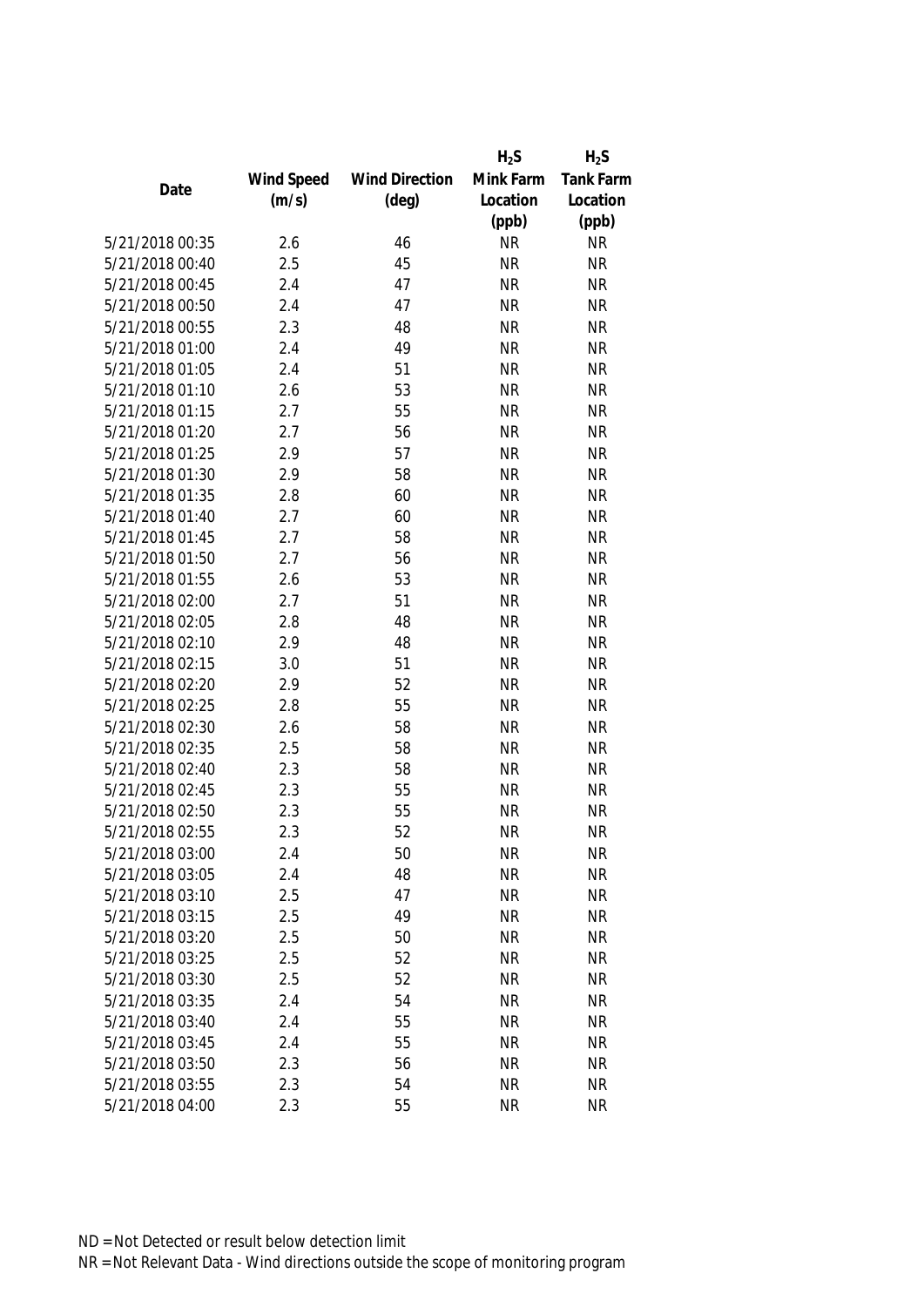| Date | Wind Speed (m/s) | Wind Direction (deg) | $H_2S$ Mink Farm Location (ppb) | $H_2S$ Tank Farm Location (ppb) |
|---|---|---|---|---|
| 5/21/2018 00:35 | 2.6 | 46 | NR | NR |
| 5/21/2018 00:40 | 2.5 | 45 | NR | NR |
| 5/21/2018 00:45 | 2.4 | 47 | NR | NR |
| 5/21/2018 00:50 | 2.4 | 47 | NR | NR |
| 5/21/2018 00:55 | 2.3 | 48 | NR | NR |
| 5/21/2018 01:00 | 2.4 | 49 | NR | NR |
| 5/21/2018 01:05 | 2.4 | 51 | NR | NR |
| 5/21/2018 01:10 | 2.6 | 53 | NR | NR |
| 5/21/2018 01:15 | 2.7 | 55 | NR | NR |
| 5/21/2018 01:20 | 2.7 | 56 | NR | NR |
| 5/21/2018 01:25 | 2.9 | 57 | NR | NR |
| 5/21/2018 01:30 | 2.9 | 58 | NR | NR |
| 5/21/2018 01:35 | 2.8 | 60 | NR | NR |
| 5/21/2018 01:40 | 2.7 | 60 | NR | NR |
| 5/21/2018 01:45 | 2.7 | 58 | NR | NR |
| 5/21/2018 01:50 | 2.7 | 56 | NR | NR |
| 5/21/2018 01:55 | 2.6 | 53 | NR | NR |
| 5/21/2018 02:00 | 2.7 | 51 | NR | NR |
| 5/21/2018 02:05 | 2.8 | 48 | NR | NR |
| 5/21/2018 02:10 | 2.9 | 48 | NR | NR |
| 5/21/2018 02:15 | 3.0 | 51 | NR | NR |
| 5/21/2018 02:20 | 2.9 | 52 | NR | NR |
| 5/21/2018 02:25 | 2.8 | 55 | NR | NR |
| 5/21/2018 02:30 | 2.6 | 58 | NR | NR |
| 5/21/2018 02:35 | 2.5 | 58 | NR | NR |
| 5/21/2018 02:40 | 2.3 | 58 | NR | NR |
| 5/21/2018 02:45 | 2.3 | 55 | NR | NR |
| 5/21/2018 02:50 | 2.3 | 55 | NR | NR |
| 5/21/2018 02:55 | 2.3 | 52 | NR | NR |
| 5/21/2018 03:00 | 2.4 | 50 | NR | NR |
| 5/21/2018 03:05 | 2.4 | 48 | NR | NR |
| 5/21/2018 03:10 | 2.5 | 47 | NR | NR |
| 5/21/2018 03:15 | 2.5 | 49 | NR | NR |
| 5/21/2018 03:20 | 2.5 | 50 | NR | NR |
| 5/21/2018 03:25 | 2.5 | 52 | NR | NR |
| 5/21/2018 03:30 | 2.5 | 52 | NR | NR |
| 5/21/2018 03:35 | 2.4 | 54 | NR | NR |
| 5/21/2018 03:40 | 2.4 | 55 | NR | NR |
| 5/21/2018 03:45 | 2.4 | 55 | NR | NR |
| 5/21/2018 03:50 | 2.3 | 56 | NR | NR |
| 5/21/2018 03:55 | 2.3 | 54 | NR | NR |
| 5/21/2018 04:00 | 2.3 | 55 | NR | NR |

ND = Not Detected or result below detection limit

NR = Not Relevant Data - Wind directions outside the scope of monitoring program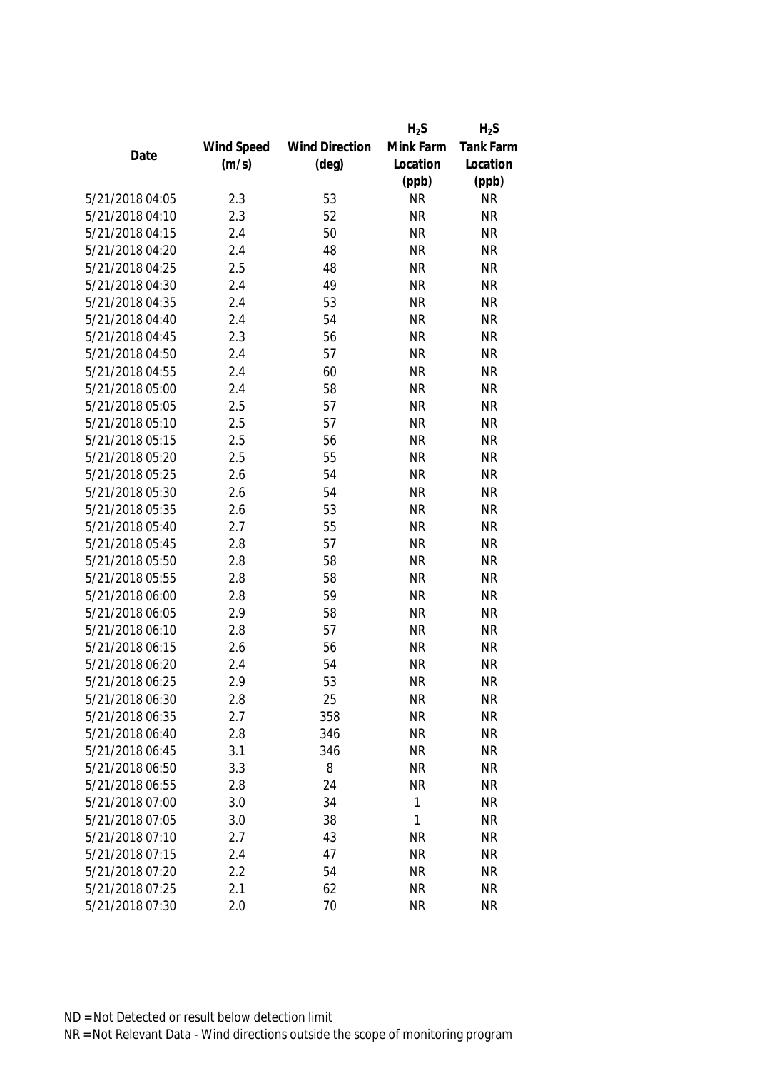| Date | Wind Speed (m/s) | Wind Direction (deg) | $H_2S$ Mink Farm Location (ppb) | $H_2S$ Tank Farm Location (ppb) |
|---|---|---|---|---|
| 5/21/2018 04:05 | 2.3 | 53 | NR | NR |
| 5/21/2018 04:10 | 2.3 | 52 | NR | NR |
| 5/21/2018 04:15 | 2.4 | 50 | NR | NR |
| 5/21/2018 04:20 | 2.4 | 48 | NR | NR |
| 5/21/2018 04:25 | 2.5 | 48 | NR | NR |
| 5/21/2018 04:30 | 2.4 | 49 | NR | NR |
| 5/21/2018 04:35 | 2.4 | 53 | NR | NR |
| 5/21/2018 04:40 | 2.4 | 54 | NR | NR |
| 5/21/2018 04:45 | 2.3 | 56 | NR | NR |
| 5/21/2018 04:50 | 2.4 | 57 | NR | NR |
| 5/21/2018 04:55 | 2.4 | 60 | NR | NR |
| 5/21/2018 05:00 | 2.4 | 58 | NR | NR |
| 5/21/2018 05:05 | 2.5 | 57 | NR | NR |
| 5/21/2018 05:10 | 2.5 | 57 | NR | NR |
| 5/21/2018 05:15 | 2.5 | 56 | NR | NR |
| 5/21/2018 05:20 | 2.5 | 55 | NR | NR |
| 5/21/2018 05:25 | 2.6 | 54 | NR | NR |
| 5/21/2018 05:30 | 2.6 | 54 | NR | NR |
| 5/21/2018 05:35 | 2.6 | 53 | NR | NR |
| 5/21/2018 05:40 | 2.7 | 55 | NR | NR |
| 5/21/2018 05:45 | 2.8 | 57 | NR | NR |
| 5/21/2018 05:50 | 2.8 | 58 | NR | NR |
| 5/21/2018 05:55 | 2.8 | 58 | NR | NR |
| 5/21/2018 06:00 | 2.8 | 59 | NR | NR |
| 5/21/2018 06:05 | 2.9 | 58 | NR | NR |
| 5/21/2018 06:10 | 2.8 | 57 | NR | NR |
| 5/21/2018 06:15 | 2.6 | 56 | NR | NR |
| 5/21/2018 06:20 | 2.4 | 54 | NR | NR |
| 5/21/2018 06:25 | 2.9 | 53 | NR | NR |
| 5/21/2018 06:30 | 2.8 | 25 | NR | NR |
| 5/21/2018 06:35 | 2.7 | 358 | NR | NR |
| 5/21/2018 06:40 | 2.8 | 346 | NR | NR |
| 5/21/2018 06:45 | 3.1 | 346 | NR | NR |
| 5/21/2018 06:50 | 3.3 | 8 | NR | NR |
| 5/21/2018 06:55 | 2.8 | 24 | NR | NR |
| 5/21/2018 07:00 | 3.0 | 34 | 1 | NR |
| 5/21/2018 07:05 | 3.0 | 38 | 1 | NR |
| 5/21/2018 07:10 | 2.7 | 43 | NR | NR |
| 5/21/2018 07:15 | 2.4 | 47 | NR | NR |
| 5/21/2018 07:20 | 2.2 | 54 | NR | NR |
| 5/21/2018 07:25 | 2.1 | 62 | NR | NR |
| 5/21/2018 07:30 | 2.0 | 70 | NR | NR |

ND = Not Detected or result below detection limit

NR = Not Relevant Data - Wind directions outside the scope of monitoring program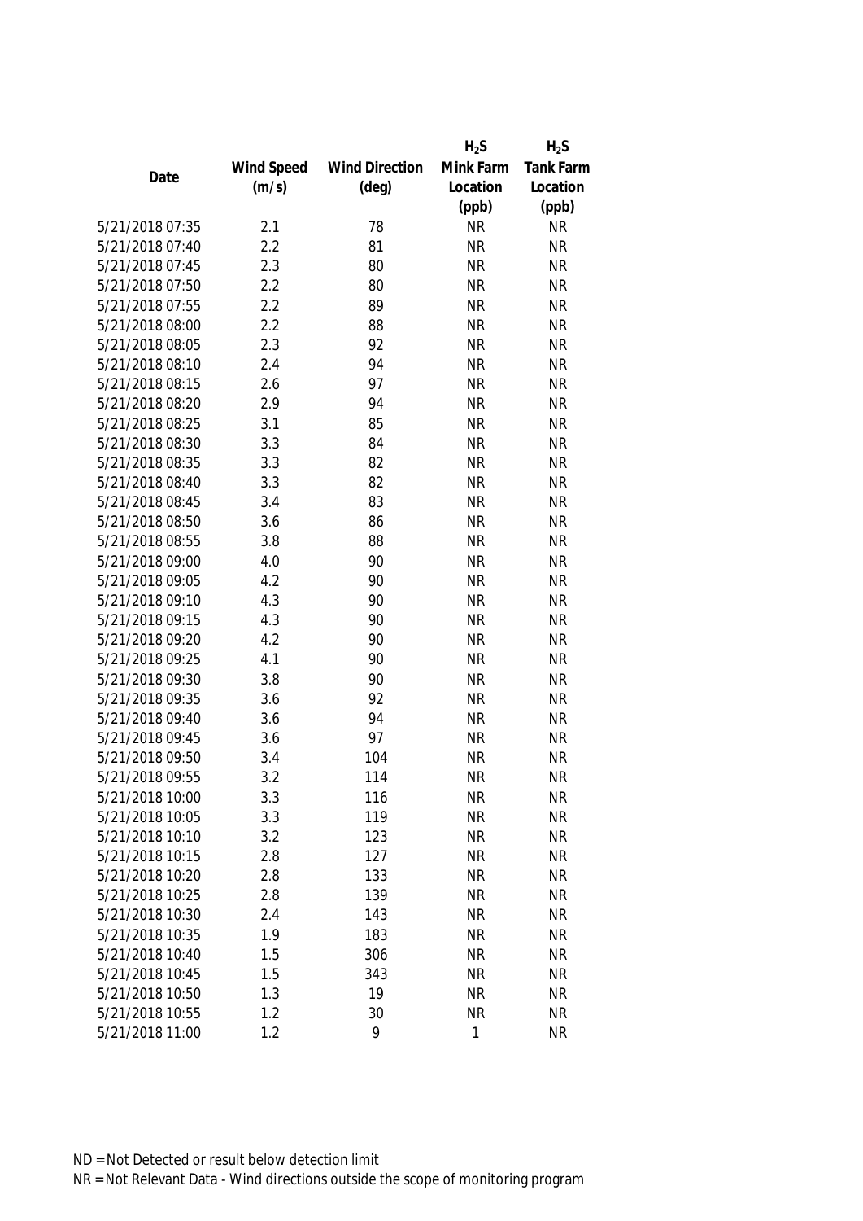| Date | Wind Speed (m/s) | Wind Direction (deg) | $H_2S$ Mink Farm Location (ppb) | $H_2S$ Tank Farm Location (ppb) |
|---|---|---|---|---|
| 5/21/2018 07:35 | 2.1 | 78 | NR | NR |
| 5/21/2018 07:40 | 2.2 | 81 | NR | NR |
| 5/21/2018 07:45 | 2.3 | 80 | NR | NR |
| 5/21/2018 07:50 | 2.2 | 80 | NR | NR |
| 5/21/2018 07:55 | 2.2 | 89 | NR | NR |
| 5/21/2018 08:00 | 2.2 | 88 | NR | NR |
| 5/21/2018 08:05 | 2.3 | 92 | NR | NR |
| 5/21/2018 08:10 | 2.4 | 94 | NR | NR |
| 5/21/2018 08:15 | 2.6 | 97 | NR | NR |
| 5/21/2018 08:20 | 2.9 | 94 | NR | NR |
| 5/21/2018 08:25 | 3.1 | 85 | NR | NR |
| 5/21/2018 08:30 | 3.3 | 84 | NR | NR |
| 5/21/2018 08:35 | 3.3 | 82 | NR | NR |
| 5/21/2018 08:40 | 3.3 | 82 | NR | NR |
| 5/21/2018 08:45 | 3.4 | 83 | NR | NR |
| 5/21/2018 08:50 | 3.6 | 86 | NR | NR |
| 5/21/2018 08:55 | 3.8 | 88 | NR | NR |
| 5/21/2018 09:00 | 4.0 | 90 | NR | NR |
| 5/21/2018 09:05 | 4.2 | 90 | NR | NR |
| 5/21/2018 09:10 | 4.3 | 90 | NR | NR |
| 5/21/2018 09:15 | 4.3 | 90 | NR | NR |
| 5/21/2018 09:20 | 4.2 | 90 | NR | NR |
| 5/21/2018 09:25 | 4.1 | 90 | NR | NR |
| 5/21/2018 09:30 | 3.8 | 90 | NR | NR |
| 5/21/2018 09:35 | 3.6 | 92 | NR | NR |
| 5/21/2018 09:40 | 3.6 | 94 | NR | NR |
| 5/21/2018 09:45 | 3.6 | 97 | NR | NR |
| 5/21/2018 09:50 | 3.4 | 104 | NR | NR |
| 5/21/2018 09:55 | 3.2 | 114 | NR | NR |
| 5/21/2018 10:00 | 3.3 | 116 | NR | NR |
| 5/21/2018 10:05 | 3.3 | 119 | NR | NR |
| 5/21/2018 10:10 | 3.2 | 123 | NR | NR |
| 5/21/2018 10:15 | 2.8 | 127 | NR | NR |
| 5/21/2018 10:20 | 2.8 | 133 | NR | NR |
| 5/21/2018 10:25 | 2.8 | 139 | NR | NR |
| 5/21/2018 10:30 | 2.4 | 143 | NR | NR |
| 5/21/2018 10:35 | 1.9 | 183 | NR | NR |
| 5/21/2018 10:40 | 1.5 | 306 | NR | NR |
| 5/21/2018 10:45 | 1.5 | 343 | NR | NR |
| 5/21/2018 10:50 | 1.3 | 19 | NR | NR |
| 5/21/2018 10:55 | 1.2 | 30 | NR | NR |
| 5/21/2018 11:00 | 1.2 | 9 | 1 | NR |

ND = Not Detected or result below detection limit

NR = Not Relevant Data - Wind directions outside the scope of monitoring program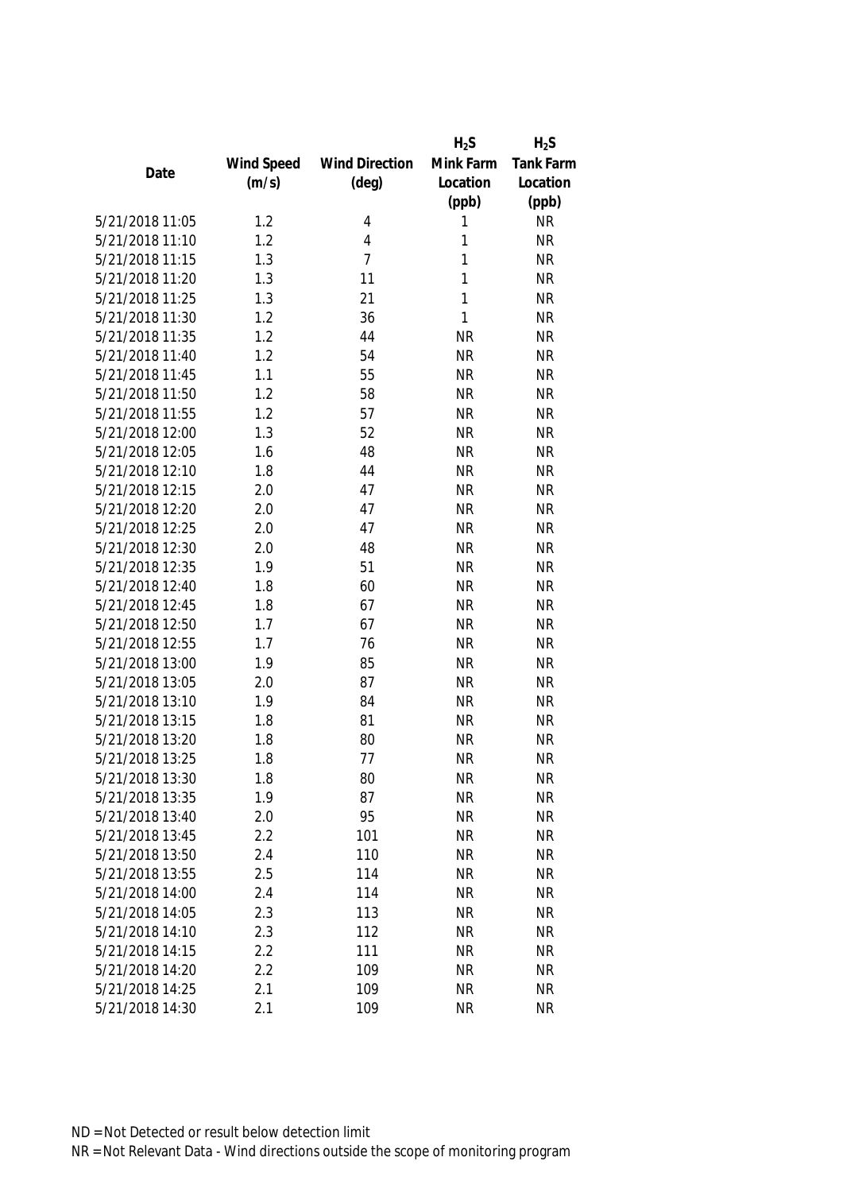| Date | Wind Speed (m/s) | Wind Direction (deg) | $H_2S$ Mink Farm Location (ppb) | $H_2S$ Tank Farm Location (ppb) |
|---|---|---|---|---|
| 5/21/2018 11:05 | 1.2 | 4 | 1 | NR |
| 5/21/2018 11:10 | 1.2 | 4 | 1 | NR |
| 5/21/2018 11:15 | 1.3 | 7 | 1 | NR |
| 5/21/2018 11:20 | 1.3 | 11 | 1 | NR |
| 5/21/2018 11:25 | 1.3 | 21 | 1 | NR |
| 5/21/2018 11:30 | 1.2 | 36 | 1 | NR |
| 5/21/2018 11:35 | 1.2 | 44 | NR | NR |
| 5/21/2018 11:40 | 1.2 | 54 | NR | NR |
| 5/21/2018 11:45 | 1.1 | 55 | NR | NR |
| 5/21/2018 11:50 | 1.2 | 58 | NR | NR |
| 5/21/2018 11:55 | 1.2 | 57 | NR | NR |
| 5/21/2018 12:00 | 1.3 | 52 | NR | NR |
| 5/21/2018 12:05 | 1.6 | 48 | NR | NR |
| 5/21/2018 12:10 | 1.8 | 44 | NR | NR |
| 5/21/2018 12:15 | 2.0 | 47 | NR | NR |
| 5/21/2018 12:20 | 2.0 | 47 | NR | NR |
| 5/21/2018 12:25 | 2.0 | 47 | NR | NR |
| 5/21/2018 12:30 | 2.0 | 48 | NR | NR |
| 5/21/2018 12:35 | 1.9 | 51 | NR | NR |
| 5/21/2018 12:40 | 1.8 | 60 | NR | NR |
| 5/21/2018 12:45 | 1.8 | 67 | NR | NR |
| 5/21/2018 12:50 | 1.7 | 67 | NR | NR |
| 5/21/2018 12:55 | 1.7 | 76 | NR | NR |
| 5/21/2018 13:00 | 1.9 | 85 | NR | NR |
| 5/21/2018 13:05 | 2.0 | 87 | NR | NR |
| 5/21/2018 13:10 | 1.9 | 84 | NR | NR |
| 5/21/2018 13:15 | 1.8 | 81 | NR | NR |
| 5/21/2018 13:20 | 1.8 | 80 | NR | NR |
| 5/21/2018 13:25 | 1.8 | 77 | NR | NR |
| 5/21/2018 13:30 | 1.8 | 80 | NR | NR |
| 5/21/2018 13:35 | 1.9 | 87 | NR | NR |
| 5/21/2018 13:40 | 2.0 | 95 | NR | NR |
| 5/21/2018 13:45 | 2.2 | 101 | NR | NR |
| 5/21/2018 13:50 | 2.4 | 110 | NR | NR |
| 5/21/2018 13:55 | 2.5 | 114 | NR | NR |
| 5/21/2018 14:00 | 2.4 | 114 | NR | NR |
| 5/21/2018 14:05 | 2.3 | 113 | NR | NR |
| 5/21/2018 14:10 | 2.3 | 112 | NR | NR |
| 5/21/2018 14:15 | 2.2 | 111 | NR | NR |
| 5/21/2018 14:20 | 2.2 | 109 | NR | NR |
| 5/21/2018 14:25 | 2.1 | 109 | NR | NR |
| 5/21/2018 14:30 | 2.1 | 109 | NR | NR |

ND = Not Detected or result below detection limit

NR = Not Relevant Data - Wind directions outside the scope of monitoring program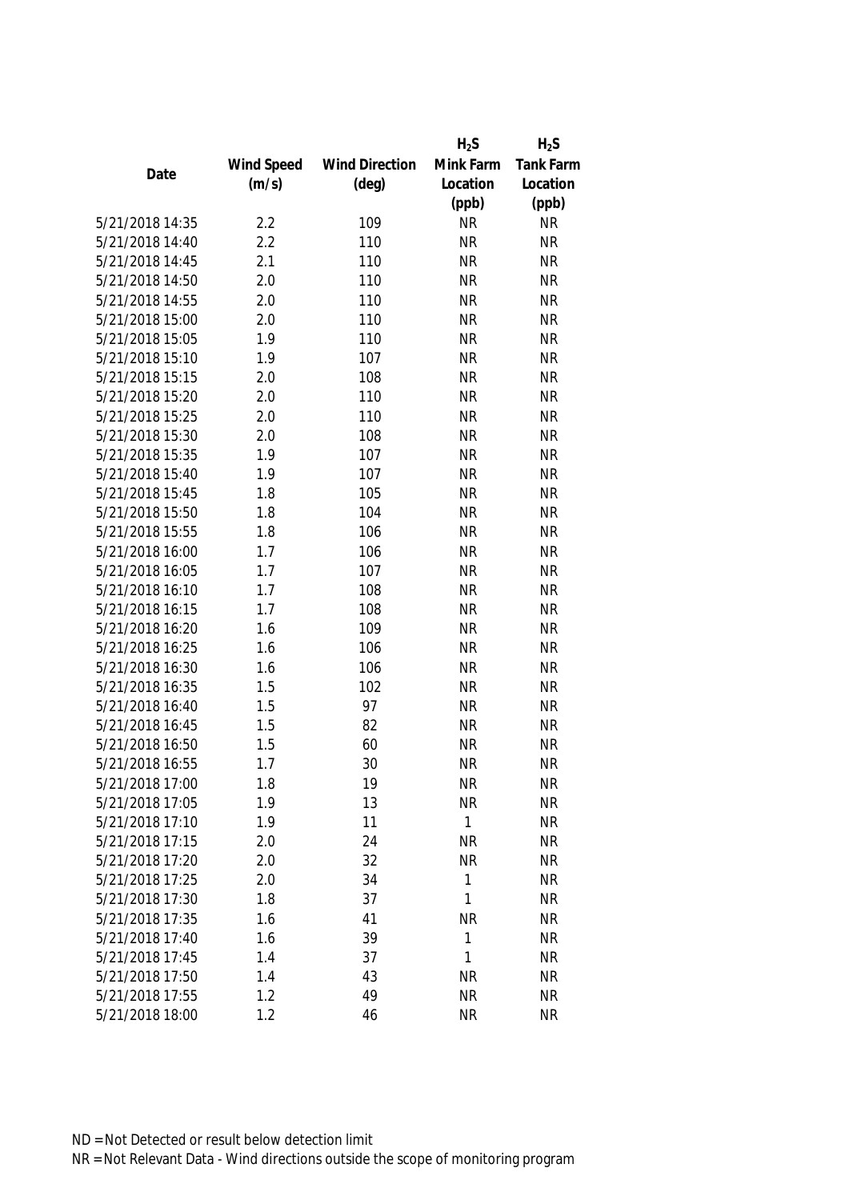| Date | Wind Speed (m/s) | Wind Direction (deg) | $H_2S$ Mink Farm Location (ppb) | $H_2S$ Tank Farm Location (ppb) |
|---|---|---|---|---|
| 5/21/2018 14:35 | 2.2 | 109 | NR | NR |
| 5/21/2018 14:40 | 2.2 | 110 | NR | NR |
| 5/21/2018 14:45 | 2.1 | 110 | NR | NR |
| 5/21/2018 14:50 | 2.0 | 110 | NR | NR |
| 5/21/2018 14:55 | 2.0 | 110 | NR | NR |
| 5/21/2018 15:00 | 2.0 | 110 | NR | NR |
| 5/21/2018 15:05 | 1.9 | 110 | NR | NR |
| 5/21/2018 15:10 | 1.9 | 107 | NR | NR |
| 5/21/2018 15:15 | 2.0 | 108 | NR | NR |
| 5/21/2018 15:20 | 2.0 | 110 | NR | NR |
| 5/21/2018 15:25 | 2.0 | 110 | NR | NR |
| 5/21/2018 15:30 | 2.0 | 108 | NR | NR |
| 5/21/2018 15:35 | 1.9 | 107 | NR | NR |
| 5/21/2018 15:40 | 1.9 | 107 | NR | NR |
| 5/21/2018 15:45 | 1.8 | 105 | NR | NR |
| 5/21/2018 15:50 | 1.8 | 104 | NR | NR |
| 5/21/2018 15:55 | 1.8 | 106 | NR | NR |
| 5/21/2018 16:00 | 1.7 | 106 | NR | NR |
| 5/21/2018 16:05 | 1.7 | 107 | NR | NR |
| 5/21/2018 16:10 | 1.7 | 108 | NR | NR |
| 5/21/2018 16:15 | 1.7 | 108 | NR | NR |
| 5/21/2018 16:20 | 1.6 | 109 | NR | NR |
| 5/21/2018 16:25 | 1.6 | 106 | NR | NR |
| 5/21/2018 16:30 | 1.6 | 106 | NR | NR |
| 5/21/2018 16:35 | 1.5 | 102 | NR | NR |
| 5/21/2018 16:40 | 1.5 | 97 | NR | NR |
| 5/21/2018 16:45 | 1.5 | 82 | NR | NR |
| 5/21/2018 16:50 | 1.5 | 60 | NR | NR |
| 5/21/2018 16:55 | 1.7 | 30 | NR | NR |
| 5/21/2018 17:00 | 1.8 | 19 | NR | NR |
| 5/21/2018 17:05 | 1.9 | 13 | NR | NR |
| 5/21/2018 17:10 | 1.9 | 11 | 1 | NR |
| 5/21/2018 17:15 | 2.0 | 24 | NR | NR |
| 5/21/2018 17:20 | 2.0 | 32 | NR | NR |
| 5/21/2018 17:25 | 2.0 | 34 | 1 | NR |
| 5/21/2018 17:30 | 1.8 | 37 | 1 | NR |
| 5/21/2018 17:35 | 1.6 | 41 | NR | NR |
| 5/21/2018 17:40 | 1.6 | 39 | 1 | NR |
| 5/21/2018 17:45 | 1.4 | 37 | 1 | NR |
| 5/21/2018 17:50 | 1.4 | 43 | NR | NR |
| 5/21/2018 17:55 | 1.2 | 49 | NR | NR |
| 5/21/2018 18:00 | 1.2 | 46 | NR | NR |

ND = Not Detected or result below detection limit

NR = Not Relevant Data - Wind directions outside the scope of monitoring program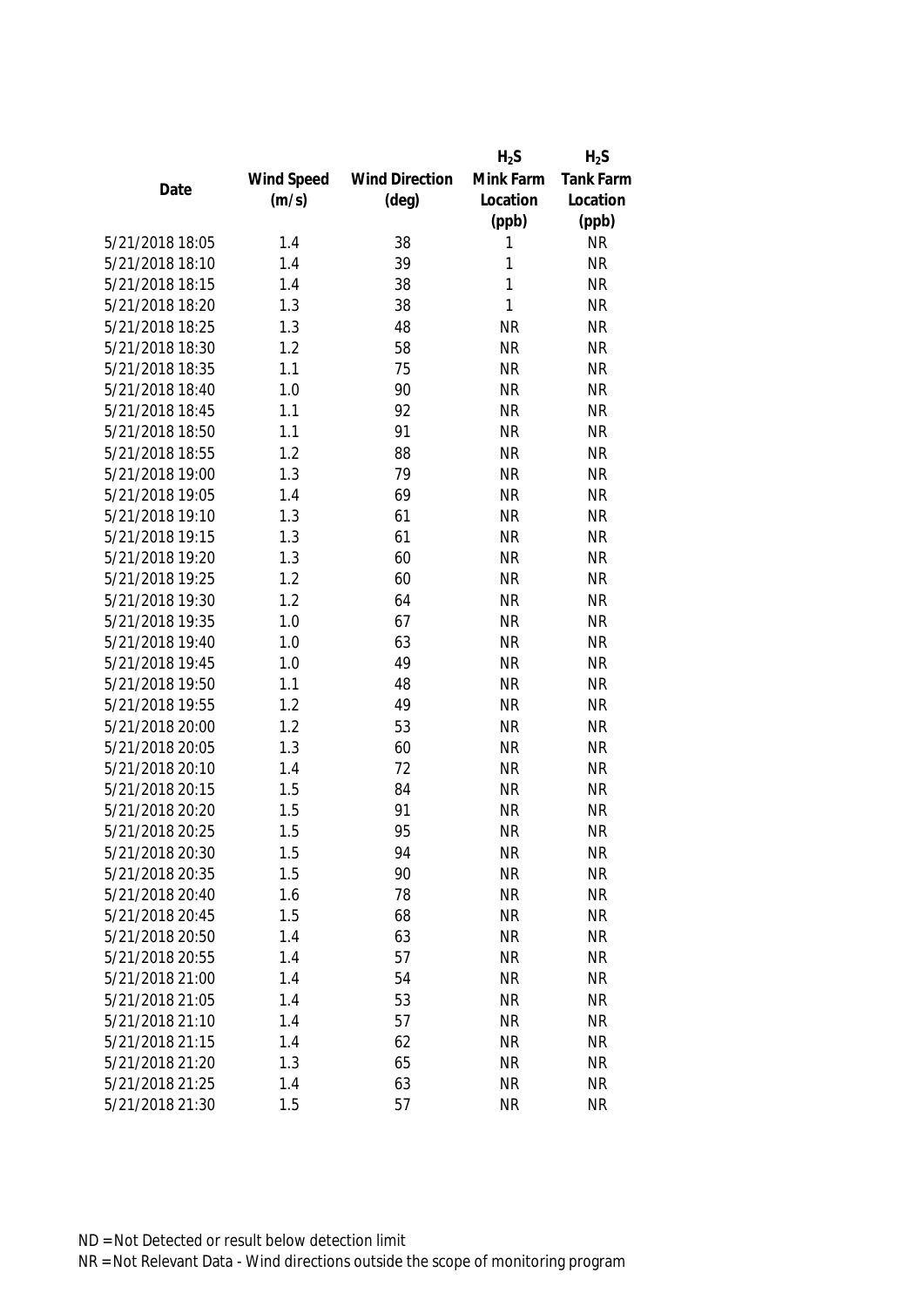| Date | Wind Speed (m/s) | Wind Direction (deg) | $H_2S$ Mink Farm Location (ppb) | $H_2S$ Tank Farm Location (ppb) |
|---|---|---|---|---|
| 5/21/2018 18:05 | 1.4 | 38 | 1 | NR |
| 5/21/2018 18:10 | 1.4 | 39 | 1 | NR |
| 5/21/2018 18:15 | 1.4 | 38 | 1 | NR |
| 5/21/2018 18:20 | 1.3 | 38 | 1 | NR |
| 5/21/2018 18:25 | 1.3 | 48 | NR | NR |
| 5/21/2018 18:30 | 1.2 | 58 | NR | NR |
| 5/21/2018 18:35 | 1.1 | 75 | NR | NR |
| 5/21/2018 18:40 | 1.0 | 90 | NR | NR |
| 5/21/2018 18:45 | 1.1 | 92 | NR | NR |
| 5/21/2018 18:50 | 1.1 | 91 | NR | NR |
| 5/21/2018 18:55 | 1.2 | 88 | NR | NR |
| 5/21/2018 19:00 | 1.3 | 79 | NR | NR |
| 5/21/2018 19:05 | 1.4 | 69 | NR | NR |
| 5/21/2018 19:10 | 1.3 | 61 | NR | NR |
| 5/21/2018 19:15 | 1.3 | 61 | NR | NR |
| 5/21/2018 19:20 | 1.3 | 60 | NR | NR |
| 5/21/2018 19:25 | 1.2 | 60 | NR | NR |
| 5/21/2018 19:30 | 1.2 | 64 | NR | NR |
| 5/21/2018 19:35 | 1.0 | 67 | NR | NR |
| 5/21/2018 19:40 | 1.0 | 63 | NR | NR |
| 5/21/2018 19:45 | 1.0 | 49 | NR | NR |
| 5/21/2018 19:50 | 1.1 | 48 | NR | NR |
| 5/21/2018 19:55 | 1.2 | 49 | NR | NR |
| 5/21/2018 20:00 | 1.2 | 53 | NR | NR |
| 5/21/2018 20:05 | 1.3 | 60 | NR | NR |
| 5/21/2018 20:10 | 1.4 | 72 | NR | NR |
| 5/21/2018 20:15 | 1.5 | 84 | NR | NR |
| 5/21/2018 20:20 | 1.5 | 91 | NR | NR |
| 5/21/2018 20:25 | 1.5 | 95 | NR | NR |
| 5/21/2018 20:30 | 1.5 | 94 | NR | NR |
| 5/21/2018 20:35 | 1.5 | 90 | NR | NR |
| 5/21/2018 20:40 | 1.6 | 78 | NR | NR |
| 5/21/2018 20:45 | 1.5 | 68 | NR | NR |
| 5/21/2018 20:50 | 1.4 | 63 | NR | NR |
| 5/21/2018 20:55 | 1.4 | 57 | NR | NR |
| 5/21/2018 21:00 | 1.4 | 54 | NR | NR |
| 5/21/2018 21:05 | 1.4 | 53 | NR | NR |
| 5/21/2018 21:10 | 1.4 | 57 | NR | NR |
| 5/21/2018 21:15 | 1.4 | 62 | NR | NR |
| 5/21/2018 21:20 | 1.3 | 65 | NR | NR |
| 5/21/2018 21:25 | 1.4 | 63 | NR | NR |
| 5/21/2018 21:30 | 1.5 | 57 | NR | NR |

ND = Not Detected or result below detection limit

NR = Not Relevant Data - Wind directions outside the scope of monitoring program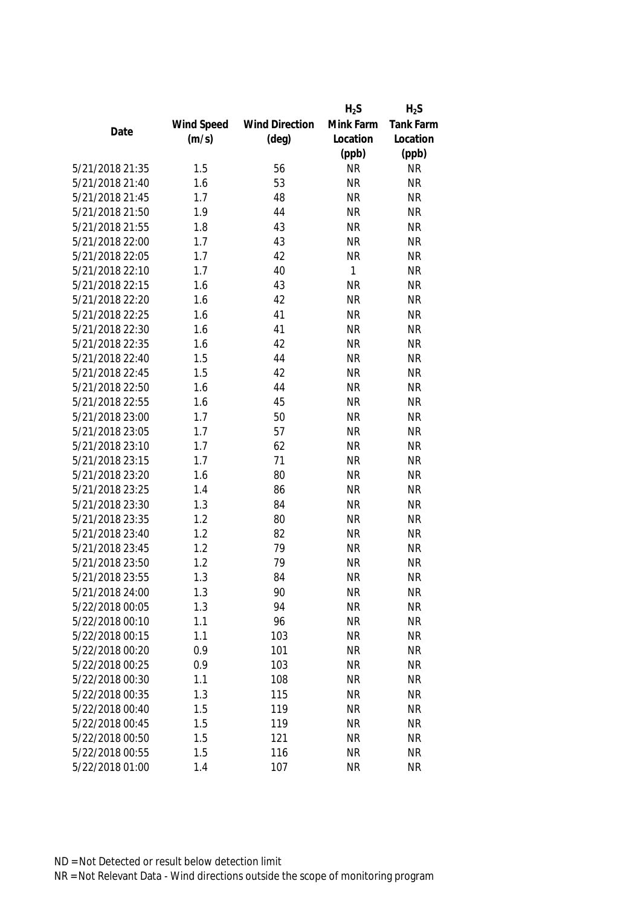| Date | Wind Speed (m/s) | Wind Direction (deg) | $H_2S$ Mink Farm Location (ppb) | $H_2S$ Tank Farm Location (ppb) |
|---|---|---|---|---|
| 5/21/2018 21:35 | 1.5 | 56 | NR | NR |
| 5/21/2018 21:40 | 1.6 | 53 | NR | NR |
| 5/21/2018 21:45 | 1.7 | 48 | NR | NR |
| 5/21/2018 21:50 | 1.9 | 44 | NR | NR |
| 5/21/2018 21:55 | 1.8 | 43 | NR | NR |
| 5/21/2018 22:00 | 1.7 | 43 | NR | NR |
| 5/21/2018 22:05 | 1.7 | 42 | NR | NR |
| 5/21/2018 22:10 | 1.7 | 40 | 1 | NR |
| 5/21/2018 22:15 | 1.6 | 43 | NR | NR |
| 5/21/2018 22:20 | 1.6 | 42 | NR | NR |
| 5/21/2018 22:25 | 1.6 | 41 | NR | NR |
| 5/21/2018 22:30 | 1.6 | 41 | NR | NR |
| 5/21/2018 22:35 | 1.6 | 42 | NR | NR |
| 5/21/2018 22:40 | 1.5 | 44 | NR | NR |
| 5/21/2018 22:45 | 1.5 | 42 | NR | NR |
| 5/21/2018 22:50 | 1.6 | 44 | NR | NR |
| 5/21/2018 22:55 | 1.6 | 45 | NR | NR |
| 5/21/2018 23:00 | 1.7 | 50 | NR | NR |
| 5/21/2018 23:05 | 1.7 | 57 | NR | NR |
| 5/21/2018 23:10 | 1.7 | 62 | NR | NR |
| 5/21/2018 23:15 | 1.7 | 71 | NR | NR |
| 5/21/2018 23:20 | 1.6 | 80 | NR | NR |
| 5/21/2018 23:25 | 1.4 | 86 | NR | NR |
| 5/21/2018 23:30 | 1.3 | 84 | NR | NR |
| 5/21/2018 23:35 | 1.2 | 80 | NR | NR |
| 5/21/2018 23:40 | 1.2 | 82 | NR | NR |
| 5/21/2018 23:45 | 1.2 | 79 | NR | NR |
| 5/21/2018 23:50 | 1.2 | 79 | NR | NR |
| 5/21/2018 23:55 | 1.3 | 84 | NR | NR |
| 5/21/2018 24:00 | 1.3 | 90 | NR | NR |
| 5/22/2018 00:05 | 1.3 | 94 | NR | NR |
| 5/22/2018 00:10 | 1.1 | 96 | NR | NR |
| 5/22/2018 00:15 | 1.1 | 103 | NR | NR |
| 5/22/2018 00:20 | 0.9 | 101 | NR | NR |
| 5/22/2018 00:25 | 0.9 | 103 | NR | NR |
| 5/22/2018 00:30 | 1.1 | 108 | NR | NR |
| 5/22/2018 00:35 | 1.3 | 115 | NR | NR |
| 5/22/2018 00:40 | 1.5 | 119 | NR | NR |
| 5/22/2018 00:45 | 1.5 | 119 | NR | NR |
| 5/22/2018 00:50 | 1.5 | 121 | NR | NR |
| 5/22/2018 00:55 | 1.5 | 116 | NR | NR |
| 5/22/2018 01:00 | 1.4 | 107 | NR | NR |

ND = Not Detected or result below detection limit

NR = Not Relevant Data - Wind directions outside the scope of monitoring program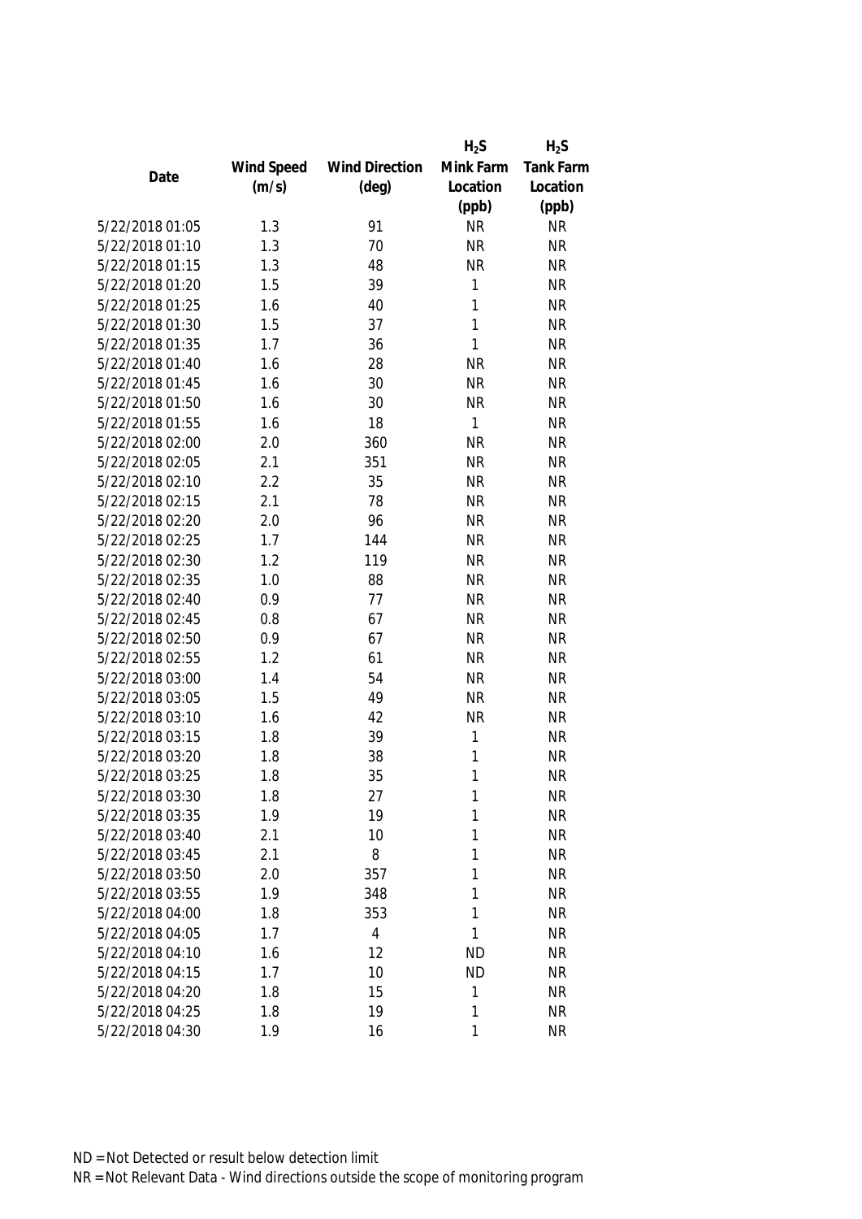| Date | Wind Speed (m/s) | Wind Direction (deg) | $H_2S$ Mink Farm Location (ppb) | $H_2S$ Tank Farm Location (ppb) |
|---|---|---|---|---|
| 5/22/2018 01:05 | 1.3 | 91 | NR | NR |
| 5/22/2018 01:10 | 1.3 | 70 | NR | NR |
| 5/22/2018 01:15 | 1.3 | 48 | NR | NR |
| 5/22/2018 01:20 | 1.5 | 39 | 1 | NR |
| 5/22/2018 01:25 | 1.6 | 40 | 1 | NR |
| 5/22/2018 01:30 | 1.5 | 37 | 1 | NR |
| 5/22/2018 01:35 | 1.7 | 36 | 1 | NR |
| 5/22/2018 01:40 | 1.6 | 28 | NR | NR |
| 5/22/2018 01:45 | 1.6 | 30 | NR | NR |
| 5/22/2018 01:50 | 1.6 | 30 | NR | NR |
| 5/22/2018 01:55 | 1.6 | 18 | 1 | NR |
| 5/22/2018 02:00 | 2.0 | 360 | NR | NR |
| 5/22/2018 02:05 | 2.1 | 351 | NR | NR |
| 5/22/2018 02:10 | 2.2 | 35 | NR | NR |
| 5/22/2018 02:15 | 2.1 | 78 | NR | NR |
| 5/22/2018 02:20 | 2.0 | 96 | NR | NR |
| 5/22/2018 02:25 | 1.7 | 144 | NR | NR |
| 5/22/2018 02:30 | 1.2 | 119 | NR | NR |
| 5/22/2018 02:35 | 1.0 | 88 | NR | NR |
| 5/22/2018 02:40 | 0.9 | 77 | NR | NR |
| 5/22/2018 02:45 | 0.8 | 67 | NR | NR |
| 5/22/2018 02:50 | 0.9 | 67 | NR | NR |
| 5/22/2018 02:55 | 1.2 | 61 | NR | NR |
| 5/22/2018 03:00 | 1.4 | 54 | NR | NR |
| 5/22/2018 03:05 | 1.5 | 49 | NR | NR |
| 5/22/2018 03:10 | 1.6 | 42 | NR | NR |
| 5/22/2018 03:15 | 1.8 | 39 | 1 | NR |
| 5/22/2018 03:20 | 1.8 | 38 | 1 | NR |
| 5/22/2018 03:25 | 1.8 | 35 | 1 | NR |
| 5/22/2018 03:30 | 1.8 | 27 | 1 | NR |
| 5/22/2018 03:35 | 1.9 | 19 | 1 | NR |
| 5/22/2018 03:40 | 2.1 | 10 | 1 | NR |
| 5/22/2018 03:45 | 2.1 | 8 | 1 | NR |
| 5/22/2018 03:50 | 2.0 | 357 | 1 | NR |
| 5/22/2018 03:55 | 1.9 | 348 | 1 | NR |
| 5/22/2018 04:00 | 1.8 | 353 | 1 | NR |
| 5/22/2018 04:05 | 1.7 | 4 | 1 | NR |
| 5/22/2018 04:10 | 1.6 | 12 | ND | NR |
| 5/22/2018 04:15 | 1.7 | 10 | ND | NR |
| 5/22/2018 04:20 | 1.8 | 15 | 1 | NR |
| 5/22/2018 04:25 | 1.8 | 19 | 1 | NR |
| 5/22/2018 04:30 | 1.9 | 16 | 1 | NR |

ND = Not Detected or result below detection limit

NR = Not Relevant Data - Wind directions outside the scope of monitoring program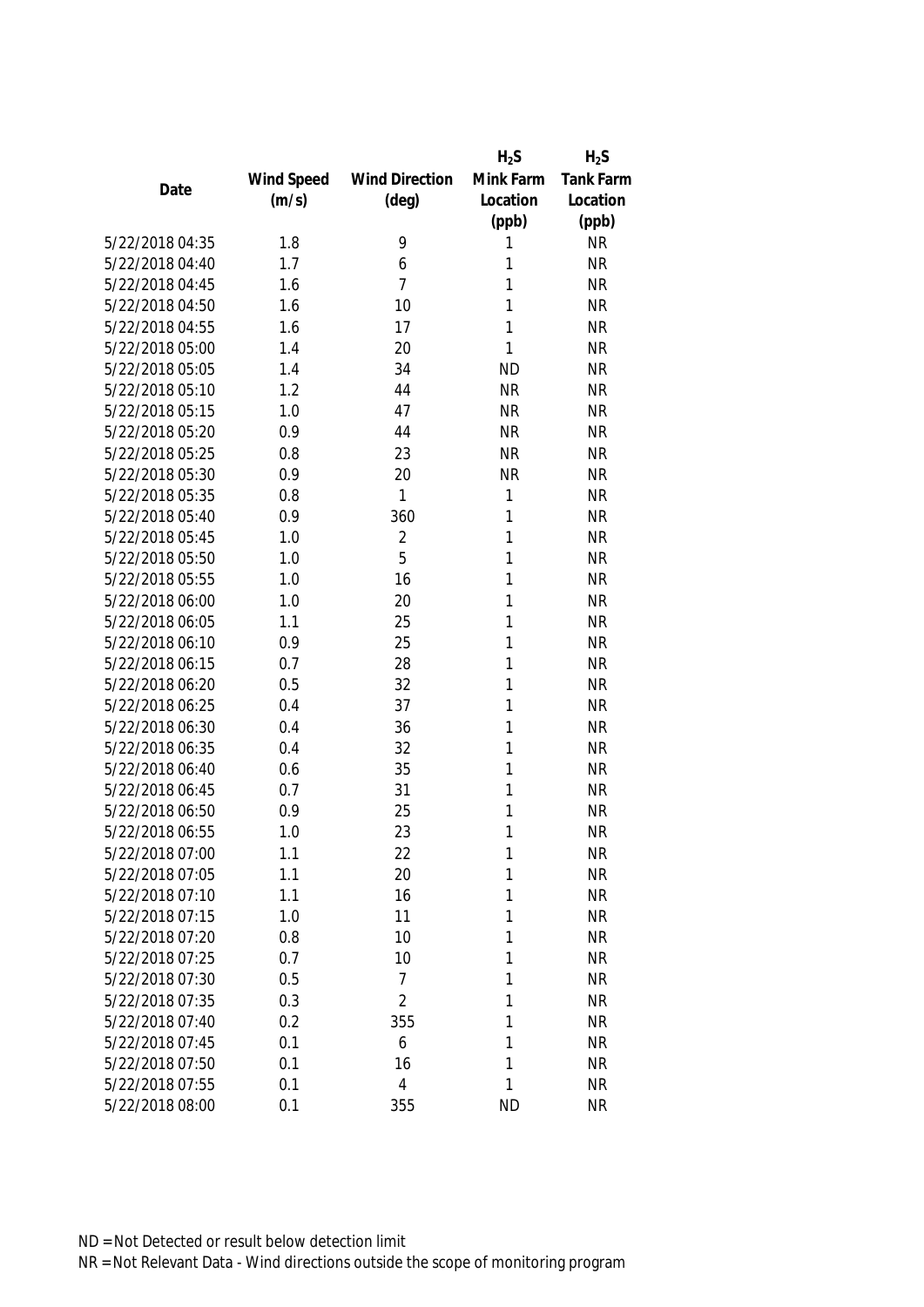| Date | Wind Speed (m/s) | Wind Direction (deg) | $H_2S$ Mink Farm Location (ppb) | $H_2S$ Tank Farm Location (ppb) |
|---|---|---|---|---|
| 5/22/2018 04:35 | 1.8 | 9 | 1 | NR |
| 5/22/2018 04:40 | 1.7 | 6 | 1 | NR |
| 5/22/2018 04:45 | 1.6 | 7 | 1 | NR |
| 5/22/2018 04:50 | 1.6 | 10 | 1 | NR |
| 5/22/2018 04:55 | 1.6 | 17 | 1 | NR |
| 5/22/2018 05:00 | 1.4 | 20 | 1 | NR |
| 5/22/2018 05:05 | 1.4 | 34 | ND | NR |
| 5/22/2018 05:10 | 1.2 | 44 | NR | NR |
| 5/22/2018 05:15 | 1.0 | 47 | NR | NR |
| 5/22/2018 05:20 | 0.9 | 44 | NR | NR |
| 5/22/2018 05:25 | 0.8 | 23 | NR | NR |
| 5/22/2018 05:30 | 0.9 | 20 | NR | NR |
| 5/22/2018 05:35 | 0.8 | 1 | 1 | NR |
| 5/22/2018 05:40 | 0.9 | 360 | 1 | NR |
| 5/22/2018 05:45 | 1.0 | 2 | 1 | NR |
| 5/22/2018 05:50 | 1.0 | 5 | 1 | NR |
| 5/22/2018 05:55 | 1.0 | 16 | 1 | NR |
| 5/22/2018 06:00 | 1.0 | 20 | 1 | NR |
| 5/22/2018 06:05 | 1.1 | 25 | 1 | NR |
| 5/22/2018 06:10 | 0.9 | 25 | 1 | NR |
| 5/22/2018 06:15 | 0.7 | 28 | 1 | NR |
| 5/22/2018 06:20 | 0.5 | 32 | 1 | NR |
| 5/22/2018 06:25 | 0.4 | 37 | 1 | NR |
| 5/22/2018 06:30 | 0.4 | 36 | 1 | NR |
| 5/22/2018 06:35 | 0.4 | 32 | 1 | NR |
| 5/22/2018 06:40 | 0.6 | 35 | 1 | NR |
| 5/22/2018 06:45 | 0.7 | 31 | 1 | NR |
| 5/22/2018 06:50 | 0.9 | 25 | 1 | NR |
| 5/22/2018 06:55 | 1.0 | 23 | 1 | NR |
| 5/22/2018 07:00 | 1.1 | 22 | 1 | NR |
| 5/22/2018 07:05 | 1.1 | 20 | 1 | NR |
| 5/22/2018 07:10 | 1.1 | 16 | 1 | NR |
| 5/22/2018 07:15 | 1.0 | 11 | 1 | NR |
| 5/22/2018 07:20 | 0.8 | 10 | 1 | NR |
| 5/22/2018 07:25 | 0.7 | 10 | 1 | NR |
| 5/22/2018 07:30 | 0.5 | 7 | 1 | NR |
| 5/22/2018 07:35 | 0.3 | 2 | 1 | NR |
| 5/22/2018 07:40 | 0.2 | 355 | 1 | NR |
| 5/22/2018 07:45 | 0.1 | 6 | 1 | NR |
| 5/22/2018 07:50 | 0.1 | 16 | 1 | NR |
| 5/22/2018 07:55 | 0.1 | 4 | 1 | NR |
| 5/22/2018 08:00 | 0.1 | 355 | ND | NR |

ND = Not Detected or result below detection limit

NR = Not Relevant Data - Wind directions outside the scope of monitoring program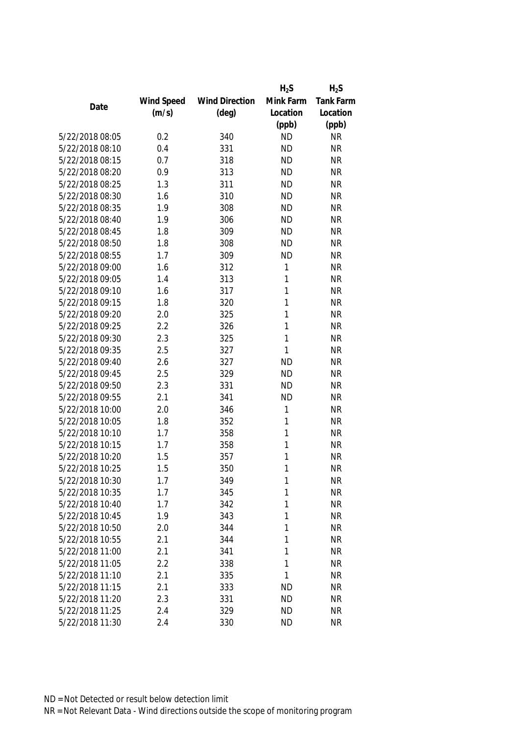| Date | Wind Speed (m/s) | Wind Direction (deg) | $H_2S$ Mink Farm Location (ppb) | $H_2S$ Tank Farm Location (ppb) |
|---|---|---|---|---|
| 5/22/2018 08:05 | 0.2 | 340 | ND | NR |
| 5/22/2018 08:10 | 0.4 | 331 | ND | NR |
| 5/22/2018 08:15 | 0.7 | 318 | ND | NR |
| 5/22/2018 08:20 | 0.9 | 313 | ND | NR |
| 5/22/2018 08:25 | 1.3 | 311 | ND | NR |
| 5/22/2018 08:30 | 1.6 | 310 | ND | NR |
| 5/22/2018 08:35 | 1.9 | 308 | ND | NR |
| 5/22/2018 08:40 | 1.9 | 306 | ND | NR |
| 5/22/2018 08:45 | 1.8 | 309 | ND | NR |
| 5/22/2018 08:50 | 1.8 | 308 | ND | NR |
| 5/22/2018 08:55 | 1.7 | 309 | ND | NR |
| 5/22/2018 09:00 | 1.6 | 312 | 1 | NR |
| 5/22/2018 09:05 | 1.4 | 313 | 1 | NR |
| 5/22/2018 09:10 | 1.6 | 317 | 1 | NR |
| 5/22/2018 09:15 | 1.8 | 320 | 1 | NR |
| 5/22/2018 09:20 | 2.0 | 325 | 1 | NR |
| 5/22/2018 09:25 | 2.2 | 326 | 1 | NR |
| 5/22/2018 09:30 | 2.3 | 325 | 1 | NR |
| 5/22/2018 09:35 | 2.5 | 327 | 1 | NR |
| 5/22/2018 09:40 | 2.6 | 327 | ND | NR |
| 5/22/2018 09:45 | 2.5 | 329 | ND | NR |
| 5/22/2018 09:50 | 2.3 | 331 | ND | NR |
| 5/22/2018 09:55 | 2.1 | 341 | ND | NR |
| 5/22/2018 10:00 | 2.0 | 346 | 1 | NR |
| 5/22/2018 10:05 | 1.8 | 352 | 1 | NR |
| 5/22/2018 10:10 | 1.7 | 358 | 1 | NR |
| 5/22/2018 10:15 | 1.7 | 358 | 1 | NR |
| 5/22/2018 10:20 | 1.5 | 357 | 1 | NR |
| 5/22/2018 10:25 | 1.5 | 350 | 1 | NR |
| 5/22/2018 10:30 | 1.7 | 349 | 1 | NR |
| 5/22/2018 10:35 | 1.7 | 345 | 1 | NR |
| 5/22/2018 10:40 | 1.7 | 342 | 1 | NR |
| 5/22/2018 10:45 | 1.9 | 343 | 1 | NR |
| 5/22/2018 10:50 | 2.0 | 344 | 1 | NR |
| 5/22/2018 10:55 | 2.1 | 344 | 1 | NR |
| 5/22/2018 11:00 | 2.1 | 341 | 1 | NR |
| 5/22/2018 11:05 | 2.2 | 338 | 1 | NR |
| 5/22/2018 11:10 | 2.1 | 335 | 1 | NR |
| 5/22/2018 11:15 | 2.1 | 333 | ND | NR |
| 5/22/2018 11:20 | 2.3 | 331 | ND | NR |
| 5/22/2018 11:25 | 2.4 | 329 | ND | NR |
| 5/22/2018 11:30 | 2.4 | 330 | ND | NR |

ND = Not Detected or result below detection limit
NR = Not Relevant Data - Wind directions outside the scope of monitoring program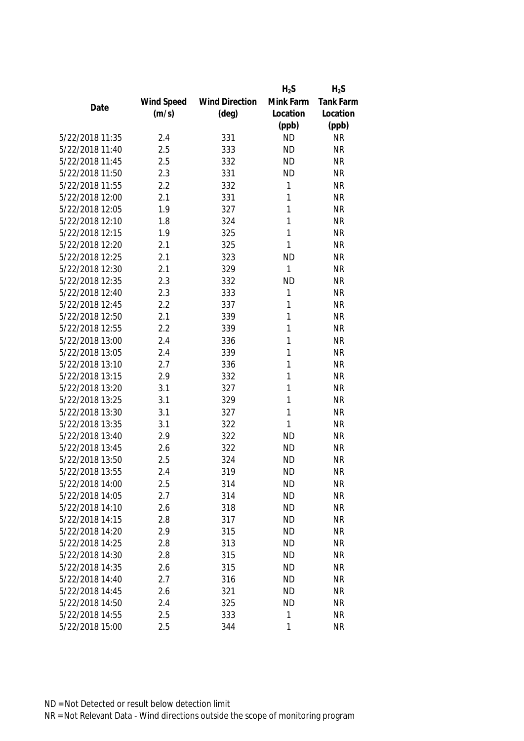| Date | Wind Speed (m/s) | Wind Direction (deg) | $H_2S$ Mink Farm Location (ppb) | $H_2S$ Tank Farm Location (ppb) |
|---|---|---|---|---|
| 5/22/2018 11:35 | 2.4 | 331 | ND | NR |
| 5/22/2018 11:40 | 2.5 | 333 | ND | NR |
| 5/22/2018 11:45 | 2.5 | 332 | ND | NR |
| 5/22/2018 11:50 | 2.3 | 331 | ND | NR |
| 5/22/2018 11:55 | 2.2 | 332 | 1 | NR |
| 5/22/2018 12:00 | 2.1 | 331 | 1 | NR |
| 5/22/2018 12:05 | 1.9 | 327 | 1 | NR |
| 5/22/2018 12:10 | 1.8 | 324 | 1 | NR |
| 5/22/2018 12:15 | 1.9 | 325 | 1 | NR |
| 5/22/2018 12:20 | 2.1 | 325 | 1 | NR |
| 5/22/2018 12:25 | 2.1 | 323 | ND | NR |
| 5/22/2018 12:30 | 2.1 | 329 | 1 | NR |
| 5/22/2018 12:35 | 2.3 | 332 | ND | NR |
| 5/22/2018 12:40 | 2.3 | 333 | 1 | NR |
| 5/22/2018 12:45 | 2.2 | 337 | 1 | NR |
| 5/22/2018 12:50 | 2.1 | 339 | 1 | NR |
| 5/22/2018 12:55 | 2.2 | 339 | 1 | NR |
| 5/22/2018 13:00 | 2.4 | 336 | 1 | NR |
| 5/22/2018 13:05 | 2.4 | 339 | 1 | NR |
| 5/22/2018 13:10 | 2.7 | 336 | 1 | NR |
| 5/22/2018 13:15 | 2.9 | 332 | 1 | NR |
| 5/22/2018 13:20 | 3.1 | 327 | 1 | NR |
| 5/22/2018 13:25 | 3.1 | 329 | 1 | NR |
| 5/22/2018 13:30 | 3.1 | 327 | 1 | NR |
| 5/22/2018 13:35 | 3.1 | 322 | 1 | NR |
| 5/22/2018 13:40 | 2.9 | 322 | ND | NR |
| 5/22/2018 13:45 | 2.6 | 322 | ND | NR |
| 5/22/2018 13:50 | 2.5 | 324 | ND | NR |
| 5/22/2018 13:55 | 2.4 | 319 | ND | NR |
| 5/22/2018 14:00 | 2.5 | 314 | ND | NR |
| 5/22/2018 14:05 | 2.7 | 314 | ND | NR |
| 5/22/2018 14:10 | 2.6 | 318 | ND | NR |
| 5/22/2018 14:15 | 2.8 | 317 | ND | NR |
| 5/22/2018 14:20 | 2.9 | 315 | ND | NR |
| 5/22/2018 14:25 | 2.8 | 313 | ND | NR |
| 5/22/2018 14:30 | 2.8 | 315 | ND | NR |
| 5/22/2018 14:35 | 2.6 | 315 | ND | NR |
| 5/22/2018 14:40 | 2.7 | 316 | ND | NR |
| 5/22/2018 14:45 | 2.6 | 321 | ND | NR |
| 5/22/2018 14:50 | 2.4 | 325 | ND | NR |
| 5/22/2018 14:55 | 2.5 | 333 | 1 | NR |
| 5/22/2018 15:00 | 2.5 | 344 | 1 | NR |

ND = Not Detected or result below detection limit

NR = Not Relevant Data - Wind directions outside the scope of monitoring program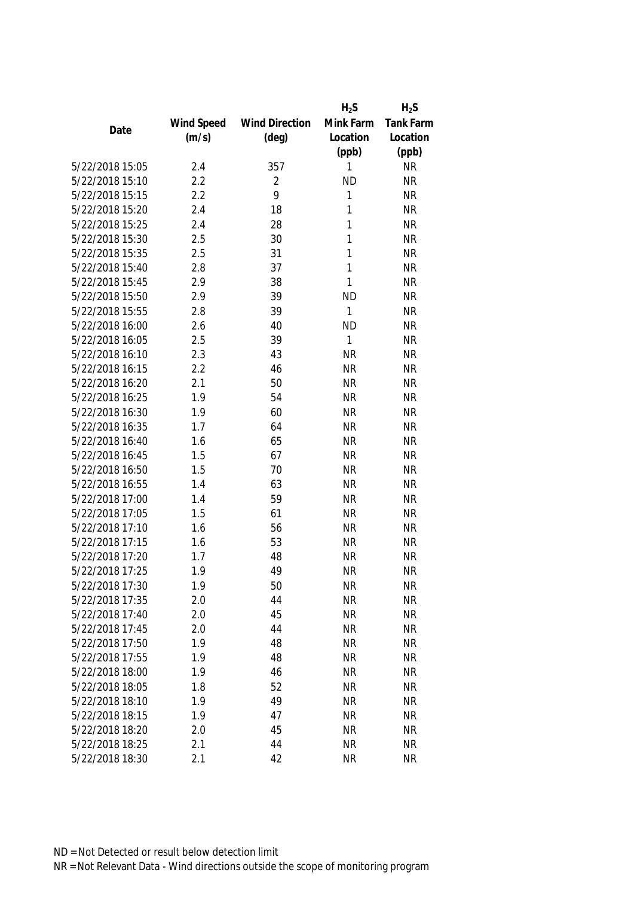| Date | Wind Speed (m/s) | Wind Direction (deg) | $H_2S$ Mink Farm Location (ppb) | $H_2S$ Tank Farm Location (ppb) |
|---|---|---|---|---|
| 5/22/2018 15:05 | 2.4 | 357 | 1 | NR |
| 5/22/2018 15:10 | 2.2 | 2 | ND | NR |
| 5/22/2018 15:15 | 2.2 | 9 | 1 | NR |
| 5/22/2018 15:20 | 2.4 | 18 | 1 | NR |
| 5/22/2018 15:25 | 2.4 | 28 | 1 | NR |
| 5/22/2018 15:30 | 2.5 | 30 | 1 | NR |
| 5/22/2018 15:35 | 2.5 | 31 | 1 | NR |
| 5/22/2018 15:40 | 2.8 | 37 | 1 | NR |
| 5/22/2018 15:45 | 2.9 | 38 | 1 | NR |
| 5/22/2018 15:50 | 2.9 | 39 | ND | NR |
| 5/22/2018 15:55 | 2.8 | 39 | 1 | NR |
| 5/22/2018 16:00 | 2.6 | 40 | ND | NR |
| 5/22/2018 16:05 | 2.5 | 39 | 1 | NR |
| 5/22/2018 16:10 | 2.3 | 43 | NR | NR |
| 5/22/2018 16:15 | 2.2 | 46 | NR | NR |
| 5/22/2018 16:20 | 2.1 | 50 | NR | NR |
| 5/22/2018 16:25 | 1.9 | 54 | NR | NR |
| 5/22/2018 16:30 | 1.9 | 60 | NR | NR |
| 5/22/2018 16:35 | 1.7 | 64 | NR | NR |
| 5/22/2018 16:40 | 1.6 | 65 | NR | NR |
| 5/22/2018 16:45 | 1.5 | 67 | NR | NR |
| 5/22/2018 16:50 | 1.5 | 70 | NR | NR |
| 5/22/2018 16:55 | 1.4 | 63 | NR | NR |
| 5/22/2018 17:00 | 1.4 | 59 | NR | NR |
| 5/22/2018 17:05 | 1.5 | 61 | NR | NR |
| 5/22/2018 17:10 | 1.6 | 56 | NR | NR |
| 5/22/2018 17:15 | 1.6 | 53 | NR | NR |
| 5/22/2018 17:20 | 1.7 | 48 | NR | NR |
| 5/22/2018 17:25 | 1.9 | 49 | NR | NR |
| 5/22/2018 17:30 | 1.9 | 50 | NR | NR |
| 5/22/2018 17:35 | 2.0 | 44 | NR | NR |
| 5/22/2018 17:40 | 2.0 | 45 | NR | NR |
| 5/22/2018 17:45 | 2.0 | 44 | NR | NR |
| 5/22/2018 17:50 | 1.9 | 48 | NR | NR |
| 5/22/2018 17:55 | 1.9 | 48 | NR | NR |
| 5/22/2018 18:00 | 1.9 | 46 | NR | NR |
| 5/22/2018 18:05 | 1.8 | 52 | NR | NR |
| 5/22/2018 18:10 | 1.9 | 49 | NR | NR |
| 5/22/2018 18:15 | 1.9 | 47 | NR | NR |
| 5/22/2018 18:20 | 2.0 | 45 | NR | NR |
| 5/22/2018 18:25 | 2.1 | 44 | NR | NR |
| 5/22/2018 18:30 | 2.1 | 42 | NR | NR |

ND = Not Detected or result below detection limit

NR = Not Relevant Data - Wind directions outside the scope of monitoring program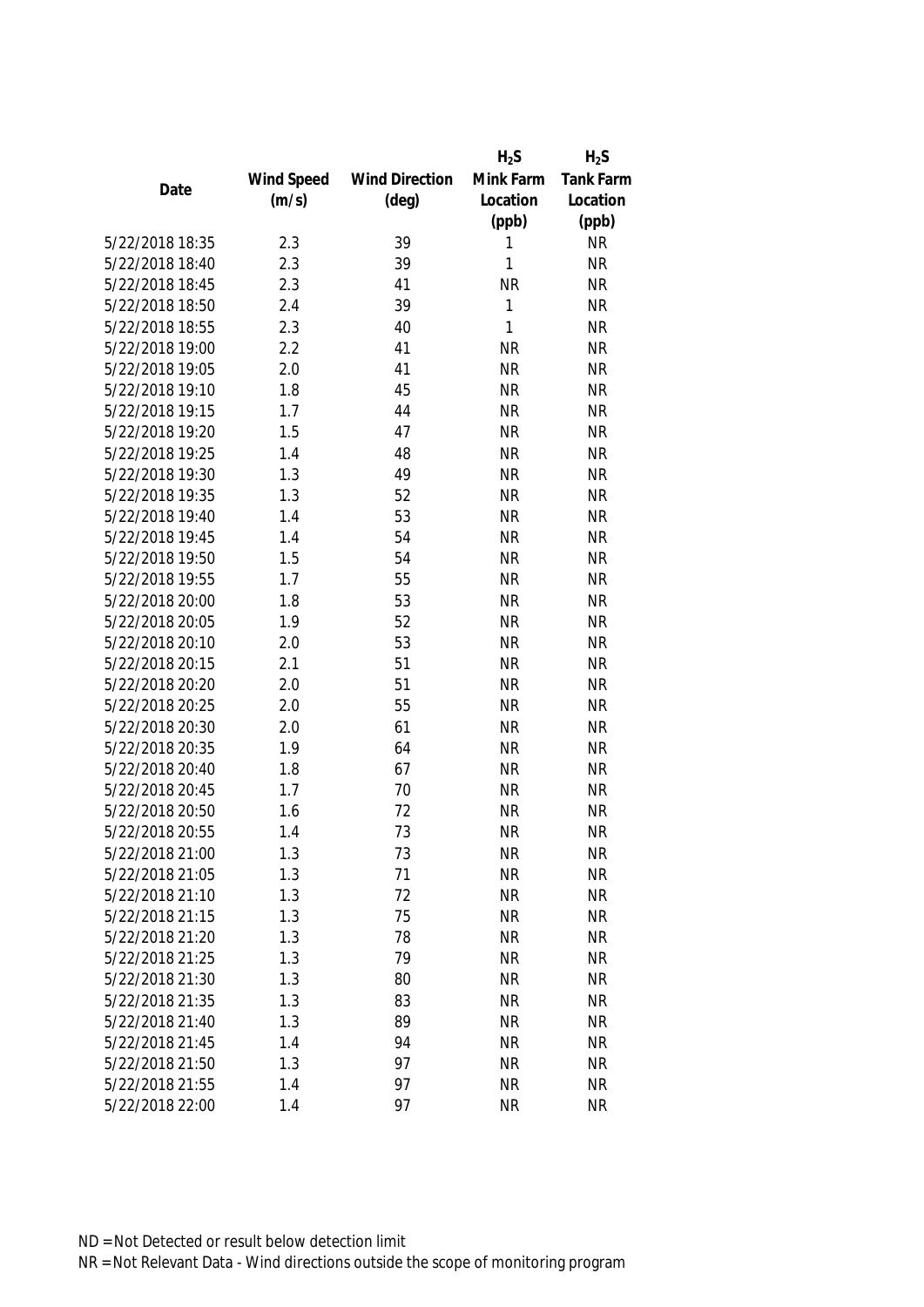| Date | Wind Speed (m/s) | Wind Direction (deg) | $H_2S$ Mink Farm Location (ppb) | $H_2S$ Tank Farm Location (ppb) |
|---|---|---|---|---|
| 5/22/2018 18:35 | 2.3 | 39 | 1 | NR |
| 5/22/2018 18:40 | 2.3 | 39 | 1 | NR |
| 5/22/2018 18:45 | 2.3 | 41 | NR | NR |
| 5/22/2018 18:50 | 2.4 | 39 | 1 | NR |
| 5/22/2018 18:55 | 2.3 | 40 | 1 | NR |
| 5/22/2018 19:00 | 2.2 | 41 | NR | NR |
| 5/22/2018 19:05 | 2.0 | 41 | NR | NR |
| 5/22/2018 19:10 | 1.8 | 45 | NR | NR |
| 5/22/2018 19:15 | 1.7 | 44 | NR | NR |
| 5/22/2018 19:20 | 1.5 | 47 | NR | NR |
| 5/22/2018 19:25 | 1.4 | 48 | NR | NR |
| 5/22/2018 19:30 | 1.3 | 49 | NR | NR |
| 5/22/2018 19:35 | 1.3 | 52 | NR | NR |
| 5/22/2018 19:40 | 1.4 | 53 | NR | NR |
| 5/22/2018 19:45 | 1.4 | 54 | NR | NR |
| 5/22/2018 19:50 | 1.5 | 54 | NR | NR |
| 5/22/2018 19:55 | 1.7 | 55 | NR | NR |
| 5/22/2018 20:00 | 1.8 | 53 | NR | NR |
| 5/22/2018 20:05 | 1.9 | 52 | NR | NR |
| 5/22/2018 20:10 | 2.0 | 53 | NR | NR |
| 5/22/2018 20:15 | 2.1 | 51 | NR | NR |
| 5/22/2018 20:20 | 2.0 | 51 | NR | NR |
| 5/22/2018 20:25 | 2.0 | 55 | NR | NR |
| 5/22/2018 20:30 | 2.0 | 61 | NR | NR |
| 5/22/2018 20:35 | 1.9 | 64 | NR | NR |
| 5/22/2018 20:40 | 1.8 | 67 | NR | NR |
| 5/22/2018 20:45 | 1.7 | 70 | NR | NR |
| 5/22/2018 20:50 | 1.6 | 72 | NR | NR |
| 5/22/2018 20:55 | 1.4 | 73 | NR | NR |
| 5/22/2018 21:00 | 1.3 | 73 | NR | NR |
| 5/22/2018 21:05 | 1.3 | 71 | NR | NR |
| 5/22/2018 21:10 | 1.3 | 72 | NR | NR |
| 5/22/2018 21:15 | 1.3 | 75 | NR | NR |
| 5/22/2018 21:20 | 1.3 | 78 | NR | NR |
| 5/22/2018 21:25 | 1.3 | 79 | NR | NR |
| 5/22/2018 21:30 | 1.3 | 80 | NR | NR |
| 5/22/2018 21:35 | 1.3 | 83 | NR | NR |
| 5/22/2018 21:40 | 1.3 | 89 | NR | NR |
| 5/22/2018 21:45 | 1.4 | 94 | NR | NR |
| 5/22/2018 21:50 | 1.3 | 97 | NR | NR |
| 5/22/2018 21:55 | 1.4 | 97 | NR | NR |
| 5/22/2018 22:00 | 1.4 | 97 | NR | NR |

ND = Not Detected or result below detection limit

NR = Not Relevant Data - Wind directions outside the scope of monitoring program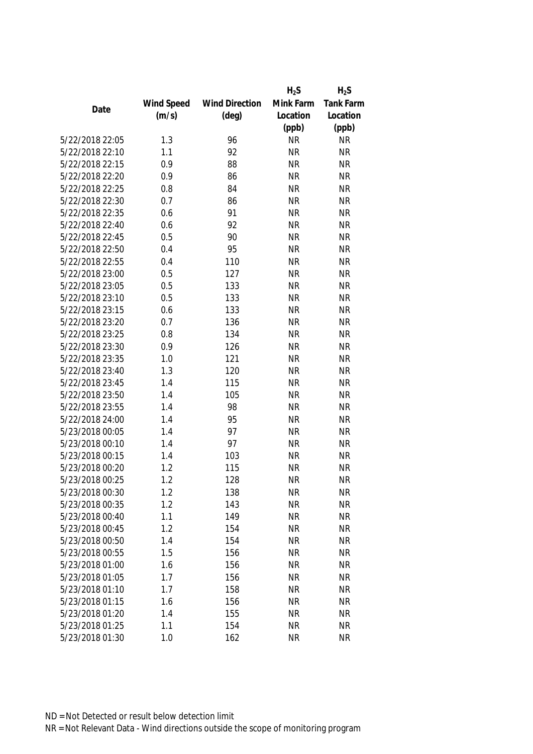| Date | Wind Speed (m/s) | Wind Direction (deg) | $H_2S$ Mink Farm Location (ppb) | $H_2S$ Tank Farm Location (ppb) |
|---|---|---|---|---|
| 5/22/2018 22:05 | 1.3 | 96 | NR | NR |
| 5/22/2018 22:10 | 1.1 | 92 | NR | NR |
| 5/22/2018 22:15 | 0.9 | 88 | NR | NR |
| 5/22/2018 22:20 | 0.9 | 86 | NR | NR |
| 5/22/2018 22:25 | 0.8 | 84 | NR | NR |
| 5/22/2018 22:30 | 0.7 | 86 | NR | NR |
| 5/22/2018 22:35 | 0.6 | 91 | NR | NR |
| 5/22/2018 22:40 | 0.6 | 92 | NR | NR |
| 5/22/2018 22:45 | 0.5 | 90 | NR | NR |
| 5/22/2018 22:50 | 0.4 | 95 | NR | NR |
| 5/22/2018 22:55 | 0.4 | 110 | NR | NR |
| 5/22/2018 23:00 | 0.5 | 127 | NR | NR |
| 5/22/2018 23:05 | 0.5 | 133 | NR | NR |
| 5/22/2018 23:10 | 0.5 | 133 | NR | NR |
| 5/22/2018 23:15 | 0.6 | 133 | NR | NR |
| 5/22/2018 23:20 | 0.7 | 136 | NR | NR |
| 5/22/2018 23:25 | 0.8 | 134 | NR | NR |
| 5/22/2018 23:30 | 0.9 | 126 | NR | NR |
| 5/22/2018 23:35 | 1.0 | 121 | NR | NR |
| 5/22/2018 23:40 | 1.3 | 120 | NR | NR |
| 5/22/2018 23:45 | 1.4 | 115 | NR | NR |
| 5/22/2018 23:50 | 1.4 | 105 | NR | NR |
| 5/22/2018 23:55 | 1.4 | 98 | NR | NR |
| 5/22/2018 24:00 | 1.4 | 95 | NR | NR |
| 5/23/2018 00:05 | 1.4 | 97 | NR | NR |
| 5/23/2018 00:10 | 1.4 | 97 | NR | NR |
| 5/23/2018 00:15 | 1.4 | 103 | NR | NR |
| 5/23/2018 00:20 | 1.2 | 115 | NR | NR |
| 5/23/2018 00:25 | 1.2 | 128 | NR | NR |
| 5/23/2018 00:30 | 1.2 | 138 | NR | NR |
| 5/23/2018 00:35 | 1.2 | 143 | NR | NR |
| 5/23/2018 00:40 | 1.1 | 149 | NR | NR |
| 5/23/2018 00:45 | 1.2 | 154 | NR | NR |
| 5/23/2018 00:50 | 1.4 | 154 | NR | NR |
| 5/23/2018 00:55 | 1.5 | 156 | NR | NR |
| 5/23/2018 01:00 | 1.6 | 156 | NR | NR |
| 5/23/2018 01:05 | 1.7 | 156 | NR | NR |
| 5/23/2018 01:10 | 1.7 | 158 | NR | NR |
| 5/23/2018 01:15 | 1.6 | 156 | NR | NR |
| 5/23/2018 01:20 | 1.4 | 155 | NR | NR |
| 5/23/2018 01:25 | 1.1 | 154 | NR | NR |
| 5/23/2018 01:30 | 1.0 | 162 | NR | NR |

ND = Not Detected or result below detection limit

NR = Not Relevant Data - Wind directions outside the scope of monitoring program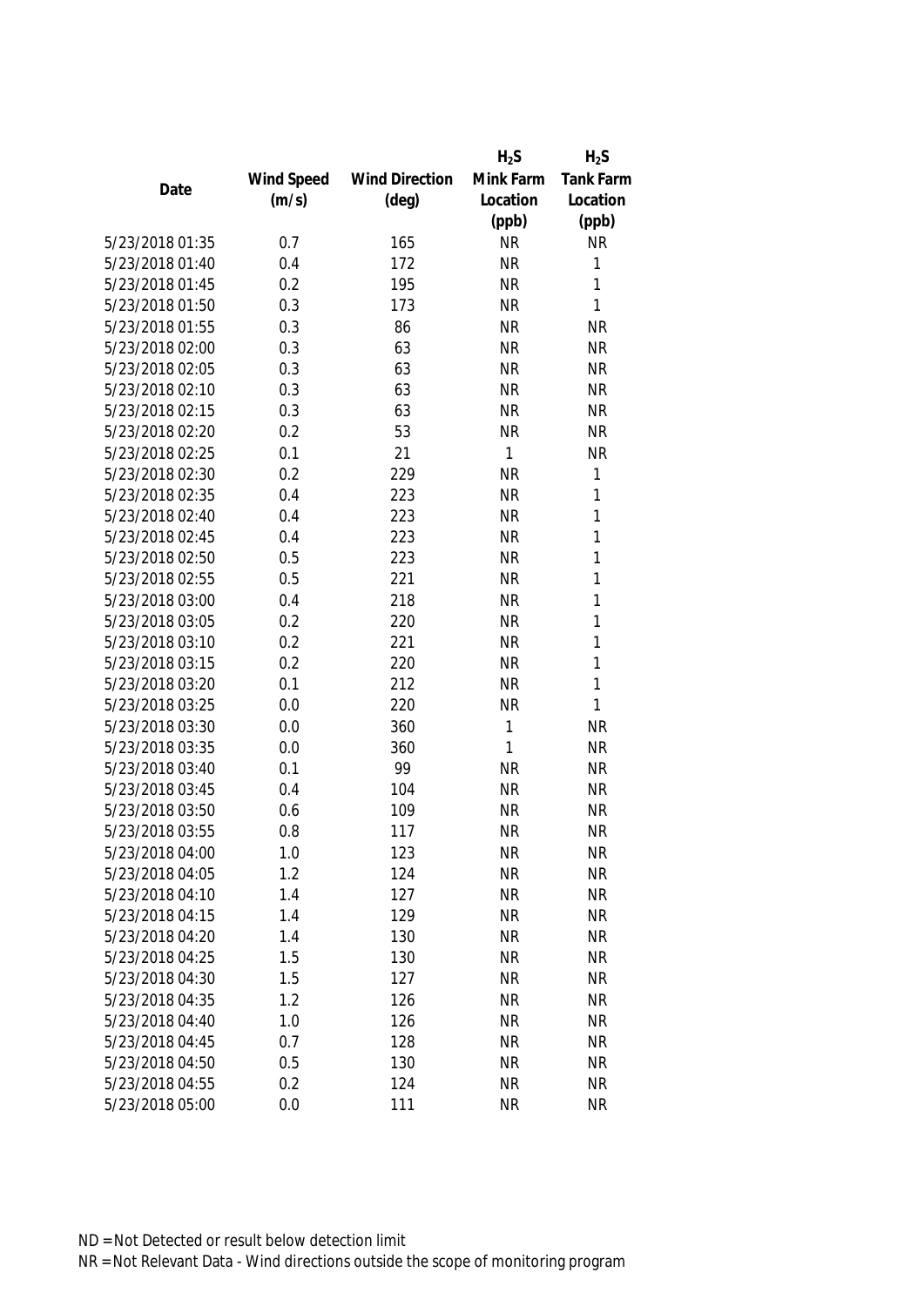| Date | Wind Speed (m/s) | Wind Direction (deg) | $H_2S$ Mink Farm Location (ppb) | $H_2S$ Tank Farm Location (ppb) |
|---|---|---|---|---|
| 5/23/2018 01:35 | 0.7 | 165 | NR | NR |
| 5/23/2018 01:40 | 0.4 | 172 | NR | 1 |
| 5/23/2018 01:45 | 0.2 | 195 | NR | 1 |
| 5/23/2018 01:50 | 0.3 | 173 | NR | 1 |
| 5/23/2018 01:55 | 0.3 | 86 | NR | NR |
| 5/23/2018 02:00 | 0.3 | 63 | NR | NR |
| 5/23/2018 02:05 | 0.3 | 63 | NR | NR |
| 5/23/2018 02:10 | 0.3 | 63 | NR | NR |
| 5/23/2018 02:15 | 0.3 | 63 | NR | NR |
| 5/23/2018 02:20 | 0.2 | 53 | NR | NR |
| 5/23/2018 02:25 | 0.1 | 21 | 1 | NR |
| 5/23/2018 02:30 | 0.2 | 229 | NR | 1 |
| 5/23/2018 02:35 | 0.4 | 223 | NR | 1 |
| 5/23/2018 02:40 | 0.4 | 223 | NR | 1 |
| 5/23/2018 02:45 | 0.4 | 223 | NR | 1 |
| 5/23/2018 02:50 | 0.5 | 223 | NR | 1 |
| 5/23/2018 02:55 | 0.5 | 221 | NR | 1 |
| 5/23/2018 03:00 | 0.4 | 218 | NR | 1 |
| 5/23/2018 03:05 | 0.2 | 220 | NR | 1 |
| 5/23/2018 03:10 | 0.2 | 221 | NR | 1 |
| 5/23/2018 03:15 | 0.2 | 220 | NR | 1 |
| 5/23/2018 03:20 | 0.1 | 212 | NR | 1 |
| 5/23/2018 03:25 | 0.0 | 220 | NR | 1 |
| 5/23/2018 03:30 | 0.0 | 360 | 1 | NR |
| 5/23/2018 03:35 | 0.0 | 360 | 1 | NR |
| 5/23/2018 03:40 | 0.1 | 99 | NR | NR |
| 5/23/2018 03:45 | 0.4 | 104 | NR | NR |
| 5/23/2018 03:50 | 0.6 | 109 | NR | NR |
| 5/23/2018 03:55 | 0.8 | 117 | NR | NR |
| 5/23/2018 04:00 | 1.0 | 123 | NR | NR |
| 5/23/2018 04:05 | 1.2 | 124 | NR | NR |
| 5/23/2018 04:10 | 1.4 | 127 | NR | NR |
| 5/23/2018 04:15 | 1.4 | 129 | NR | NR |
| 5/23/2018 04:20 | 1.4 | 130 | NR | NR |
| 5/23/2018 04:25 | 1.5 | 130 | NR | NR |
| 5/23/2018 04:30 | 1.5 | 127 | NR | NR |
| 5/23/2018 04:35 | 1.2 | 126 | NR | NR |
| 5/23/2018 04:40 | 1.0 | 126 | NR | NR |
| 5/23/2018 04:45 | 0.7 | 128 | NR | NR |
| 5/23/2018 04:50 | 0.5 | 130 | NR | NR |
| 5/23/2018 04:55 | 0.2 | 124 | NR | NR |
| 5/23/2018 05:00 | 0.0 | 111 | NR | NR |

ND = Not Detected or result below detection limit
NR = Not Relevant Data - Wind directions outside the scope of monitoring program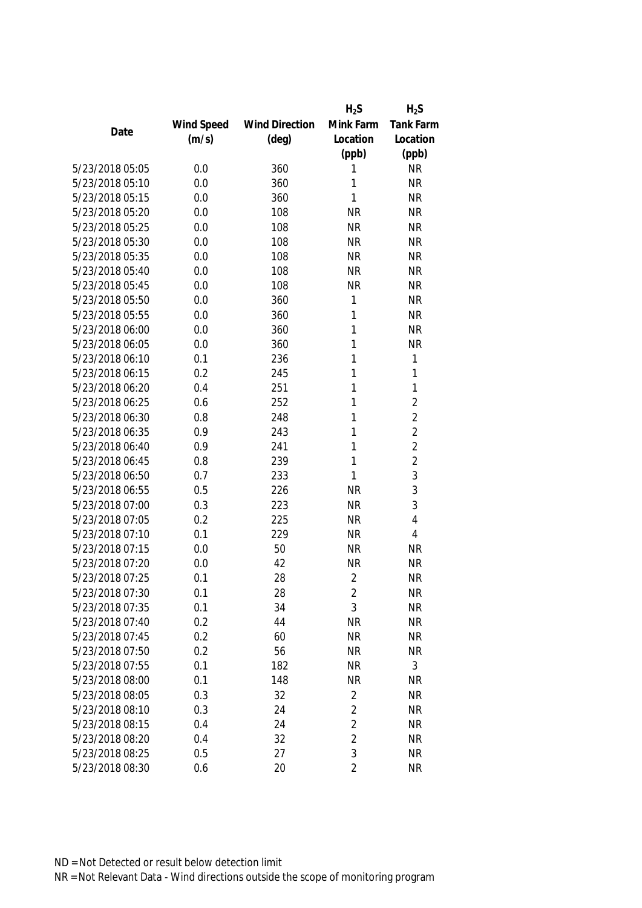| Date | Wind Speed (m/s) | Wind Direction (deg) | $H_2S$ Mink Farm Location (ppb) | $H_2S$ Tank Farm Location (ppb) |
|---|---|---|---|---|
| 5/23/2018 05:05 | 0.0 | 360 | 1 | NR |
| 5/23/2018 05:10 | 0.0 | 360 | 1 | NR |
| 5/23/2018 05:15 | 0.0 | 360 | 1 | NR |
| 5/23/2018 05:20 | 0.0 | 108 | NR | NR |
| 5/23/2018 05:25 | 0.0 | 108 | NR | NR |
| 5/23/2018 05:30 | 0.0 | 108 | NR | NR |
| 5/23/2018 05:35 | 0.0 | 108 | NR | NR |
| 5/23/2018 05:40 | 0.0 | 108 | NR | NR |
| 5/23/2018 05:45 | 0.0 | 108 | NR | NR |
| 5/23/2018 05:50 | 0.0 | 360 | 1 | NR |
| 5/23/2018 05:55 | 0.0 | 360 | 1 | NR |
| 5/23/2018 06:00 | 0.0 | 360 | 1 | NR |
| 5/23/2018 06:05 | 0.0 | 360 | 1 | NR |
| 5/23/2018 06:10 | 0.1 | 236 | 1 | 1 |
| 5/23/2018 06:15 | 0.2 | 245 | 1 | 1 |
| 5/23/2018 06:20 | 0.4 | 251 | 1 | 1 |
| 5/23/2018 06:25 | 0.6 | 252 | 1 | 2 |
| 5/23/2018 06:30 | 0.8 | 248 | 1 | 2 |
| 5/23/2018 06:35 | 0.9 | 243 | 1 | 2 |
| 5/23/2018 06:40 | 0.9 | 241 | 1 | 2 |
| 5/23/2018 06:45 | 0.8 | 239 | 1 | 2 |
| 5/23/2018 06:50 | 0.7 | 233 | 1 | 3 |
| 5/23/2018 06:55 | 0.5 | 226 | NR | 3 |
| 5/23/2018 07:00 | 0.3 | 223 | NR | 3 |
| 5/23/2018 07:05 | 0.2 | 225 | NR | 4 |
| 5/23/2018 07:10 | 0.1 | 229 | NR | 4 |
| 5/23/2018 07:15 | 0.0 | 50 | NR | NR |
| 5/23/2018 07:20 | 0.0 | 42 | NR | NR |
| 5/23/2018 07:25 | 0.1 | 28 | 2 | NR |
| 5/23/2018 07:30 | 0.1 | 28 | 2 | NR |
| 5/23/2018 07:35 | 0.1 | 34 | 3 | NR |
| 5/23/2018 07:40 | 0.2 | 44 | NR | NR |
| 5/23/2018 07:45 | 0.2 | 60 | NR | NR |
| 5/23/2018 07:50 | 0.2 | 56 | NR | NR |
| 5/23/2018 07:55 | 0.1 | 182 | NR | 3 |
| 5/23/2018 08:00 | 0.1 | 148 | NR | NR |
| 5/23/2018 08:05 | 0.3 | 32 | 2 | NR |
| 5/23/2018 08:10 | 0.3 | 24 | 2 | NR |
| 5/23/2018 08:15 | 0.4 | 24 | 2 | NR |
| 5/23/2018 08:20 | 0.4 | 32 | 2 | NR |
| 5/23/2018 08:25 | 0.5 | 27 | 3 | NR |
| 5/23/2018 08:30 | 0.6 | 20 | 2 | NR |

ND = Not Detected or result below detection limit

NR = Not Relevant Data - Wind directions outside the scope of monitoring program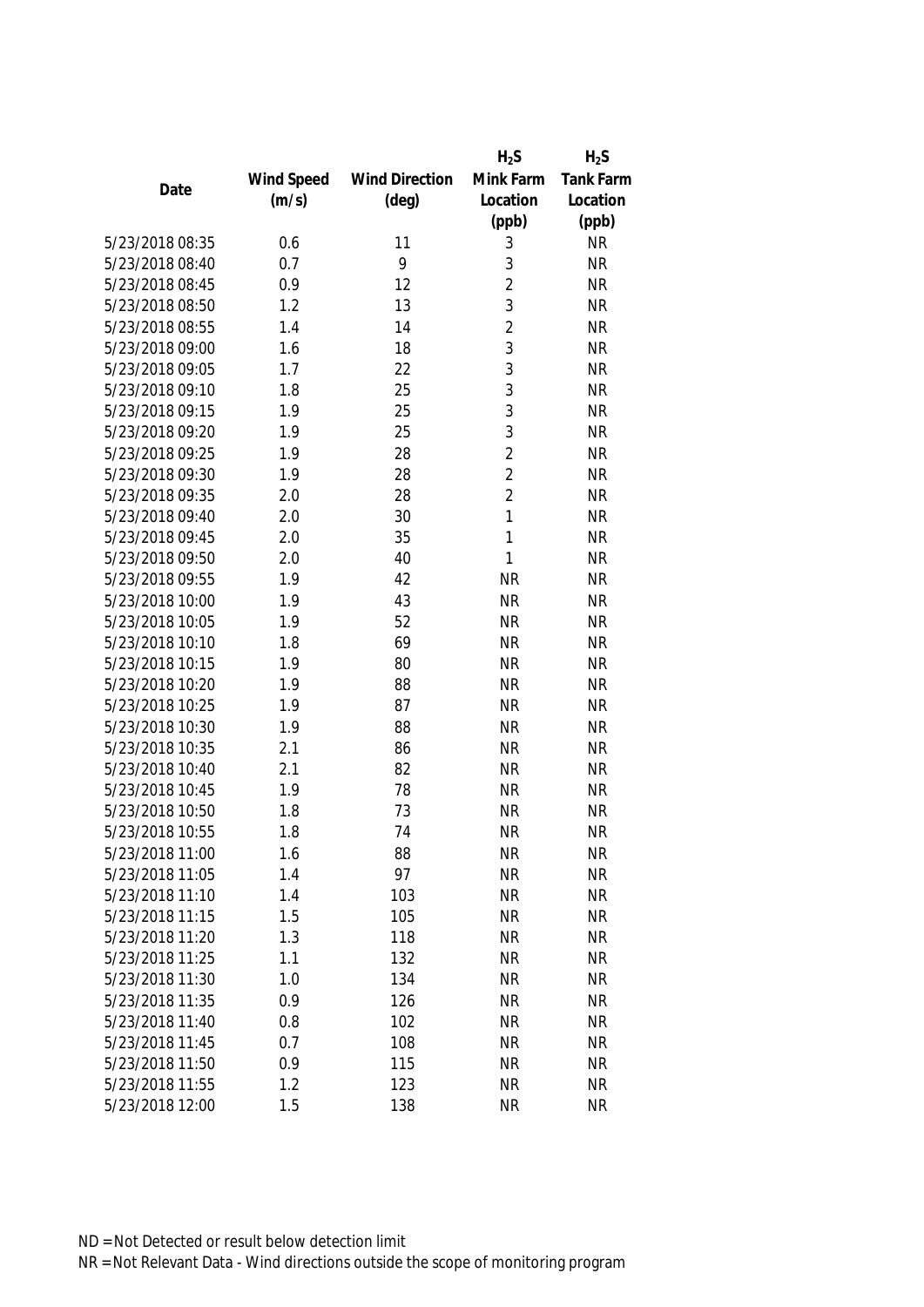| Date | Wind Speed (m/s) | Wind Direction (deg) | $H_2S$ Mink Farm Location (ppb) | $H_2S$ Tank Farm Location (ppb) |
|---|---|---|---|---|
| 5/23/2018 08:35 | 0.6 | 11 | 3 | NR |
| 5/23/2018 08:40 | 0.7 | 9 | 3 | NR |
| 5/23/2018 08:45 | 0.9 | 12 | 2 | NR |
| 5/23/2018 08:50 | 1.2 | 13 | 3 | NR |
| 5/23/2018 08:55 | 1.4 | 14 | 2 | NR |
| 5/23/2018 09:00 | 1.6 | 18 | 3 | NR |
| 5/23/2018 09:05 | 1.7 | 22 | 3 | NR |
| 5/23/2018 09:10 | 1.8 | 25 | 3 | NR |
| 5/23/2018 09:15 | 1.9 | 25 | 3 | NR |
| 5/23/2018 09:20 | 1.9 | 25 | 3 | NR |
| 5/23/2018 09:25 | 1.9 | 28 | 2 | NR |
| 5/23/2018 09:30 | 1.9 | 28 | 2 | NR |
| 5/23/2018 09:35 | 2.0 | 28 | 2 | NR |
| 5/23/2018 09:40 | 2.0 | 30 | 1 | NR |
| 5/23/2018 09:45 | 2.0 | 35 | 1 | NR |
| 5/23/2018 09:50 | 2.0 | 40 | 1 | NR |
| 5/23/2018 09:55 | 1.9 | 42 | NR | NR |
| 5/23/2018 10:00 | 1.9 | 43 | NR | NR |
| 5/23/2018 10:05 | 1.9 | 52 | NR | NR |
| 5/23/2018 10:10 | 1.8 | 69 | NR | NR |
| 5/23/2018 10:15 | 1.9 | 80 | NR | NR |
| 5/23/2018 10:20 | 1.9 | 88 | NR | NR |
| 5/23/2018 10:25 | 1.9 | 87 | NR | NR |
| 5/23/2018 10:30 | 1.9 | 88 | NR | NR |
| 5/23/2018 10:35 | 2.1 | 86 | NR | NR |
| 5/23/2018 10:40 | 2.1 | 82 | NR | NR |
| 5/23/2018 10:45 | 1.9 | 78 | NR | NR |
| 5/23/2018 10:50 | 1.8 | 73 | NR | NR |
| 5/23/2018 10:55 | 1.8 | 74 | NR | NR |
| 5/23/2018 11:00 | 1.6 | 88 | NR | NR |
| 5/23/2018 11:05 | 1.4 | 97 | NR | NR |
| 5/23/2018 11:10 | 1.4 | 103 | NR | NR |
| 5/23/2018 11:15 | 1.5 | 105 | NR | NR |
| 5/23/2018 11:20 | 1.3 | 118 | NR | NR |
| 5/23/2018 11:25 | 1.1 | 132 | NR | NR |
| 5/23/2018 11:30 | 1.0 | 134 | NR | NR |
| 5/23/2018 11:35 | 0.9 | 126 | NR | NR |
| 5/23/2018 11:40 | 0.8 | 102 | NR | NR |
| 5/23/2018 11:45 | 0.7 | 108 | NR | NR |
| 5/23/2018 11:50 | 0.9 | 115 | NR | NR |
| 5/23/2018 11:55 | 1.2 | 123 | NR | NR |
| 5/23/2018 12:00 | 1.5 | 138 | NR | NR |

ND = Not Detected or result below detection limit
NR = Not Relevant Data - Wind directions outside the scope of monitoring program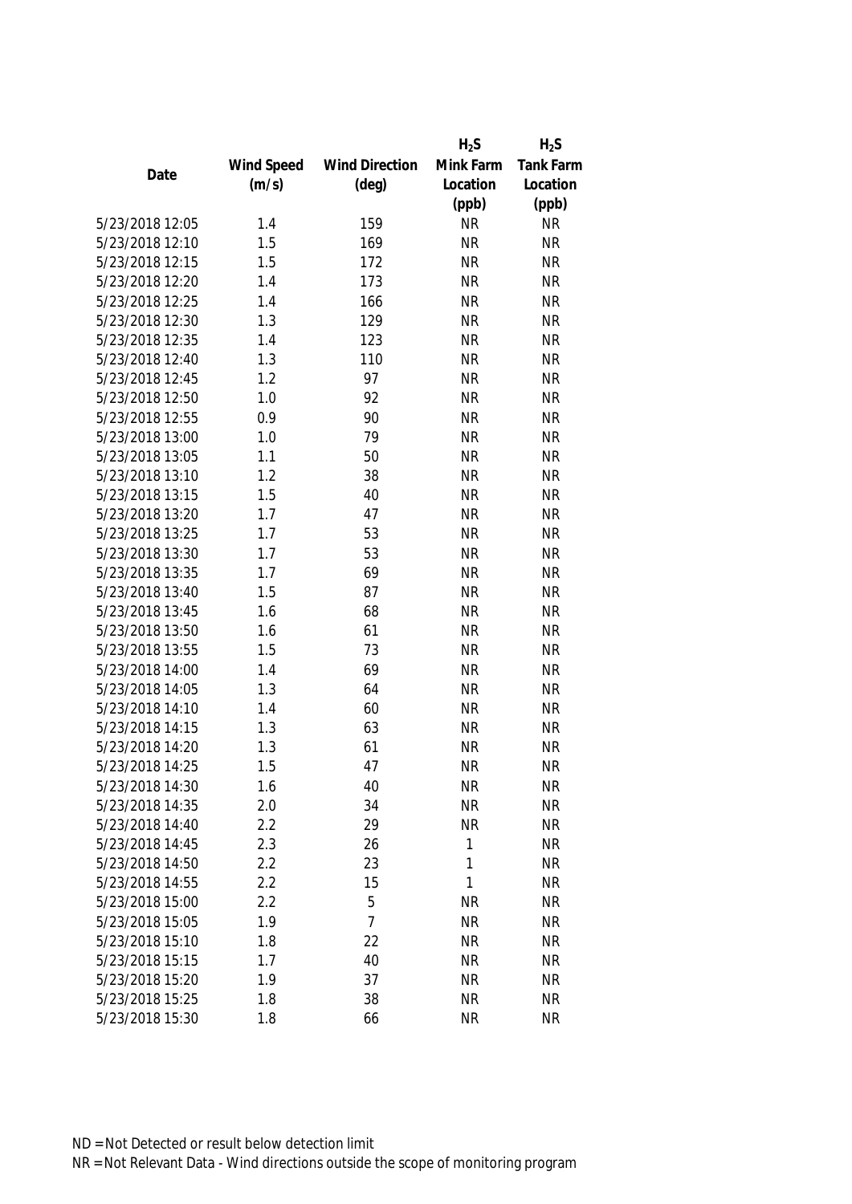| Date | Wind Speed (m/s) | Wind Direction (deg) | $H_2S$ Mink Farm Location (ppb) | $H_2S$ Tank Farm Location (ppb) |
|---|---|---|---|---|
| 5/23/2018 12:05 | 1.4 | 159 | NR | NR |
| 5/23/2018 12:10 | 1.5 | 169 | NR | NR |
| 5/23/2018 12:15 | 1.5 | 172 | NR | NR |
| 5/23/2018 12:20 | 1.4 | 173 | NR | NR |
| 5/23/2018 12:25 | 1.4 | 166 | NR | NR |
| 5/23/2018 12:30 | 1.3 | 129 | NR | NR |
| 5/23/2018 12:35 | 1.4 | 123 | NR | NR |
| 5/23/2018 12:40 | 1.3 | 110 | NR | NR |
| 5/23/2018 12:45 | 1.2 | 97 | NR | NR |
| 5/23/2018 12:50 | 1.0 | 92 | NR | NR |
| 5/23/2018 12:55 | 0.9 | 90 | NR | NR |
| 5/23/2018 13:00 | 1.0 | 79 | NR | NR |
| 5/23/2018 13:05 | 1.1 | 50 | NR | NR |
| 5/23/2018 13:10 | 1.2 | 38 | NR | NR |
| 5/23/2018 13:15 | 1.5 | 40 | NR | NR |
| 5/23/2018 13:20 | 1.7 | 47 | NR | NR |
| 5/23/2018 13:25 | 1.7 | 53 | NR | NR |
| 5/23/2018 13:30 | 1.7 | 53 | NR | NR |
| 5/23/2018 13:35 | 1.7 | 69 | NR | NR |
| 5/23/2018 13:40 | 1.5 | 87 | NR | NR |
| 5/23/2018 13:45 | 1.6 | 68 | NR | NR |
| 5/23/2018 13:50 | 1.6 | 61 | NR | NR |
| 5/23/2018 13:55 | 1.5 | 73 | NR | NR |
| 5/23/2018 14:00 | 1.4 | 69 | NR | NR |
| 5/23/2018 14:05 | 1.3 | 64 | NR | NR |
| 5/23/2018 14:10 | 1.4 | 60 | NR | NR |
| 5/23/2018 14:15 | 1.3 | 63 | NR | NR |
| 5/23/2018 14:20 | 1.3 | 61 | NR | NR |
| 5/23/2018 14:25 | 1.5 | 47 | NR | NR |
| 5/23/2018 14:30 | 1.6 | 40 | NR | NR |
| 5/23/2018 14:35 | 2.0 | 34 | NR | NR |
| 5/23/2018 14:40 | 2.2 | 29 | NR | NR |
| 5/23/2018 14:45 | 2.3 | 26 | 1 | NR |
| 5/23/2018 14:50 | 2.2 | 23 | 1 | NR |
| 5/23/2018 14:55 | 2.2 | 15 | 1 | NR |
| 5/23/2018 15:00 | 2.2 | 5 | NR | NR |
| 5/23/2018 15:05 | 1.9 | 7 | NR | NR |
| 5/23/2018 15:10 | 1.8 | 22 | NR | NR |
| 5/23/2018 15:15 | 1.7 | 40 | NR | NR |
| 5/23/2018 15:20 | 1.9 | 37 | NR | NR |
| 5/23/2018 15:25 | 1.8 | 38 | NR | NR |
| 5/23/2018 15:30 | 1.8 | 66 | NR | NR |

ND = Not Detected or result below detection limit

NR = Not Relevant Data - Wind directions outside the scope of monitoring program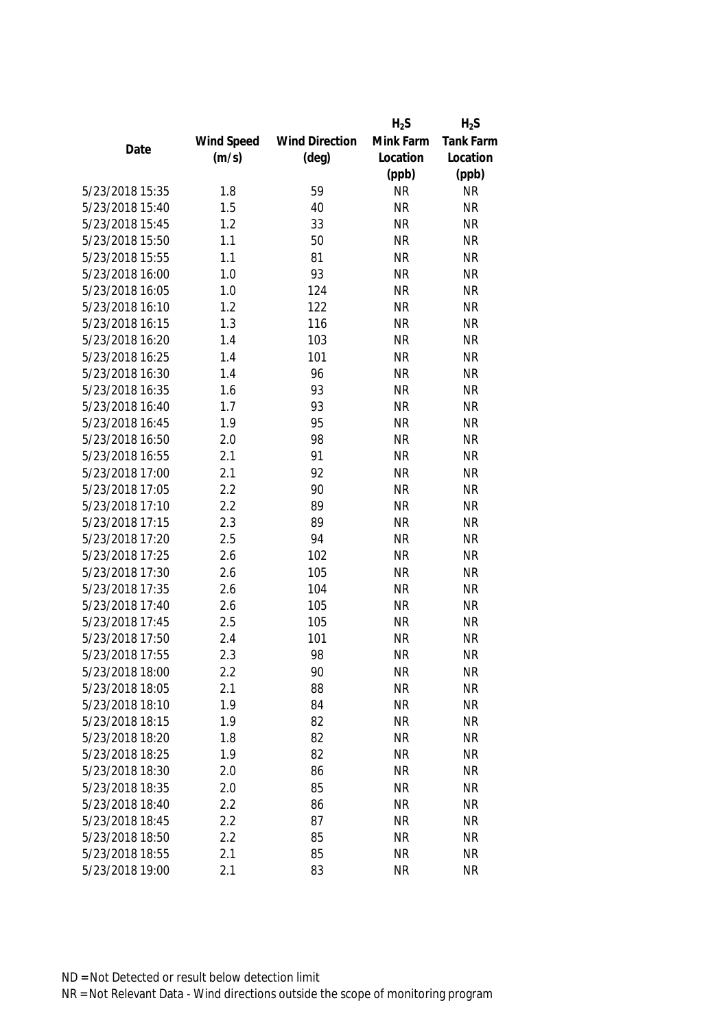| Date | Wind Speed (m/s) | Wind Direction (deg) | $H_2S$ Mink Farm Location (ppb) | $H_2S$ Tank Farm Location (ppb) |
|---|---|---|---|---|
| 5/23/2018 15:35 | 1.8 | 59 | NR | NR |
| 5/23/2018 15:40 | 1.5 | 40 | NR | NR |
| 5/23/2018 15:45 | 1.2 | 33 | NR | NR |
| 5/23/2018 15:50 | 1.1 | 50 | NR | NR |
| 5/23/2018 15:55 | 1.1 | 81 | NR | NR |
| 5/23/2018 16:00 | 1.0 | 93 | NR | NR |
| 5/23/2018 16:05 | 1.0 | 124 | NR | NR |
| 5/23/2018 16:10 | 1.2 | 122 | NR | NR |
| 5/23/2018 16:15 | 1.3 | 116 | NR | NR |
| 5/23/2018 16:20 | 1.4 | 103 | NR | NR |
| 5/23/2018 16:25 | 1.4 | 101 | NR | NR |
| 5/23/2018 16:30 | 1.4 | 96 | NR | NR |
| 5/23/2018 16:35 | 1.6 | 93 | NR | NR |
| 5/23/2018 16:40 | 1.7 | 93 | NR | NR |
| 5/23/2018 16:45 | 1.9 | 95 | NR | NR |
| 5/23/2018 16:50 | 2.0 | 98 | NR | NR |
| 5/23/2018 16:55 | 2.1 | 91 | NR | NR |
| 5/23/2018 17:00 | 2.1 | 92 | NR | NR |
| 5/23/2018 17:05 | 2.2 | 90 | NR | NR |
| 5/23/2018 17:10 | 2.2 | 89 | NR | NR |
| 5/23/2018 17:15 | 2.3 | 89 | NR | NR |
| 5/23/2018 17:20 | 2.5 | 94 | NR | NR |
| 5/23/2018 17:25 | 2.6 | 102 | NR | NR |
| 5/23/2018 17:30 | 2.6 | 105 | NR | NR |
| 5/23/2018 17:35 | 2.6 | 104 | NR | NR |
| 5/23/2018 17:40 | 2.6 | 105 | NR | NR |
| 5/23/2018 17:45 | 2.5 | 105 | NR | NR |
| 5/23/2018 17:50 | 2.4 | 101 | NR | NR |
| 5/23/2018 17:55 | 2.3 | 98 | NR | NR |
| 5/23/2018 18:00 | 2.2 | 90 | NR | NR |
| 5/23/2018 18:05 | 2.1 | 88 | NR | NR |
| 5/23/2018 18:10 | 1.9 | 84 | NR | NR |
| 5/23/2018 18:15 | 1.9 | 82 | NR | NR |
| 5/23/2018 18:20 | 1.8 | 82 | NR | NR |
| 5/23/2018 18:25 | 1.9 | 82 | NR | NR |
| 5/23/2018 18:30 | 2.0 | 86 | NR | NR |
| 5/23/2018 18:35 | 2.0 | 85 | NR | NR |
| 5/23/2018 18:40 | 2.2 | 86 | NR | NR |
| 5/23/2018 18:45 | 2.2 | 87 | NR | NR |
| 5/23/2018 18:50 | 2.2 | 85 | NR | NR |
| 5/23/2018 18:55 | 2.1 | 85 | NR | NR |
| 5/23/2018 19:00 | 2.1 | 83 | NR | NR |

ND = Not Detected or result below detection limit

NR = Not Relevant Data - Wind directions outside the scope of monitoring program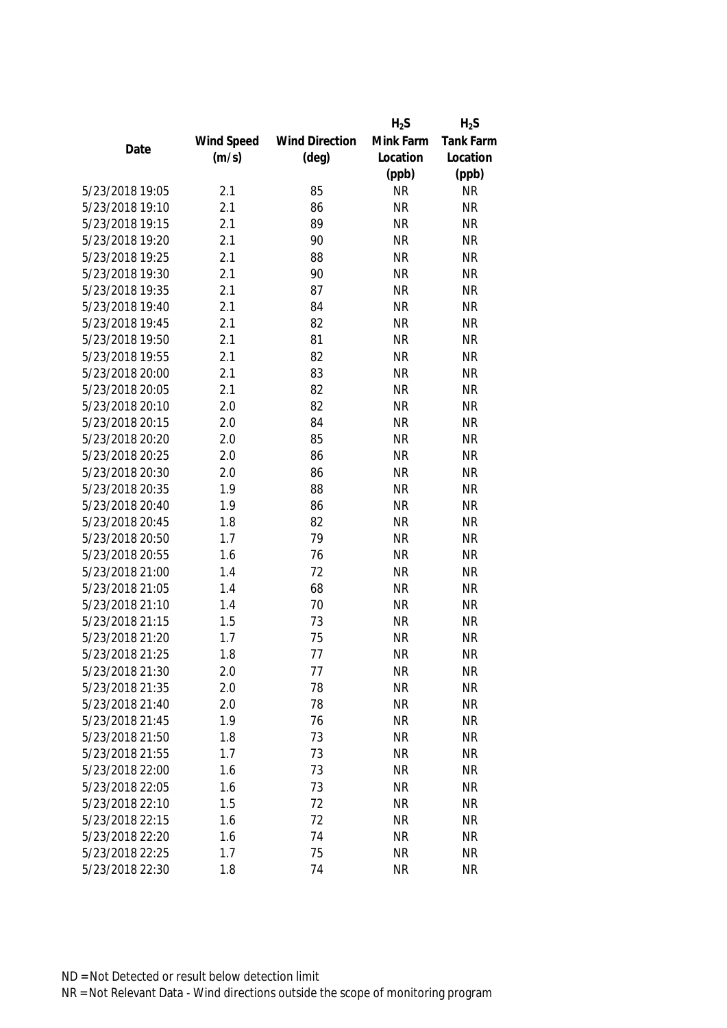| Date | Wind Speed (m/s) | Wind Direction (deg) | $H_2S$ Mink Farm Location (ppb) | $H_2S$ Tank Farm Location (ppb) |
|---|---|---|---|---|
| 5/23/2018 19:05 | 2.1 | 85 | NR | NR |
| 5/23/2018 19:10 | 2.1 | 86 | NR | NR |
| 5/23/2018 19:15 | 2.1 | 89 | NR | NR |
| 5/23/2018 19:20 | 2.1 | 90 | NR | NR |
| 5/23/2018 19:25 | 2.1 | 88 | NR | NR |
| 5/23/2018 19:30 | 2.1 | 90 | NR | NR |
| 5/23/2018 19:35 | 2.1 | 87 | NR | NR |
| 5/23/2018 19:40 | 2.1 | 84 | NR | NR |
| 5/23/2018 19:45 | 2.1 | 82 | NR | NR |
| 5/23/2018 19:50 | 2.1 | 81 | NR | NR |
| 5/23/2018 19:55 | 2.1 | 82 | NR | NR |
| 5/23/2018 20:00 | 2.1 | 83 | NR | NR |
| 5/23/2018 20:05 | 2.1 | 82 | NR | NR |
| 5/23/2018 20:10 | 2.0 | 82 | NR | NR |
| 5/23/2018 20:15 | 2.0 | 84 | NR | NR |
| 5/23/2018 20:20 | 2.0 | 85 | NR | NR |
| 5/23/2018 20:25 | 2.0 | 86 | NR | NR |
| 5/23/2018 20:30 | 2.0 | 86 | NR | NR |
| 5/23/2018 20:35 | 1.9 | 88 | NR | NR |
| 5/23/2018 20:40 | 1.9 | 86 | NR | NR |
| 5/23/2018 20:45 | 1.8 | 82 | NR | NR |
| 5/23/2018 20:50 | 1.7 | 79 | NR | NR |
| 5/23/2018 20:55 | 1.6 | 76 | NR | NR |
| 5/23/2018 21:00 | 1.4 | 72 | NR | NR |
| 5/23/2018 21:05 | 1.4 | 68 | NR | NR |
| 5/23/2018 21:10 | 1.4 | 70 | NR | NR |
| 5/23/2018 21:15 | 1.5 | 73 | NR | NR |
| 5/23/2018 21:20 | 1.7 | 75 | NR | NR |
| 5/23/2018 21:25 | 1.8 | 77 | NR | NR |
| 5/23/2018 21:30 | 2.0 | 77 | NR | NR |
| 5/23/2018 21:35 | 2.0 | 78 | NR | NR |
| 5/23/2018 21:40 | 2.0 | 78 | NR | NR |
| 5/23/2018 21:45 | 1.9 | 76 | NR | NR |
| 5/23/2018 21:50 | 1.8 | 73 | NR | NR |
| 5/23/2018 21:55 | 1.7 | 73 | NR | NR |
| 5/23/2018 22:00 | 1.6 | 73 | NR | NR |
| 5/23/2018 22:05 | 1.6 | 73 | NR | NR |
| 5/23/2018 22:10 | 1.5 | 72 | NR | NR |
| 5/23/2018 22:15 | 1.6 | 72 | NR | NR |
| 5/23/2018 22:20 | 1.6 | 74 | NR | NR |
| 5/23/2018 22:25 | 1.7 | 75 | NR | NR |
| 5/23/2018 22:30 | 1.8 | 74 | NR | NR |

ND = Not Detected or result below detection limit

NR = Not Relevant Data - Wind directions outside the scope of monitoring program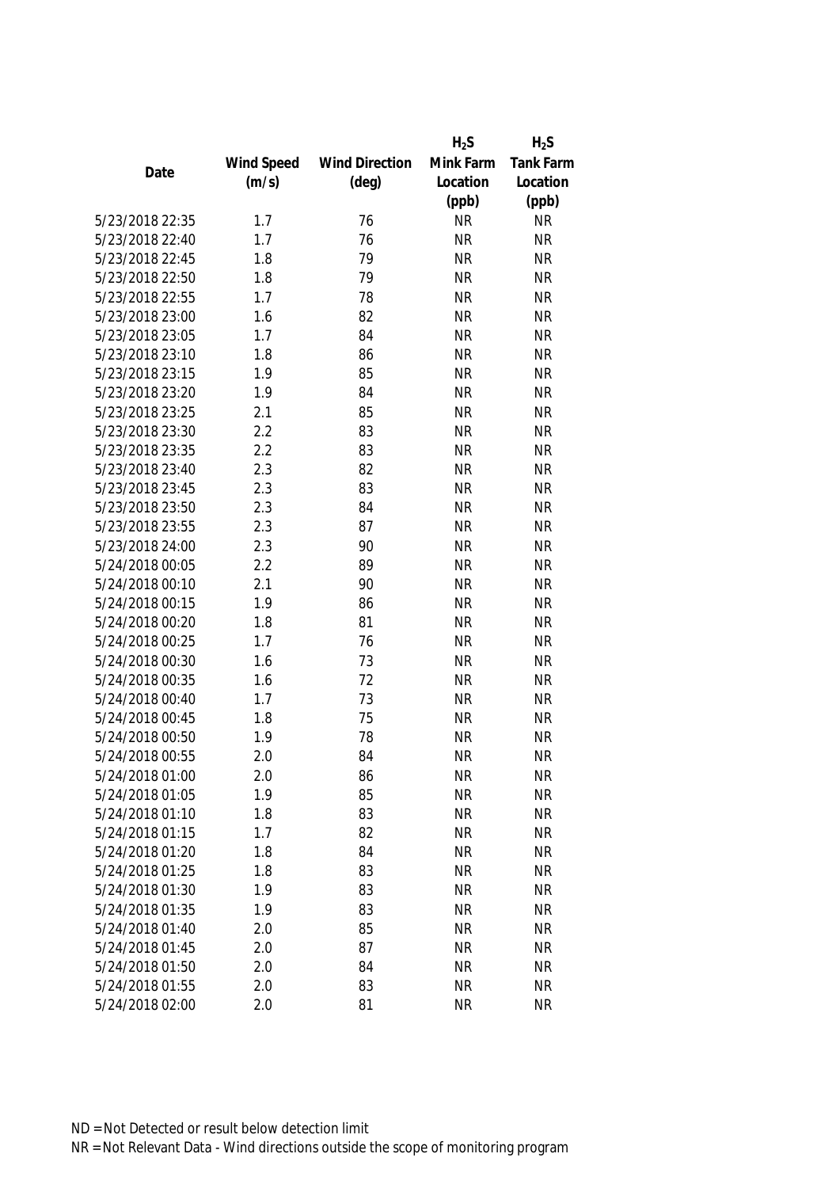| Date | Wind Speed (m/s) | Wind Direction (deg) | $H_2S$ Mink Farm Location (ppb) | $H_2S$ Tank Farm Location (ppb) |
|---|---|---|---|---|
| 5/23/2018 22:35 | 1.7 | 76 | NR | NR |
| 5/23/2018 22:40 | 1.7 | 76 | NR | NR |
| 5/23/2018 22:45 | 1.8 | 79 | NR | NR |
| 5/23/2018 22:50 | 1.8 | 79 | NR | NR |
| 5/23/2018 22:55 | 1.7 | 78 | NR | NR |
| 5/23/2018 23:00 | 1.6 | 82 | NR | NR |
| 5/23/2018 23:05 | 1.7 | 84 | NR | NR |
| 5/23/2018 23:10 | 1.8 | 86 | NR | NR |
| 5/23/2018 23:15 | 1.9 | 85 | NR | NR |
| 5/23/2018 23:20 | 1.9 | 84 | NR | NR |
| 5/23/2018 23:25 | 2.1 | 85 | NR | NR |
| 5/23/2018 23:30 | 2.2 | 83 | NR | NR |
| 5/23/2018 23:35 | 2.2 | 83 | NR | NR |
| 5/23/2018 23:40 | 2.3 | 82 | NR | NR |
| 5/23/2018 23:45 | 2.3 | 83 | NR | NR |
| 5/23/2018 23:50 | 2.3 | 84 | NR | NR |
| 5/23/2018 23:55 | 2.3 | 87 | NR | NR |
| 5/23/2018 24:00 | 2.3 | 90 | NR | NR |
| 5/24/2018 00:05 | 2.2 | 89 | NR | NR |
| 5/24/2018 00:10 | 2.1 | 90 | NR | NR |
| 5/24/2018 00:15 | 1.9 | 86 | NR | NR |
| 5/24/2018 00:20 | 1.8 | 81 | NR | NR |
| 5/24/2018 00:25 | 1.7 | 76 | NR | NR |
| 5/24/2018 00:30 | 1.6 | 73 | NR | NR |
| 5/24/2018 00:35 | 1.6 | 72 | NR | NR |
| 5/24/2018 00:40 | 1.7 | 73 | NR | NR |
| 5/24/2018 00:45 | 1.8 | 75 | NR | NR |
| 5/24/2018 00:50 | 1.9 | 78 | NR | NR |
| 5/24/2018 00:55 | 2.0 | 84 | NR | NR |
| 5/24/2018 01:00 | 2.0 | 86 | NR | NR |
| 5/24/2018 01:05 | 1.9 | 85 | NR | NR |
| 5/24/2018 01:10 | 1.8 | 83 | NR | NR |
| 5/24/2018 01:15 | 1.7 | 82 | NR | NR |
| 5/24/2018 01:20 | 1.8 | 84 | NR | NR |
| 5/24/2018 01:25 | 1.8 | 83 | NR | NR |
| 5/24/2018 01:30 | 1.9 | 83 | NR | NR |
| 5/24/2018 01:35 | 1.9 | 83 | NR | NR |
| 5/24/2018 01:40 | 2.0 | 85 | NR | NR |
| 5/24/2018 01:45 | 2.0 | 87 | NR | NR |
| 5/24/2018 01:50 | 2.0 | 84 | NR | NR |
| 5/24/2018 01:55 | 2.0 | 83 | NR | NR |
| 5/24/2018 02:00 | 2.0 | 81 | NR | NR |

ND = Not Detected or result below detection limit
NR = Not Relevant Data - Wind directions outside the scope of monitoring program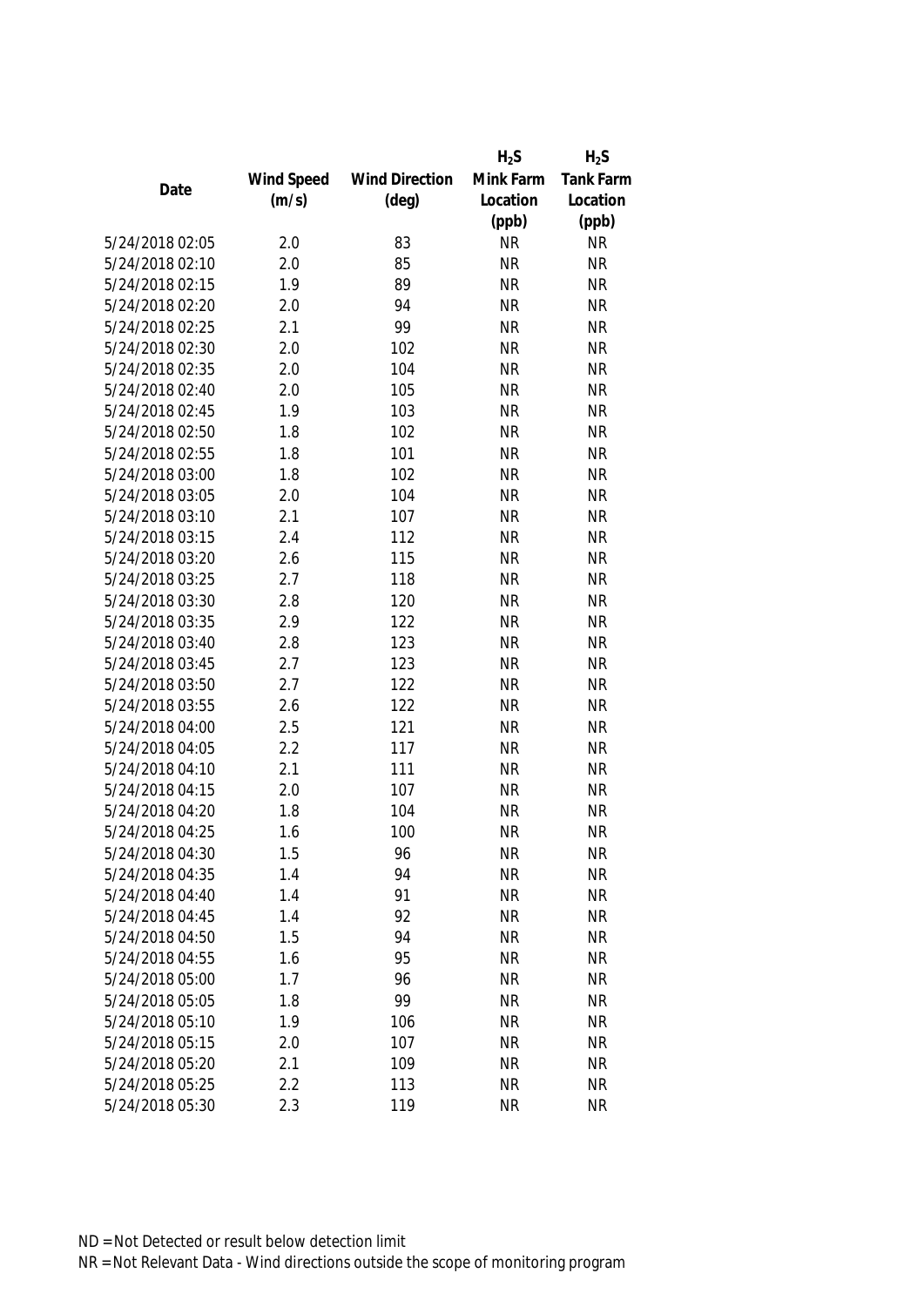| Date | Wind Speed (m/s) | Wind Direction (deg) | $H_2S$ Mink Farm Location (ppb) | $H_2S$ Tank Farm Location (ppb) |
|---|---|---|---|---|
| 5/24/2018 02:05 | 2.0 | 83 | NR | NR |
| 5/24/2018 02:10 | 2.0 | 85 | NR | NR |
| 5/24/2018 02:15 | 1.9 | 89 | NR | NR |
| 5/24/2018 02:20 | 2.0 | 94 | NR | NR |
| 5/24/2018 02:25 | 2.1 | 99 | NR | NR |
| 5/24/2018 02:30 | 2.0 | 102 | NR | NR |
| 5/24/2018 02:35 | 2.0 | 104 | NR | NR |
| 5/24/2018 02:40 | 2.0 | 105 | NR | NR |
| 5/24/2018 02:45 | 1.9 | 103 | NR | NR |
| 5/24/2018 02:50 | 1.8 | 102 | NR | NR |
| 5/24/2018 02:55 | 1.8 | 101 | NR | NR |
| 5/24/2018 03:00 | 1.8 | 102 | NR | NR |
| 5/24/2018 03:05 | 2.0 | 104 | NR | NR |
| 5/24/2018 03:10 | 2.1 | 107 | NR | NR |
| 5/24/2018 03:15 | 2.4 | 112 | NR | NR |
| 5/24/2018 03:20 | 2.6 | 115 | NR | NR |
| 5/24/2018 03:25 | 2.7 | 118 | NR | NR |
| 5/24/2018 03:30 | 2.8 | 120 | NR | NR |
| 5/24/2018 03:35 | 2.9 | 122 | NR | NR |
| 5/24/2018 03:40 | 2.8 | 123 | NR | NR |
| 5/24/2018 03:45 | 2.7 | 123 | NR | NR |
| 5/24/2018 03:50 | 2.7 | 122 | NR | NR |
| 5/24/2018 03:55 | 2.6 | 122 | NR | NR |
| 5/24/2018 04:00 | 2.5 | 121 | NR | NR |
| 5/24/2018 04:05 | 2.2 | 117 | NR | NR |
| 5/24/2018 04:10 | 2.1 | 111 | NR | NR |
| 5/24/2018 04:15 | 2.0 | 107 | NR | NR |
| 5/24/2018 04:20 | 1.8 | 104 | NR | NR |
| 5/24/2018 04:25 | 1.6 | 100 | NR | NR |
| 5/24/2018 04:30 | 1.5 | 96 | NR | NR |
| 5/24/2018 04:35 | 1.4 | 94 | NR | NR |
| 5/24/2018 04:40 | 1.4 | 91 | NR | NR |
| 5/24/2018 04:45 | 1.4 | 92 | NR | NR |
| 5/24/2018 04:50 | 1.5 | 94 | NR | NR |
| 5/24/2018 04:55 | 1.6 | 95 | NR | NR |
| 5/24/2018 05:00 | 1.7 | 96 | NR | NR |
| 5/24/2018 05:05 | 1.8 | 99 | NR | NR |
| 5/24/2018 05:10 | 1.9 | 106 | NR | NR |
| 5/24/2018 05:15 | 2.0 | 107 | NR | NR |
| 5/24/2018 05:20 | 2.1 | 109 | NR | NR |
| 5/24/2018 05:25 | 2.2 | 113 | NR | NR |
| 5/24/2018 05:30 | 2.3 | 119 | NR | NR |

ND = Not Detected or result below detection limit
NR = Not Relevant Data - Wind directions outside the scope of monitoring program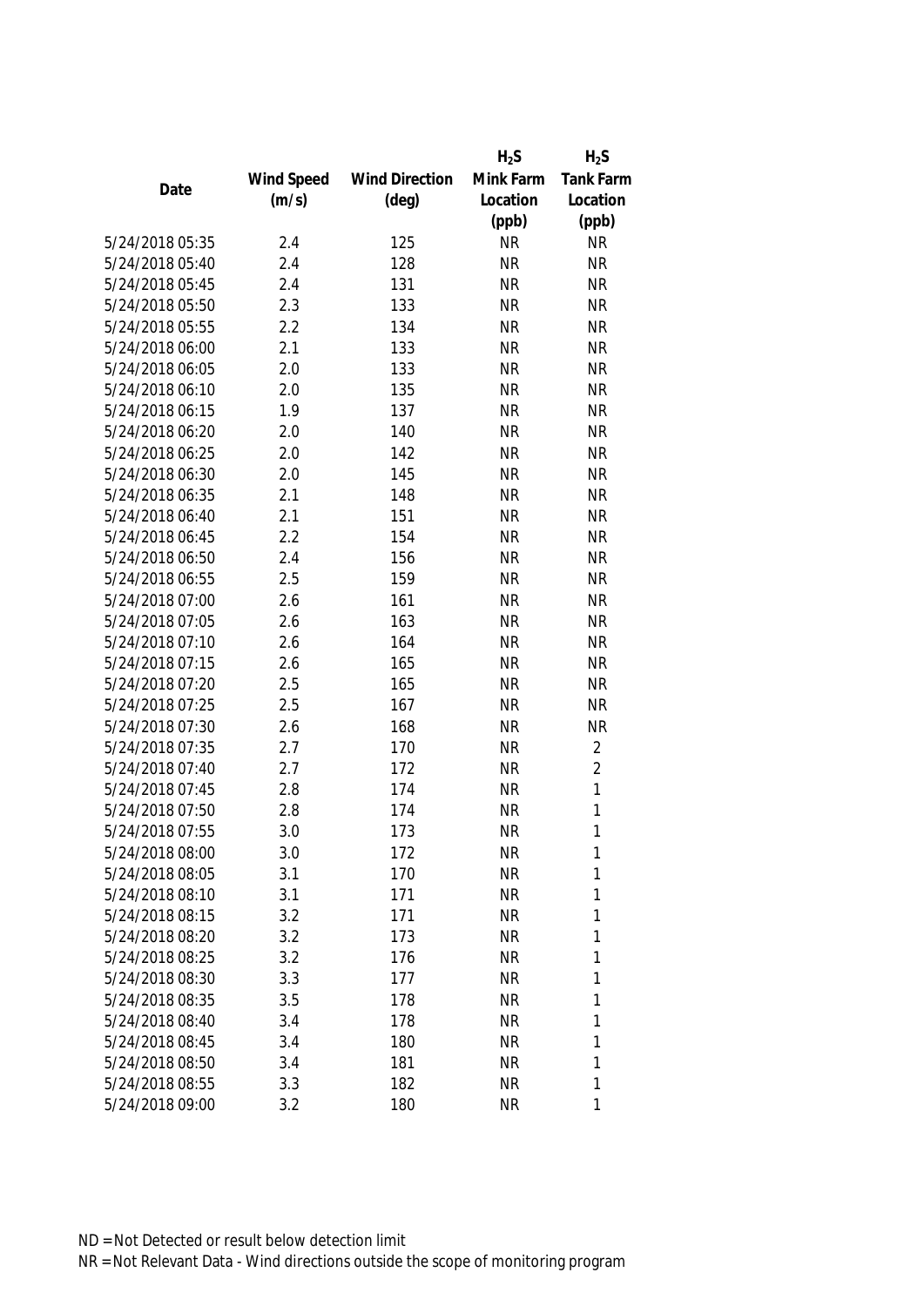| Date | Wind Speed (m/s) | Wind Direction (deg) | $H_2S$ Mink Farm Location (ppb) | $H_2S$ Tank Farm Location (ppb) |
|---|---|---|---|---|
| 5/24/2018 05:35 | 2.4 | 125 | NR | NR |
| 5/24/2018 05:40 | 2.4 | 128 | NR | NR |
| 5/24/2018 05:45 | 2.4 | 131 | NR | NR |
| 5/24/2018 05:50 | 2.3 | 133 | NR | NR |
| 5/24/2018 05:55 | 2.2 | 134 | NR | NR |
| 5/24/2018 06:00 | 2.1 | 133 | NR | NR |
| 5/24/2018 06:05 | 2.0 | 133 | NR | NR |
| 5/24/2018 06:10 | 2.0 | 135 | NR | NR |
| 5/24/2018 06:15 | 1.9 | 137 | NR | NR |
| 5/24/2018 06:20 | 2.0 | 140 | NR | NR |
| 5/24/2018 06:25 | 2.0 | 142 | NR | NR |
| 5/24/2018 06:30 | 2.0 | 145 | NR | NR |
| 5/24/2018 06:35 | 2.1 | 148 | NR | NR |
| 5/24/2018 06:40 | 2.1 | 151 | NR | NR |
| 5/24/2018 06:45 | 2.2 | 154 | NR | NR |
| 5/24/2018 06:50 | 2.4 | 156 | NR | NR |
| 5/24/2018 06:55 | 2.5 | 159 | NR | NR |
| 5/24/2018 07:00 | 2.6 | 161 | NR | NR |
| 5/24/2018 07:05 | 2.6 | 163 | NR | NR |
| 5/24/2018 07:10 | 2.6 | 164 | NR | NR |
| 5/24/2018 07:15 | 2.6 | 165 | NR | NR |
| 5/24/2018 07:20 | 2.5 | 165 | NR | NR |
| 5/24/2018 07:25 | 2.5 | 167 | NR | NR |
| 5/24/2018 07:30 | 2.6 | 168 | NR | NR |
| 5/24/2018 07:35 | 2.7 | 170 | NR | 2 |
| 5/24/2018 07:40 | 2.7 | 172 | NR | 2 |
| 5/24/2018 07:45 | 2.8 | 174 | NR | 1 |
| 5/24/2018 07:50 | 2.8 | 174 | NR | 1 |
| 5/24/2018 07:55 | 3.0 | 173 | NR | 1 |
| 5/24/2018 08:00 | 3.0 | 172 | NR | 1 |
| 5/24/2018 08:05 | 3.1 | 170 | NR | 1 |
| 5/24/2018 08:10 | 3.1 | 171 | NR | 1 |
| 5/24/2018 08:15 | 3.2 | 171 | NR | 1 |
| 5/24/2018 08:20 | 3.2 | 173 | NR | 1 |
| 5/24/2018 08:25 | 3.2 | 176 | NR | 1 |
| 5/24/2018 08:30 | 3.3 | 177 | NR | 1 |
| 5/24/2018 08:35 | 3.5 | 178 | NR | 1 |
| 5/24/2018 08:40 | 3.4 | 178 | NR | 1 |
| 5/24/2018 08:45 | 3.4 | 180 | NR | 1 |
| 5/24/2018 08:50 | 3.4 | 181 | NR | 1 |
| 5/24/2018 08:55 | 3.3 | 182 | NR | 1 |
| 5/24/2018 09:00 | 3.2 | 180 | NR | 1 |

ND = Not Detected or result below detection limit

NR = Not Relevant Data - Wind directions outside the scope of monitoring program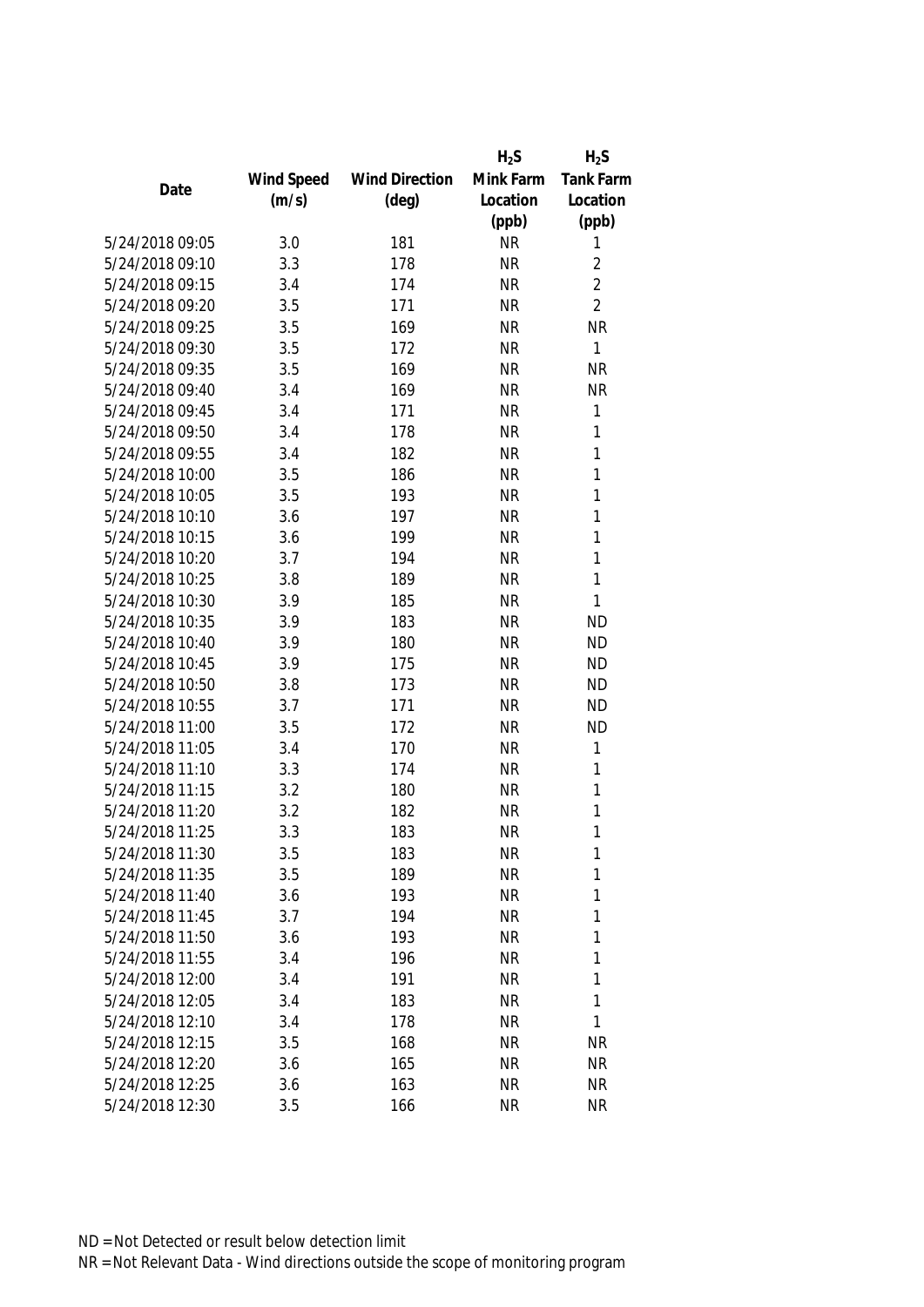| Date | Wind Speed (m/s) | Wind Direction (deg) | $H_2S$ Mink Farm Location (ppb) | $H_2S$ Tank Farm Location (ppb) |
|---|---|---|---|---|
| 5/24/2018 09:05 | 3.0 | 181 | NR | 1 |
| 5/24/2018 09:10 | 3.3 | 178 | NR | 2 |
| 5/24/2018 09:15 | 3.4 | 174 | NR | 2 |
| 5/24/2018 09:20 | 3.5 | 171 | NR | 2 |
| 5/24/2018 09:25 | 3.5 | 169 | NR | NR |
| 5/24/2018 09:30 | 3.5 | 172 | NR | 1 |
| 5/24/2018 09:35 | 3.5 | 169 | NR | NR |
| 5/24/2018 09:40 | 3.4 | 169 | NR | NR |
| 5/24/2018 09:45 | 3.4 | 171 | NR | 1 |
| 5/24/2018 09:50 | 3.4 | 178 | NR | 1 |
| 5/24/2018 09:55 | 3.4 | 182 | NR | 1 |
| 5/24/2018 10:00 | 3.5 | 186 | NR | 1 |
| 5/24/2018 10:05 | 3.5 | 193 | NR | 1 |
| 5/24/2018 10:10 | 3.6 | 197 | NR | 1 |
| 5/24/2018 10:15 | 3.6 | 199 | NR | 1 |
| 5/24/2018 10:20 | 3.7 | 194 | NR | 1 |
| 5/24/2018 10:25 | 3.8 | 189 | NR | 1 |
| 5/24/2018 10:30 | 3.9 | 185 | NR | 1 |
| 5/24/2018 10:35 | 3.9 | 183 | NR | ND |
| 5/24/2018 10:40 | 3.9 | 180 | NR | ND |
| 5/24/2018 10:45 | 3.9 | 175 | NR | ND |
| 5/24/2018 10:50 | 3.8 | 173 | NR | ND |
| 5/24/2018 10:55 | 3.7 | 171 | NR | ND |
| 5/24/2018 11:00 | 3.5 | 172 | NR | ND |
| 5/24/2018 11:05 | 3.4 | 170 | NR | 1 |
| 5/24/2018 11:10 | 3.3 | 174 | NR | 1 |
| 5/24/2018 11:15 | 3.2 | 180 | NR | 1 |
| 5/24/2018 11:20 | 3.2 | 182 | NR | 1 |
| 5/24/2018 11:25 | 3.3 | 183 | NR | 1 |
| 5/24/2018 11:30 | 3.5 | 183 | NR | 1 |
| 5/24/2018 11:35 | 3.5 | 189 | NR | 1 |
| 5/24/2018 11:40 | 3.6 | 193 | NR | 1 |
| 5/24/2018 11:45 | 3.7 | 194 | NR | 1 |
| 5/24/2018 11:50 | 3.6 | 193 | NR | 1 |
| 5/24/2018 11:55 | 3.4 | 196 | NR | 1 |
| 5/24/2018 12:00 | 3.4 | 191 | NR | 1 |
| 5/24/2018 12:05 | 3.4 | 183 | NR | 1 |
| 5/24/2018 12:10 | 3.4 | 178 | NR | 1 |
| 5/24/2018 12:15 | 3.5 | 168 | NR | NR |
| 5/24/2018 12:20 | 3.6 | 165 | NR | NR |
| 5/24/2018 12:25 | 3.6 | 163 | NR | NR |
| 5/24/2018 12:30 | 3.5 | 166 | NR | NR |

ND = Not Detected or result below detection limit

NR = Not Relevant Data - Wind directions outside the scope of monitoring program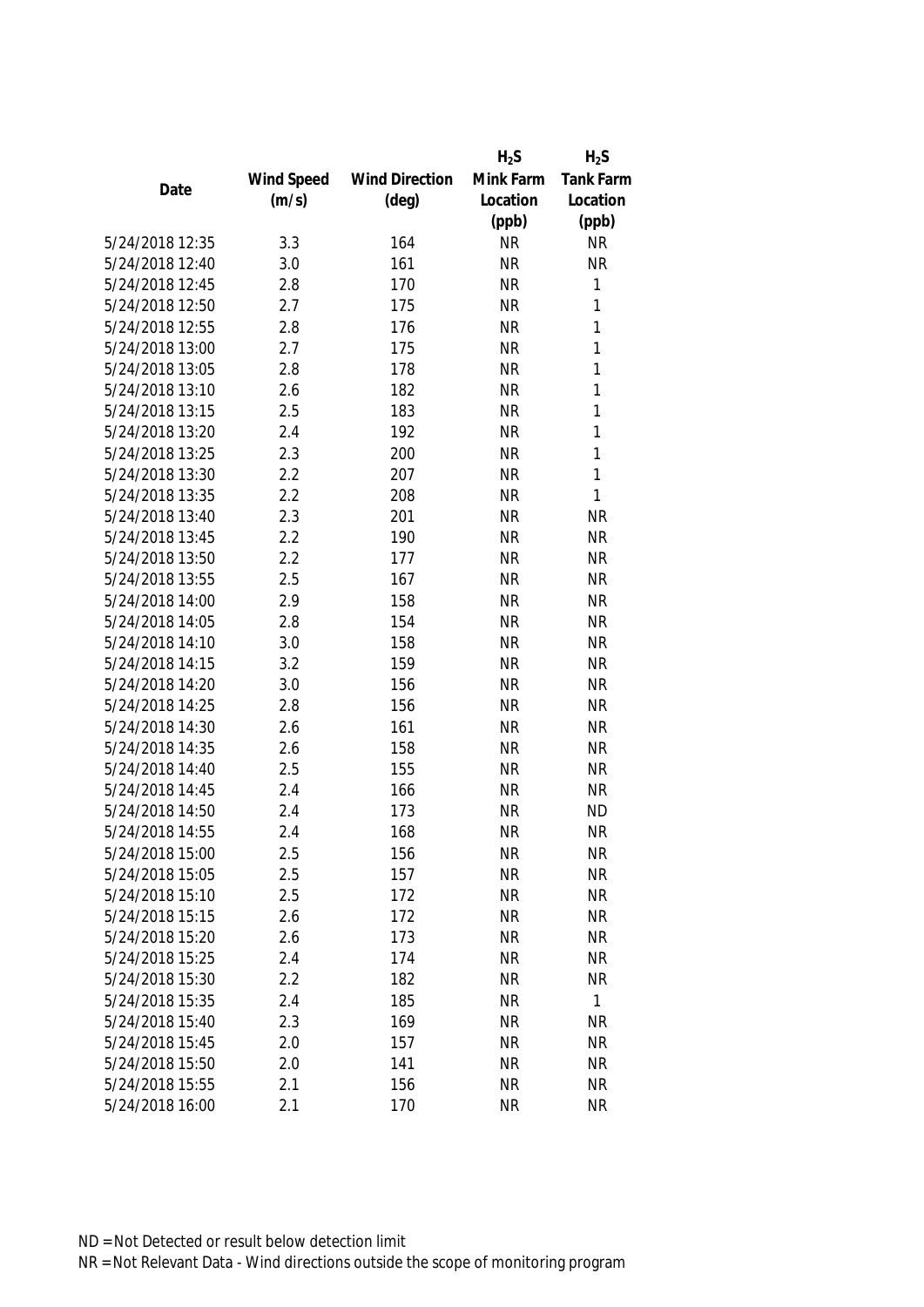| Date | Wind Speed (m/s) | Wind Direction (deg) | $H_2S$ Mink Farm Location (ppb) | $H_2S$ Tank Farm Location (ppb) |
| --- | --- | --- | --- | --- |
| 5/24/2018 12:35 | 3.3 | 164 | NR | NR |
| 5/24/2018 12:40 | 3.0 | 161 | NR | NR |
| 5/24/2018 12:45 | 2.8 | 170 | NR | 1 |
| 5/24/2018 12:50 | 2.7 | 175 | NR | 1 |
| 5/24/2018 12:55 | 2.8 | 176 | NR | 1 |
| 5/24/2018 13:00 | 2.7 | 175 | NR | 1 |
| 5/24/2018 13:05 | 2.8 | 178 | NR | 1 |
| 5/24/2018 13:10 | 2.6 | 182 | NR | 1 |
| 5/24/2018 13:15 | 2.5 | 183 | NR | 1 |
| 5/24/2018 13:20 | 2.4 | 192 | NR | 1 |
| 5/24/2018 13:25 | 2.3 | 200 | NR | 1 |
| 5/24/2018 13:30 | 2.2 | 207 | NR | 1 |
| 5/24/2018 13:35 | 2.2 | 208 | NR | 1 |
| 5/24/2018 13:40 | 2.3 | 201 | NR | NR |
| 5/24/2018 13:45 | 2.2 | 190 | NR | NR |
| 5/24/2018 13:50 | 2.2 | 177 | NR | NR |
| 5/24/2018 13:55 | 2.5 | 167 | NR | NR |
| 5/24/2018 14:00 | 2.9 | 158 | NR | NR |
| 5/24/2018 14:05 | 2.8 | 154 | NR | NR |
| 5/24/2018 14:10 | 3.0 | 158 | NR | NR |
| 5/24/2018 14:15 | 3.2 | 159 | NR | NR |
| 5/24/2018 14:20 | 3.0 | 156 | NR | NR |
| 5/24/2018 14:25 | 2.8 | 156 | NR | NR |
| 5/24/2018 14:30 | 2.6 | 161 | NR | NR |
| 5/24/2018 14:35 | 2.6 | 158 | NR | NR |
| 5/24/2018 14:40 | 2.5 | 155 | NR | NR |
| 5/24/2018 14:45 | 2.4 | 166 | NR | NR |
| 5/24/2018 14:50 | 2.4 | 173 | NR | ND |
| 5/24/2018 14:55 | 2.4 | 168 | NR | NR |
| 5/24/2018 15:00 | 2.5 | 156 | NR | NR |
| 5/24/2018 15:05 | 2.5 | 157 | NR | NR |
| 5/24/2018 15:10 | 2.5 | 172 | NR | NR |
| 5/24/2018 15:15 | 2.6 | 172 | NR | NR |
| 5/24/2018 15:20 | 2.6 | 173 | NR | NR |
| 5/24/2018 15:25 | 2.4 | 174 | NR | NR |
| 5/24/2018 15:30 | 2.2 | 182 | NR | NR |
| 5/24/2018 15:35 | 2.4 | 185 | NR | 1 |
| 5/24/2018 15:40 | 2.3 | 169 | NR | NR |
| 5/24/2018 15:45 | 2.0 | 157 | NR | NR |
| 5/24/2018 15:50 | 2.0 | 141 | NR | NR |
| 5/24/2018 15:55 | 2.1 | 156 | NR | NR |
| 5/24/2018 16:00 | 2.1 | 170 | NR | NR |

ND = Not Detected or result below detection limit

NR = Not Relevant Data - Wind directions outside the scope of monitoring program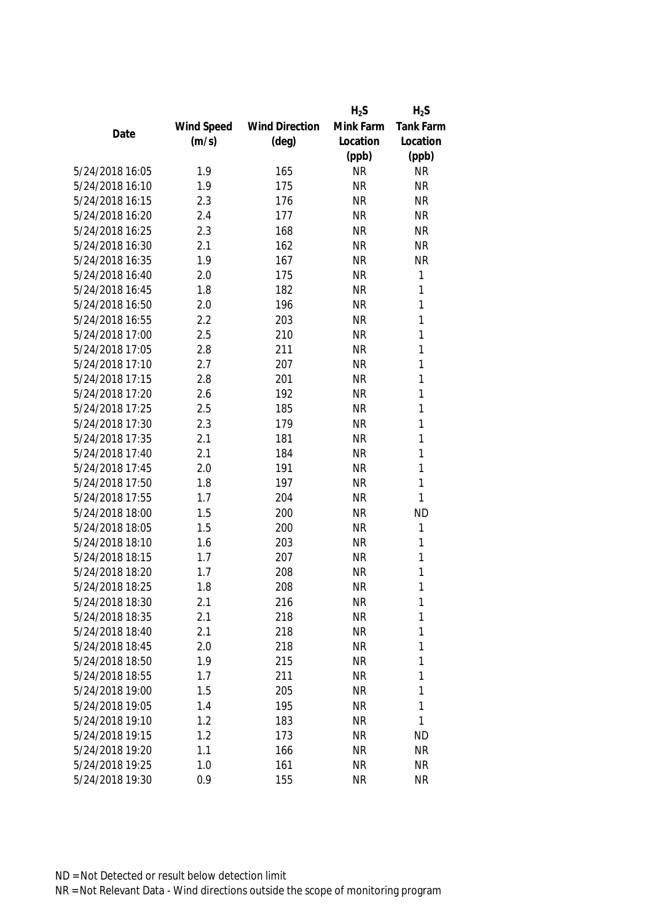| Date | Wind Speed (m/s) | Wind Direction (deg) | $H_2S$ Mink Farm Location (ppb) | $H_2S$ Tank Farm Location (ppb) |
|---|---|---|---|---|
| 5/24/2018 16:05 | 1.9 | 165 | NR | NR |
| 5/24/2018 16:10 | 1.9 | 175 | NR | NR |
| 5/24/2018 16:15 | 2.3 | 176 | NR | NR |
| 5/24/2018 16:20 | 2.4 | 177 | NR | NR |
| 5/24/2018 16:25 | 2.3 | 168 | NR | NR |
| 5/24/2018 16:30 | 2.1 | 162 | NR | NR |
| 5/24/2018 16:35 | 1.9 | 167 | NR | NR |
| 5/24/2018 16:40 | 2.0 | 175 | NR | 1 |
| 5/24/2018 16:45 | 1.8 | 182 | NR | 1 |
| 5/24/2018 16:50 | 2.0 | 196 | NR | 1 |
| 5/24/2018 16:55 | 2.2 | 203 | NR | 1 |
| 5/24/2018 17:00 | 2.5 | 210 | NR | 1 |
| 5/24/2018 17:05 | 2.8 | 211 | NR | 1 |
| 5/24/2018 17:10 | 2.7 | 207 | NR | 1 |
| 5/24/2018 17:15 | 2.8 | 201 | NR | 1 |
| 5/24/2018 17:20 | 2.6 | 192 | NR | 1 |
| 5/24/2018 17:25 | 2.5 | 185 | NR | 1 |
| 5/24/2018 17:30 | 2.3 | 179 | NR | 1 |
| 5/24/2018 17:35 | 2.1 | 181 | NR | 1 |
| 5/24/2018 17:40 | 2.1 | 184 | NR | 1 |
| 5/24/2018 17:45 | 2.0 | 191 | NR | 1 |
| 5/24/2018 17:50 | 1.8 | 197 | NR | 1 |
| 5/24/2018 17:55 | 1.7 | 204 | NR | 1 |
| 5/24/2018 18:00 | 1.5 | 200 | NR | ND |
| 5/24/2018 18:05 | 1.5 | 200 | NR | 1 |
| 5/24/2018 18:10 | 1.6 | 203 | NR | 1 |
| 5/24/2018 18:15 | 1.7 | 207 | NR | 1 |
| 5/24/2018 18:20 | 1.7 | 208 | NR | 1 |
| 5/24/2018 18:25 | 1.8 | 208 | NR | 1 |
| 5/24/2018 18:30 | 2.1 | 216 | NR | 1 |
| 5/24/2018 18:35 | 2.1 | 218 | NR | 1 |
| 5/24/2018 18:40 | 2.1 | 218 | NR | 1 |
| 5/24/2018 18:45 | 2.0 | 218 | NR | 1 |
| 5/24/2018 18:50 | 1.9 | 215 | NR | 1 |
| 5/24/2018 18:55 | 1.7 | 211 | NR | 1 |
| 5/24/2018 19:00 | 1.5 | 205 | NR | 1 |
| 5/24/2018 19:05 | 1.4 | 195 | NR | 1 |
| 5/24/2018 19:10 | 1.2 | 183 | NR | 1 |
| 5/24/2018 19:15 | 1.2 | 173 | NR | ND |
| 5/24/2018 19:20 | 1.1 | 166 | NR | NR |
| 5/24/2018 19:25 | 1.0 | 161 | NR | NR |
| 5/24/2018 19:30 | 0.9 | 155 | NR | NR |

ND = Not Detected or result below detection limit

NR = Not Relevant Data - Wind directions outside the scope of monitoring program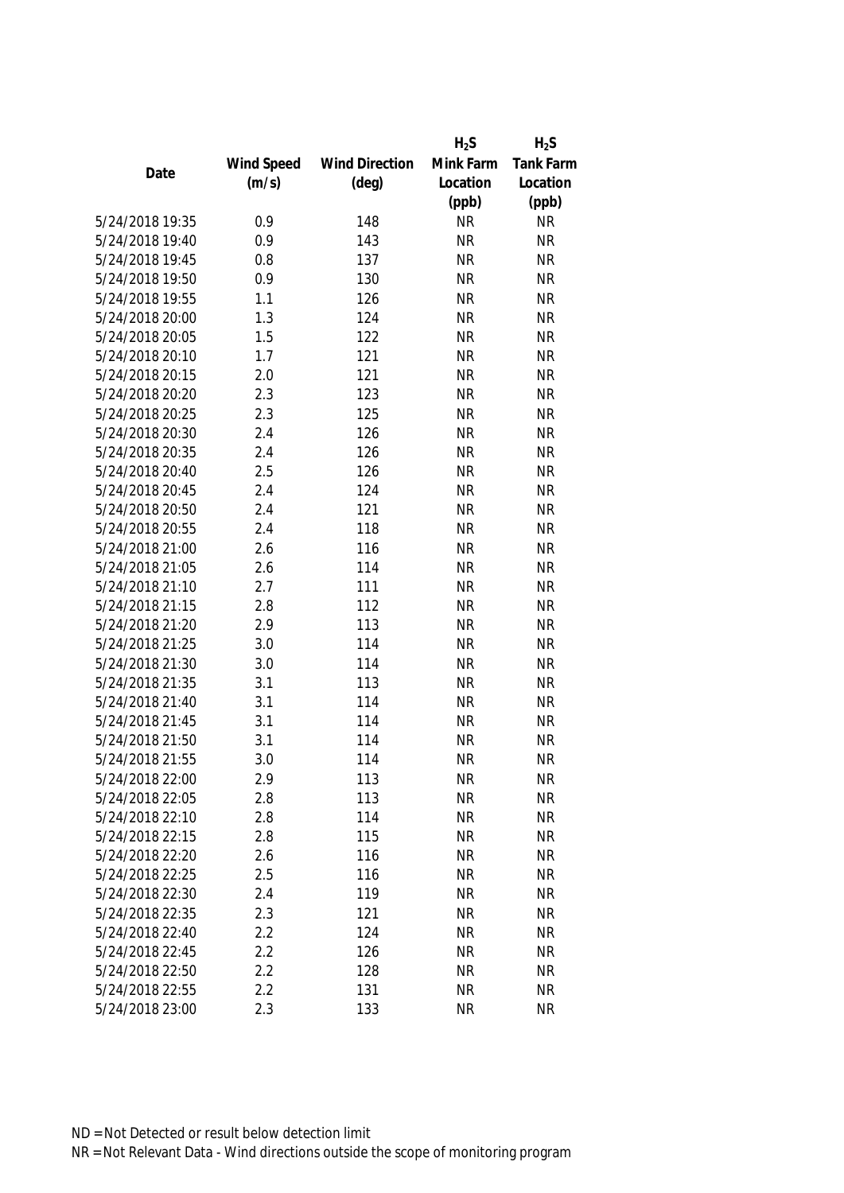| Date | Wind Speed (m/s) | Wind Direction (deg) | $H_2S$ Mink Farm Location (ppb) | $H_2S$ Tank Farm Location (ppb) |
|---|---|---|---|---|
| 5/24/2018 19:35 | 0.9 | 148 | NR | NR |
| 5/24/2018 19:40 | 0.9 | 143 | NR | NR |
| 5/24/2018 19:45 | 0.8 | 137 | NR | NR |
| 5/24/2018 19:50 | 0.9 | 130 | NR | NR |
| 5/24/2018 19:55 | 1.1 | 126 | NR | NR |
| 5/24/2018 20:00 | 1.3 | 124 | NR | NR |
| 5/24/2018 20:05 | 1.5 | 122 | NR | NR |
| 5/24/2018 20:10 | 1.7 | 121 | NR | NR |
| 5/24/2018 20:15 | 2.0 | 121 | NR | NR |
| 5/24/2018 20:20 | 2.3 | 123 | NR | NR |
| 5/24/2018 20:25 | 2.3 | 125 | NR | NR |
| 5/24/2018 20:30 | 2.4 | 126 | NR | NR |
| 5/24/2018 20:35 | 2.4 | 126 | NR | NR |
| 5/24/2018 20:40 | 2.5 | 126 | NR | NR |
| 5/24/2018 20:45 | 2.4 | 124 | NR | NR |
| 5/24/2018 20:50 | 2.4 | 121 | NR | NR |
| 5/24/2018 20:55 | 2.4 | 118 | NR | NR |
| 5/24/2018 21:00 | 2.6 | 116 | NR | NR |
| 5/24/2018 21:05 | 2.6 | 114 | NR | NR |
| 5/24/2018 21:10 | 2.7 | 111 | NR | NR |
| 5/24/2018 21:15 | 2.8 | 112 | NR | NR |
| 5/24/2018 21:20 | 2.9 | 113 | NR | NR |
| 5/24/2018 21:25 | 3.0 | 114 | NR | NR |
| 5/24/2018 21:30 | 3.0 | 114 | NR | NR |
| 5/24/2018 21:35 | 3.1 | 113 | NR | NR |
| 5/24/2018 21:40 | 3.1 | 114 | NR | NR |
| 5/24/2018 21:45 | 3.1 | 114 | NR | NR |
| 5/24/2018 21:50 | 3.1 | 114 | NR | NR |
| 5/24/2018 21:55 | 3.0 | 114 | NR | NR |
| 5/24/2018 22:00 | 2.9 | 113 | NR | NR |
| 5/24/2018 22:05 | 2.8 | 113 | NR | NR |
| 5/24/2018 22:10 | 2.8 | 114 | NR | NR |
| 5/24/2018 22:15 | 2.8 | 115 | NR | NR |
| 5/24/2018 22:20 | 2.6 | 116 | NR | NR |
| 5/24/2018 22:25 | 2.5 | 116 | NR | NR |
| 5/24/2018 22:30 | 2.4 | 119 | NR | NR |
| 5/24/2018 22:35 | 2.3 | 121 | NR | NR |
| 5/24/2018 22:40 | 2.2 | 124 | NR | NR |
| 5/24/2018 22:45 | 2.2 | 126 | NR | NR |
| 5/24/2018 22:50 | 2.2 | 128 | NR | NR |
| 5/24/2018 22:55 | 2.2 | 131 | NR | NR |
| 5/24/2018 23:00 | 2.3 | 133 | NR | NR |

ND = Not Detected or result below detection limit
NR = Not Relevant Data - Wind directions outside the scope of monitoring program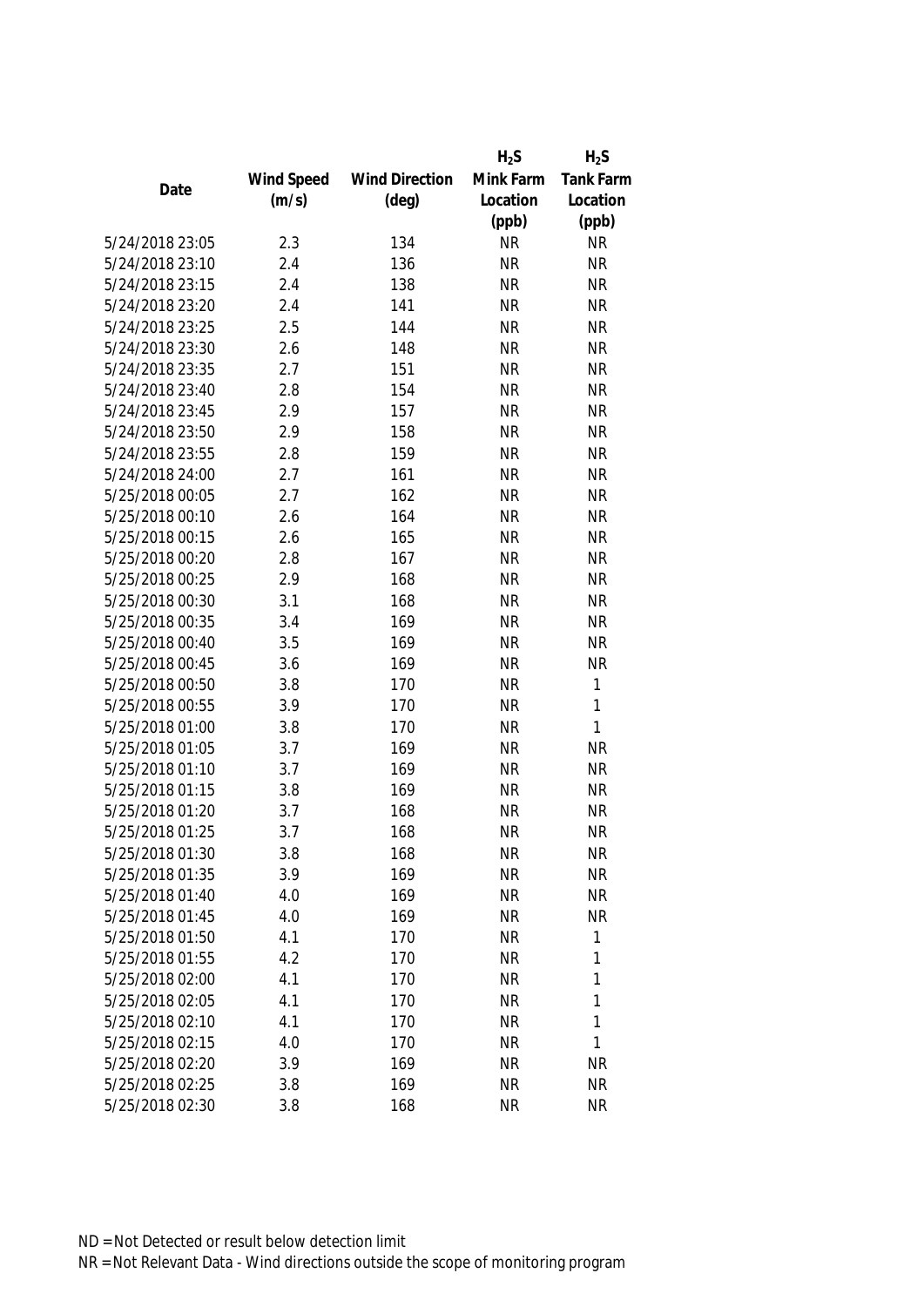| Date | Wind Speed (m/s) | Wind Direction (deg) | $H_2S$ Mink Farm Location (ppb) | $H_2S$ Tank Farm Location (ppb) |
|---|---|---|---|---|
| 5/24/2018 23:05 | 2.3 | 134 | NR | NR |
| 5/24/2018 23:10 | 2.4 | 136 | NR | NR |
| 5/24/2018 23:15 | 2.4 | 138 | NR | NR |
| 5/24/2018 23:20 | 2.4 | 141 | NR | NR |
| 5/24/2018 23:25 | 2.5 | 144 | NR | NR |
| 5/24/2018 23:30 | 2.6 | 148 | NR | NR |
| 5/24/2018 23:35 | 2.7 | 151 | NR | NR |
| 5/24/2018 23:40 | 2.8 | 154 | NR | NR |
| 5/24/2018 23:45 | 2.9 | 157 | NR | NR |
| 5/24/2018 23:50 | 2.9 | 158 | NR | NR |
| 5/24/2018 23:55 | 2.8 | 159 | NR | NR |
| 5/24/2018 24:00 | 2.7 | 161 | NR | NR |
| 5/25/2018 00:05 | 2.7 | 162 | NR | NR |
| 5/25/2018 00:10 | 2.6 | 164 | NR | NR |
| 5/25/2018 00:15 | 2.6 | 165 | NR | NR |
| 5/25/2018 00:20 | 2.8 | 167 | NR | NR |
| 5/25/2018 00:25 | 2.9 | 168 | NR | NR |
| 5/25/2018 00:30 | 3.1 | 168 | NR | NR |
| 5/25/2018 00:35 | 3.4 | 169 | NR | NR |
| 5/25/2018 00:40 | 3.5 | 169 | NR | NR |
| 5/25/2018 00:45 | 3.6 | 169 | NR | NR |
| 5/25/2018 00:50 | 3.8 | 170 | NR | 1 |
| 5/25/2018 00:55 | 3.9 | 170 | NR | 1 |
| 5/25/2018 01:00 | 3.8 | 170 | NR | 1 |
| 5/25/2018 01:05 | 3.7 | 169 | NR | NR |
| 5/25/2018 01:10 | 3.7 | 169 | NR | NR |
| 5/25/2018 01:15 | 3.8 | 169 | NR | NR |
| 5/25/2018 01:20 | 3.7 | 168 | NR | NR |
| 5/25/2018 01:25 | 3.7 | 168 | NR | NR |
| 5/25/2018 01:30 | 3.8 | 168 | NR | NR |
| 5/25/2018 01:35 | 3.9 | 169 | NR | NR |
| 5/25/2018 01:40 | 4.0 | 169 | NR | NR |
| 5/25/2018 01:45 | 4.0 | 169 | NR | NR |
| 5/25/2018 01:50 | 4.1 | 170 | NR | 1 |
| 5/25/2018 01:55 | 4.2 | 170 | NR | 1 |
| 5/25/2018 02:00 | 4.1 | 170 | NR | 1 |
| 5/25/2018 02:05 | 4.1 | 170 | NR | 1 |
| 5/25/2018 02:10 | 4.1 | 170 | NR | 1 |
| 5/25/2018 02:15 | 4.0 | 170 | NR | 1 |
| 5/25/2018 02:20 | 3.9 | 169 | NR | NR |
| 5/25/2018 02:25 | 3.8 | 169 | NR | NR |
| 5/25/2018 02:30 | 3.8 | 168 | NR | NR |

ND = Not Detected or result below detection limit

NR = Not Relevant Data - Wind directions outside the scope of monitoring program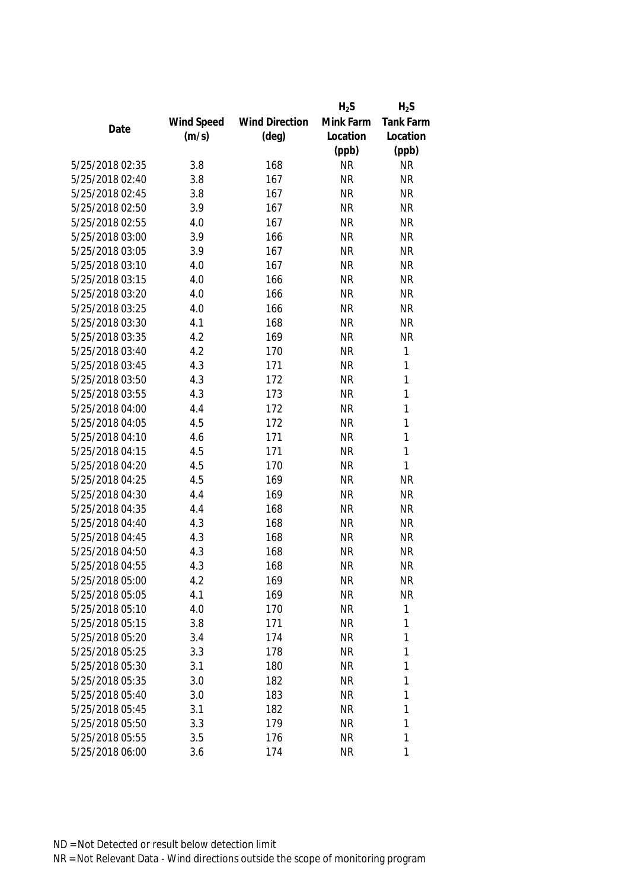| Date | Wind Speed (m/s) | Wind Direction (deg) | $H_2S$ Mink Farm Location (ppb) | $H_2S$ Tank Farm Location (ppb) |
|---|---|---|---|---|
| 5/25/2018 02:35 | 3.8 | 168 | NR | NR |
| 5/25/2018 02:40 | 3.8 | 167 | NR | NR |
| 5/25/2018 02:45 | 3.8 | 167 | NR | NR |
| 5/25/2018 02:50 | 3.9 | 167 | NR | NR |
| 5/25/2018 02:55 | 4.0 | 167 | NR | NR |
| 5/25/2018 03:00 | 3.9 | 166 | NR | NR |
| 5/25/2018 03:05 | 3.9 | 167 | NR | NR |
| 5/25/2018 03:10 | 4.0 | 167 | NR | NR |
| 5/25/2018 03:15 | 4.0 | 166 | NR | NR |
| 5/25/2018 03:20 | 4.0 | 166 | NR | NR |
| 5/25/2018 03:25 | 4.0 | 166 | NR | NR |
| 5/25/2018 03:30 | 4.1 | 168 | NR | NR |
| 5/25/2018 03:35 | 4.2 | 169 | NR | NR |
| 5/25/2018 03:40 | 4.2 | 170 | NR | 1 |
| 5/25/2018 03:45 | 4.3 | 171 | NR | 1 |
| 5/25/2018 03:50 | 4.3 | 172 | NR | 1 |
| 5/25/2018 03:55 | 4.3 | 173 | NR | 1 |
| 5/25/2018 04:00 | 4.4 | 172 | NR | 1 |
| 5/25/2018 04:05 | 4.5 | 172 | NR | 1 |
| 5/25/2018 04:10 | 4.6 | 171 | NR | 1 |
| 5/25/2018 04:15 | 4.5 | 171 | NR | 1 |
| 5/25/2018 04:20 | 4.5 | 170 | NR | 1 |
| 5/25/2018 04:25 | 4.5 | 169 | NR | NR |
| 5/25/2018 04:30 | 4.4 | 169 | NR | NR |
| 5/25/2018 04:35 | 4.4 | 168 | NR | NR |
| 5/25/2018 04:40 | 4.3 | 168 | NR | NR |
| 5/25/2018 04:45 | 4.3 | 168 | NR | NR |
| 5/25/2018 04:50 | 4.3 | 168 | NR | NR |
| 5/25/2018 04:55 | 4.3 | 168 | NR | NR |
| 5/25/2018 05:00 | 4.2 | 169 | NR | NR |
| 5/25/2018 05:05 | 4.1 | 169 | NR | NR |
| 5/25/2018 05:10 | 4.0 | 170 | NR | 1 |
| 5/25/2018 05:15 | 3.8 | 171 | NR | 1 |
| 5/25/2018 05:20 | 3.4 | 174 | NR | 1 |
| 5/25/2018 05:25 | 3.3 | 178 | NR | 1 |
| 5/25/2018 05:30 | 3.1 | 180 | NR | 1 |
| 5/25/2018 05:35 | 3.0 | 182 | NR | 1 |
| 5/25/2018 05:40 | 3.0 | 183 | NR | 1 |
| 5/25/2018 05:45 | 3.1 | 182 | NR | 1 |
| 5/25/2018 05:50 | 3.3 | 179 | NR | 1 |
| 5/25/2018 05:55 | 3.5 | 176 | NR | 1 |
| 5/25/2018 06:00 | 3.6 | 174 | NR | 1 |

ND = Not Detected or result below detection limit

NR = Not Relevant Data - Wind directions outside the scope of monitoring program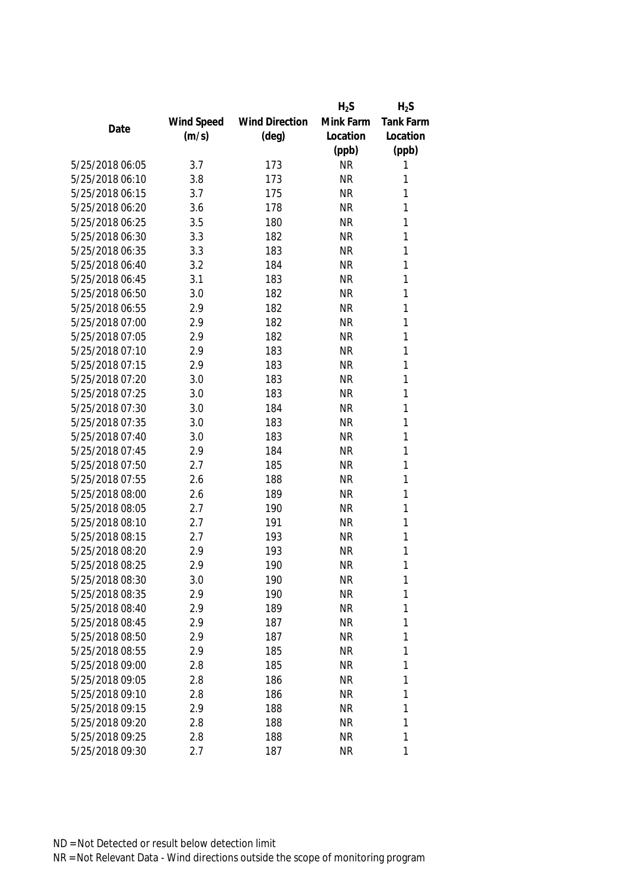| Date | Wind Speed (m/s) | Wind Direction (deg) | $H_2S$ Mink Farm Location (ppb) | $H_2S$ Tank Farm Location (ppb) |
|---|---|---|---|---|
| 5/25/2018 06:05 | 3.7 | 173 | NR | 1 |
| 5/25/2018 06:10 | 3.8 | 173 | NR | 1 |
| 5/25/2018 06:15 | 3.7 | 175 | NR | 1 |
| 5/25/2018 06:20 | 3.6 | 178 | NR | 1 |
| 5/25/2018 06:25 | 3.5 | 180 | NR | 1 |
| 5/25/2018 06:30 | 3.3 | 182 | NR | 1 |
| 5/25/2018 06:35 | 3.3 | 183 | NR | 1 |
| 5/25/2018 06:40 | 3.2 | 184 | NR | 1 |
| 5/25/2018 06:45 | 3.1 | 183 | NR | 1 |
| 5/25/2018 06:50 | 3.0 | 182 | NR | 1 |
| 5/25/2018 06:55 | 2.9 | 182 | NR | 1 |
| 5/25/2018 07:00 | 2.9 | 182 | NR | 1 |
| 5/25/2018 07:05 | 2.9 | 182 | NR | 1 |
| 5/25/2018 07:10 | 2.9 | 183 | NR | 1 |
| 5/25/2018 07:15 | 2.9 | 183 | NR | 1 |
| 5/25/2018 07:20 | 3.0 | 183 | NR | 1 |
| 5/25/2018 07:25 | 3.0 | 183 | NR | 1 |
| 5/25/2018 07:30 | 3.0 | 184 | NR | 1 |
| 5/25/2018 07:35 | 3.0 | 183 | NR | 1 |
| 5/25/2018 07:40 | 3.0 | 183 | NR | 1 |
| 5/25/2018 07:45 | 2.9 | 184 | NR | 1 |
| 5/25/2018 07:50 | 2.7 | 185 | NR | 1 |
| 5/25/2018 07:55 | 2.6 | 188 | NR | 1 |
| 5/25/2018 08:00 | 2.6 | 189 | NR | 1 |
| 5/25/2018 08:05 | 2.7 | 190 | NR | 1 |
| 5/25/2018 08:10 | 2.7 | 191 | NR | 1 |
| 5/25/2018 08:15 | 2.7 | 193 | NR | 1 |
| 5/25/2018 08:20 | 2.9 | 193 | NR | 1 |
| 5/25/2018 08:25 | 2.9 | 190 | NR | 1 |
| 5/25/2018 08:30 | 3.0 | 190 | NR | 1 |
| 5/25/2018 08:35 | 2.9 | 190 | NR | 1 |
| 5/25/2018 08:40 | 2.9 | 189 | NR | 1 |
| 5/25/2018 08:45 | 2.9 | 187 | NR | 1 |
| 5/25/2018 08:50 | 2.9 | 187 | NR | 1 |
| 5/25/2018 08:55 | 2.9 | 185 | NR | 1 |
| 5/25/2018 09:00 | 2.8 | 185 | NR | 1 |
| 5/25/2018 09:05 | 2.8 | 186 | NR | 1 |
| 5/25/2018 09:10 | 2.8 | 186 | NR | 1 |
| 5/25/2018 09:15 | 2.9 | 188 | NR | 1 |
| 5/25/2018 09:20 | 2.8 | 188 | NR | 1 |
| 5/25/2018 09:25 | 2.8 | 188 | NR | 1 |
| 5/25/2018 09:30 | 2.7 | 187 | NR | 1 |

ND = Not Detected or result below detection limit

NR = Not Relevant Data - Wind directions outside the scope of monitoring program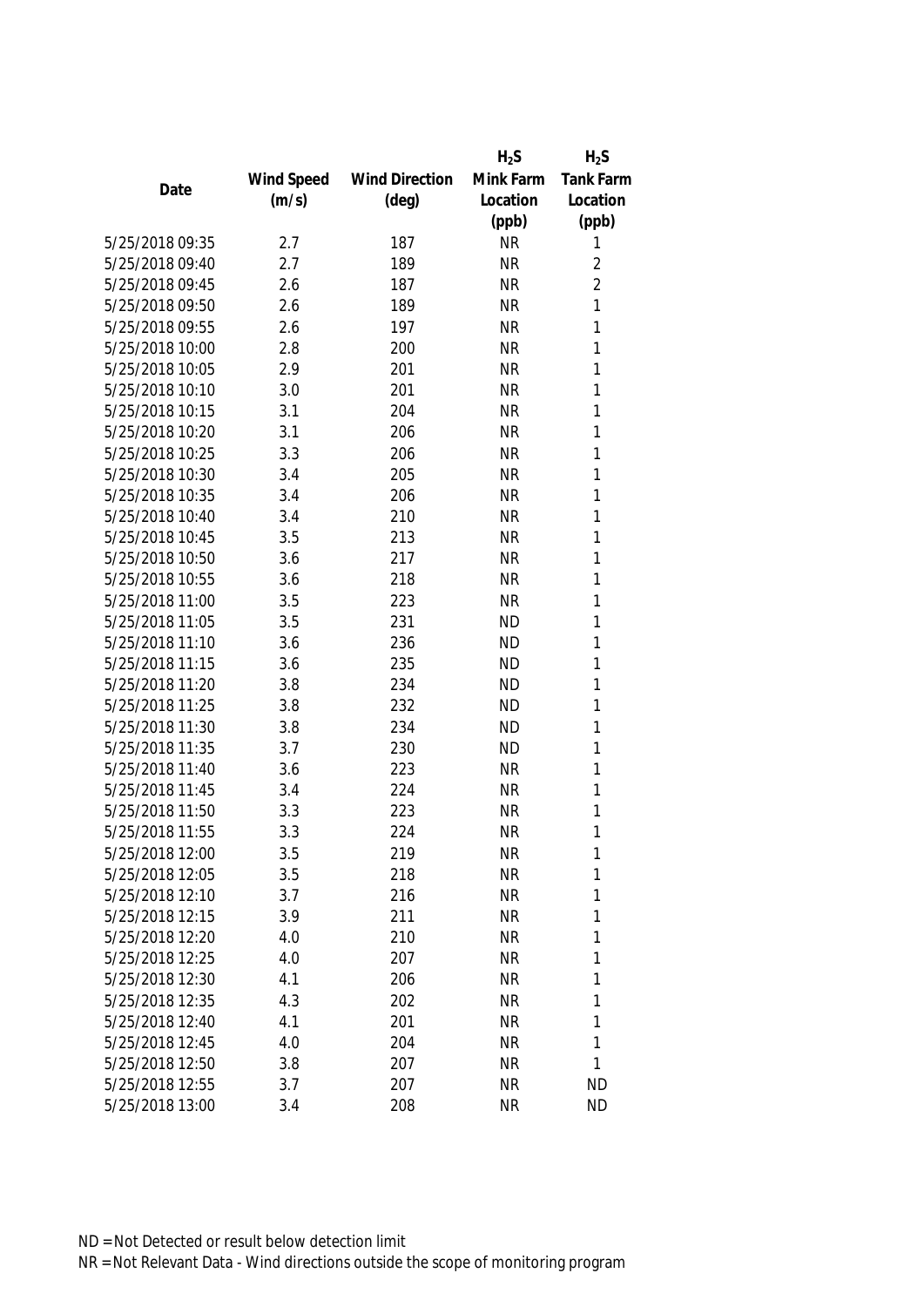| Date | Wind Speed (m/s) | Wind Direction (deg) | $H_2S$ Mink Farm Location (ppb) | $H_2S$ Tank Farm Location (ppb) |
| --- | --- | --- | --- | --- |
| 5/25/2018 09:35 | 2.7 | 187 | NR | 1 |
| 5/25/2018 09:40 | 2.7 | 189 | NR | 2 |
| 5/25/2018 09:45 | 2.6 | 187 | NR | 2 |
| 5/25/2018 09:50 | 2.6 | 189 | NR | 1 |
| 5/25/2018 09:55 | 2.6 | 197 | NR | 1 |
| 5/25/2018 10:00 | 2.8 | 200 | NR | 1 |
| 5/25/2018 10:05 | 2.9 | 201 | NR | 1 |
| 5/25/2018 10:10 | 3.0 | 201 | NR | 1 |
| 5/25/2018 10:15 | 3.1 | 204 | NR | 1 |
| 5/25/2018 10:20 | 3.1 | 206 | NR | 1 |
| 5/25/2018 10:25 | 3.3 | 206 | NR | 1 |
| 5/25/2018 10:30 | 3.4 | 205 | NR | 1 |
| 5/25/2018 10:35 | 3.4 | 206 | NR | 1 |
| 5/25/2018 10:40 | 3.4 | 210 | NR | 1 |
| 5/25/2018 10:45 | 3.5 | 213 | NR | 1 |
| 5/25/2018 10:50 | 3.6 | 217 | NR | 1 |
| 5/25/2018 10:55 | 3.6 | 218 | NR | 1 |
| 5/25/2018 11:00 | 3.5 | 223 | NR | 1 |
| 5/25/2018 11:05 | 3.5 | 231 | ND | 1 |
| 5/25/2018 11:10 | 3.6 | 236 | ND | 1 |
| 5/25/2018 11:15 | 3.6 | 235 | ND | 1 |
| 5/25/2018 11:20 | 3.8 | 234 | ND | 1 |
| 5/25/2018 11:25 | 3.8 | 232 | ND | 1 |
| 5/25/2018 11:30 | 3.8 | 234 | ND | 1 |
| 5/25/2018 11:35 | 3.7 | 230 | ND | 1 |
| 5/25/2018 11:40 | 3.6 | 223 | NR | 1 |
| 5/25/2018 11:45 | 3.4 | 224 | NR | 1 |
| 5/25/2018 11:50 | 3.3 | 223 | NR | 1 |
| 5/25/2018 11:55 | 3.3 | 224 | NR | 1 |
| 5/25/2018 12:00 | 3.5 | 219 | NR | 1 |
| 5/25/2018 12:05 | 3.5 | 218 | NR | 1 |
| 5/25/2018 12:10 | 3.7 | 216 | NR | 1 |
| 5/25/2018 12:15 | 3.9 | 211 | NR | 1 |
| 5/25/2018 12:20 | 4.0 | 210 | NR | 1 |
| 5/25/2018 12:25 | 4.0 | 207 | NR | 1 |
| 5/25/2018 12:30 | 4.1 | 206 | NR | 1 |
| 5/25/2018 12:35 | 4.3 | 202 | NR | 1 |
| 5/25/2018 12:40 | 4.1 | 201 | NR | 1 |
| 5/25/2018 12:45 | 4.0 | 204 | NR | 1 |
| 5/25/2018 12:50 | 3.8 | 207 | NR | 1 |
| 5/25/2018 12:55 | 3.7 | 207 | NR | ND |
| 5/25/2018 13:00 | 3.4 | 208 | NR | ND |

ND = Not Detected or result below detection limit

NR = Not Relevant Data - Wind directions outside the scope of monitoring program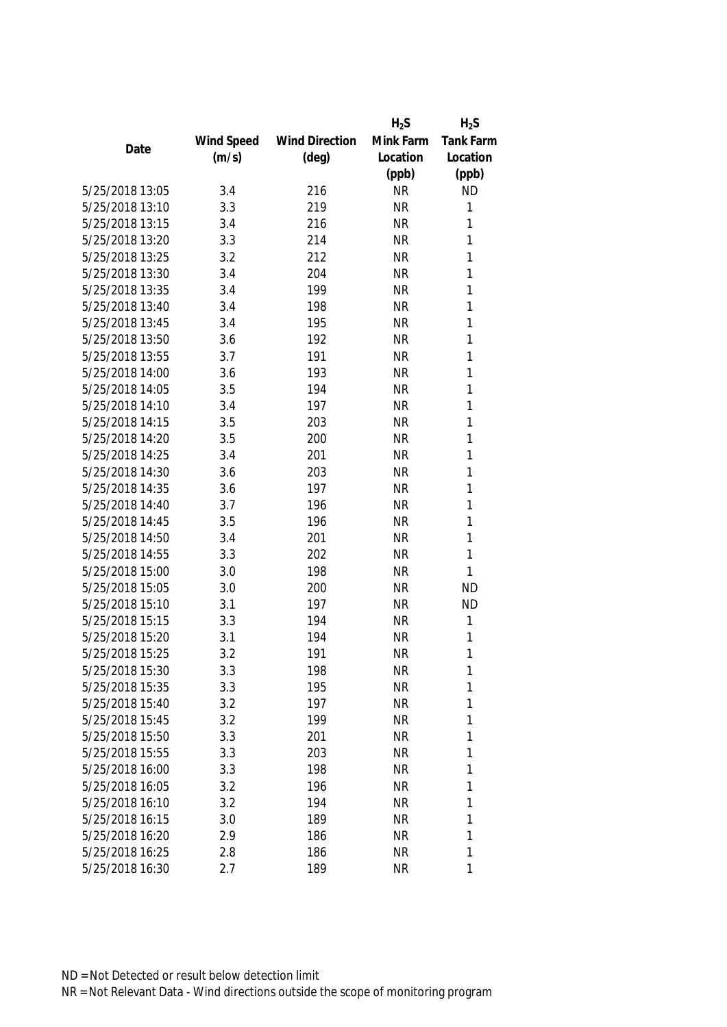| Date | Wind Speed (m/s) | Wind Direction (deg) | $H_2S$ Mink Farm Location (ppb) | $H_2S$ Tank Farm Location (ppb) |
|---|---|---|---|---|
| 5/25/2018 13:05 | 3.4 | 216 | NR | ND |
| 5/25/2018 13:10 | 3.3 | 219 | NR | 1 |
| 5/25/2018 13:15 | 3.4 | 216 | NR | 1 |
| 5/25/2018 13:20 | 3.3 | 214 | NR | 1 |
| 5/25/2018 13:25 | 3.2 | 212 | NR | 1 |
| 5/25/2018 13:30 | 3.4 | 204 | NR | 1 |
| 5/25/2018 13:35 | 3.4 | 199 | NR | 1 |
| 5/25/2018 13:40 | 3.4 | 198 | NR | 1 |
| 5/25/2018 13:45 | 3.4 | 195 | NR | 1 |
| 5/25/2018 13:50 | 3.6 | 192 | NR | 1 |
| 5/25/2018 13:55 | 3.7 | 191 | NR | 1 |
| 5/25/2018 14:00 | 3.6 | 193 | NR | 1 |
| 5/25/2018 14:05 | 3.5 | 194 | NR | 1 |
| 5/25/2018 14:10 | 3.4 | 197 | NR | 1 |
| 5/25/2018 14:15 | 3.5 | 203 | NR | 1 |
| 5/25/2018 14:20 | 3.5 | 200 | NR | 1 |
| 5/25/2018 14:25 | 3.4 | 201 | NR | 1 |
| 5/25/2018 14:30 | 3.6 | 203 | NR | 1 |
| 5/25/2018 14:35 | 3.6 | 197 | NR | 1 |
| 5/25/2018 14:40 | 3.7 | 196 | NR | 1 |
| 5/25/2018 14:45 | 3.5 | 196 | NR | 1 |
| 5/25/2018 14:50 | 3.4 | 201 | NR | 1 |
| 5/25/2018 14:55 | 3.3 | 202 | NR | 1 |
| 5/25/2018 15:00 | 3.0 | 198 | NR | 1 |
| 5/25/2018 15:05 | 3.0 | 200 | NR | ND |
| 5/25/2018 15:10 | 3.1 | 197 | NR | ND |
| 5/25/2018 15:15 | 3.3 | 194 | NR | 1 |
| 5/25/2018 15:20 | 3.1 | 194 | NR | 1 |
| 5/25/2018 15:25 | 3.2 | 191 | NR | 1 |
| 5/25/2018 15:30 | 3.3 | 198 | NR | 1 |
| 5/25/2018 15:35 | 3.3 | 195 | NR | 1 |
| 5/25/2018 15:40 | 3.2 | 197 | NR | 1 |
| 5/25/2018 15:45 | 3.2 | 199 | NR | 1 |
| 5/25/2018 15:50 | 3.3 | 201 | NR | 1 |
| 5/25/2018 15:55 | 3.3 | 203 | NR | 1 |
| 5/25/2018 16:00 | 3.3 | 198 | NR | 1 |
| 5/25/2018 16:05 | 3.2 | 196 | NR | 1 |
| 5/25/2018 16:10 | 3.2 | 194 | NR | 1 |
| 5/25/2018 16:15 | 3.0 | 189 | NR | 1 |
| 5/25/2018 16:20 | 2.9 | 186 | NR | 1 |
| 5/25/2018 16:25 | 2.8 | 186 | NR | 1 |
| 5/25/2018 16:30 | 2.7 | 189 | NR | 1 |

ND = Not Detected or result below detection limit
NR = Not Relevant Data - Wind directions outside the scope of monitoring program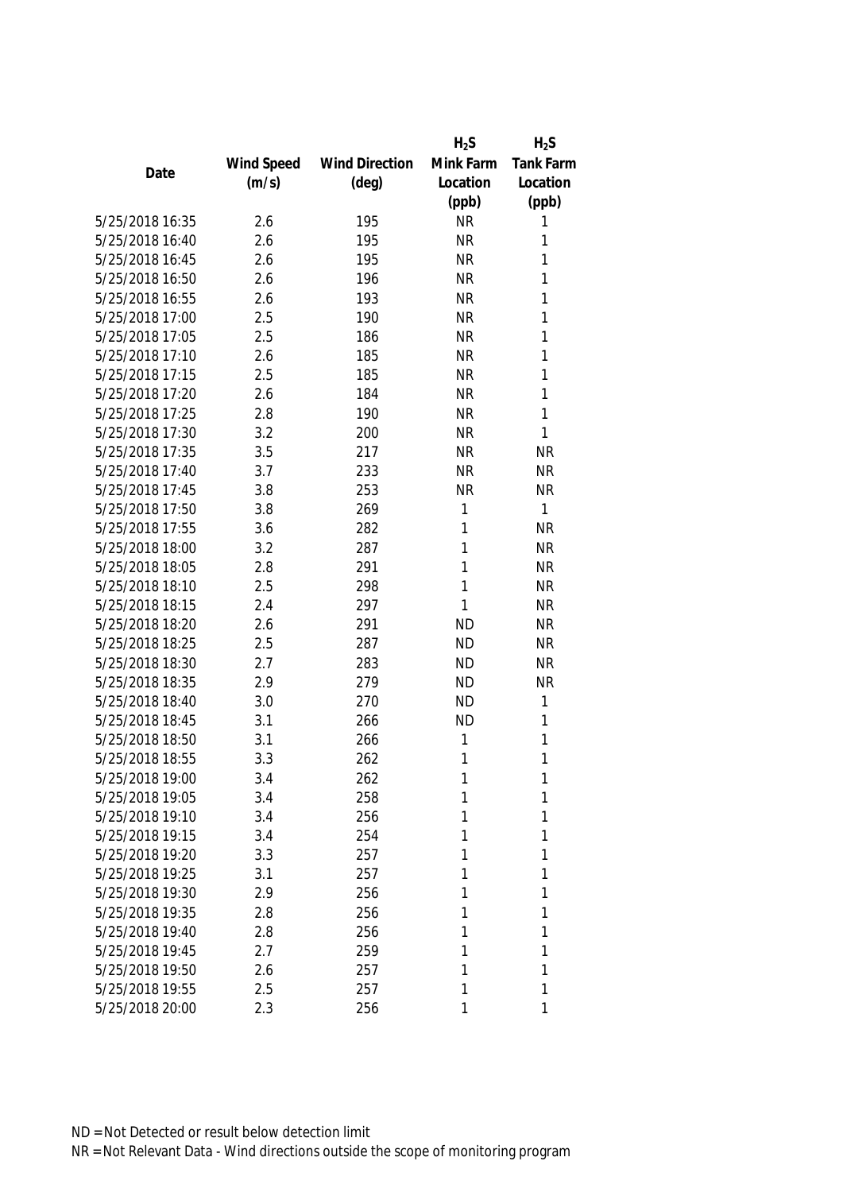| Date | Wind Speed (m/s) | Wind Direction (deg) | $H_2S$ Mink Farm Location (ppb) | $H_2S$ Tank Farm Location (ppb) |
|---|---|---|---|---|
| 5/25/2018 16:35 | 2.6 | 195 | NR | 1 |
| 5/25/2018 16:40 | 2.6 | 195 | NR | 1 |
| 5/25/2018 16:45 | 2.6 | 195 | NR | 1 |
| 5/25/2018 16:50 | 2.6 | 196 | NR | 1 |
| 5/25/2018 16:55 | 2.6 | 193 | NR | 1 |
| 5/25/2018 17:00 | 2.5 | 190 | NR | 1 |
| 5/25/2018 17:05 | 2.5 | 186 | NR | 1 |
| 5/25/2018 17:10 | 2.6 | 185 | NR | 1 |
| 5/25/2018 17:15 | 2.5 | 185 | NR | 1 |
| 5/25/2018 17:20 | 2.6 | 184 | NR | 1 |
| 5/25/2018 17:25 | 2.8 | 190 | NR | 1 |
| 5/25/2018 17:30 | 3.2 | 200 | NR | 1 |
| 5/25/2018 17:35 | 3.5 | 217 | NR | NR |
| 5/25/2018 17:40 | 3.7 | 233 | NR | NR |
| 5/25/2018 17:45 | 3.8 | 253 | NR | NR |
| 5/25/2018 17:50 | 3.8 | 269 | 1 | 1 |
| 5/25/2018 17:55 | 3.6 | 282 | 1 | NR |
| 5/25/2018 18:00 | 3.2 | 287 | 1 | NR |
| 5/25/2018 18:05 | 2.8 | 291 | 1 | NR |
| 5/25/2018 18:10 | 2.5 | 298 | 1 | NR |
| 5/25/2018 18:15 | 2.4 | 297 | 1 | NR |
| 5/25/2018 18:20 | 2.6 | 291 | ND | NR |
| 5/25/2018 18:25 | 2.5 | 287 | ND | NR |
| 5/25/2018 18:30 | 2.7 | 283 | ND | NR |
| 5/25/2018 18:35 | 2.9 | 279 | ND | NR |
| 5/25/2018 18:40 | 3.0 | 270 | ND | 1 |
| 5/25/2018 18:45 | 3.1 | 266 | ND | 1 |
| 5/25/2018 18:50 | 3.1 | 266 | 1 | 1 |
| 5/25/2018 18:55 | 3.3 | 262 | 1 | 1 |
| 5/25/2018 19:00 | 3.4 | 262 | 1 | 1 |
| 5/25/2018 19:05 | 3.4 | 258 | 1 | 1 |
| 5/25/2018 19:10 | 3.4 | 256 | 1 | 1 |
| 5/25/2018 19:15 | 3.4 | 254 | 1 | 1 |
| 5/25/2018 19:20 | 3.3 | 257 | 1 | 1 |
| 5/25/2018 19:25 | 3.1 | 257 | 1 | 1 |
| 5/25/2018 19:30 | 2.9 | 256 | 1 | 1 |
| 5/25/2018 19:35 | 2.8 | 256 | 1 | 1 |
| 5/25/2018 19:40 | 2.8 | 256 | 1 | 1 |
| 5/25/2018 19:45 | 2.7 | 259 | 1 | 1 |
| 5/25/2018 19:50 | 2.6 | 257 | 1 | 1 |
| 5/25/2018 19:55 | 2.5 | 257 | 1 | 1 |
| 5/25/2018 20:00 | 2.3 | 256 | 1 | 1 |

ND = Not Detected or result below detection limit
NR = Not Relevant Data - Wind directions outside the scope of monitoring program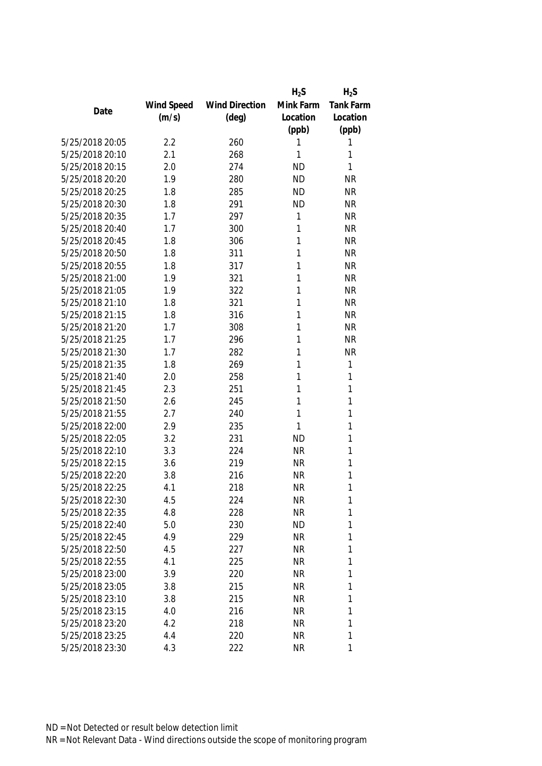| Date | Wind Speed (m/s) | Wind Direction (deg) | $H_2S$ Mink Farm Location (ppb) | $H_2S$ Tank Farm Location (ppb) |
|---|---|---|---|---|
| 5/25/2018 20:05 | 2.2 | 260 | 1 | 1 |
| 5/25/2018 20:10 | 2.1 | 268 | 1 | 1 |
| 5/25/2018 20:15 | 2.0 | 274 | ND | 1 |
| 5/25/2018 20:20 | 1.9 | 280 | ND | NR |
| 5/25/2018 20:25 | 1.8 | 285 | ND | NR |
| 5/25/2018 20:30 | 1.8 | 291 | ND | NR |
| 5/25/2018 20:35 | 1.7 | 297 | 1 | NR |
| 5/25/2018 20:40 | 1.7 | 300 | 1 | NR |
| 5/25/2018 20:45 | 1.8 | 306 | 1 | NR |
| 5/25/2018 20:50 | 1.8 | 311 | 1 | NR |
| 5/25/2018 20:55 | 1.8 | 317 | 1 | NR |
| 5/25/2018 21:00 | 1.9 | 321 | 1 | NR |
| 5/25/2018 21:05 | 1.9 | 322 | 1 | NR |
| 5/25/2018 21:10 | 1.8 | 321 | 1 | NR |
| 5/25/2018 21:15 | 1.8 | 316 | 1 | NR |
| 5/25/2018 21:20 | 1.7 | 308 | 1 | NR |
| 5/25/2018 21:25 | 1.7 | 296 | 1 | NR |
| 5/25/2018 21:30 | 1.7 | 282 | 1 | NR |
| 5/25/2018 21:35 | 1.8 | 269 | 1 | 1 |
| 5/25/2018 21:40 | 2.0 | 258 | 1 | 1 |
| 5/25/2018 21:45 | 2.3 | 251 | 1 | 1 |
| 5/25/2018 21:50 | 2.6 | 245 | 1 | 1 |
| 5/25/2018 21:55 | 2.7 | 240 | 1 | 1 |
| 5/25/2018 22:00 | 2.9 | 235 | 1 | 1 |
| 5/25/2018 22:05 | 3.2 | 231 | ND | 1 |
| 5/25/2018 22:10 | 3.3 | 224 | NR | 1 |
| 5/25/2018 22:15 | 3.6 | 219 | NR | 1 |
| 5/25/2018 22:20 | 3.8 | 216 | NR | 1 |
| 5/25/2018 22:25 | 4.1 | 218 | NR | 1 |
| 5/25/2018 22:30 | 4.5 | 224 | NR | 1 |
| 5/25/2018 22:35 | 4.8 | 228 | NR | 1 |
| 5/25/2018 22:40 | 5.0 | 230 | ND | 1 |
| 5/25/2018 22:45 | 4.9 | 229 | NR | 1 |
| 5/25/2018 22:50 | 4.5 | 227 | NR | 1 |
| 5/25/2018 22:55 | 4.1 | 225 | NR | 1 |
| 5/25/2018 23:00 | 3.9 | 220 | NR | 1 |
| 5/25/2018 23:05 | 3.8 | 215 | NR | 1 |
| 5/25/2018 23:10 | 3.8 | 215 | NR | 1 |
| 5/25/2018 23:15 | 4.0 | 216 | NR | 1 |
| 5/25/2018 23:20 | 4.2 | 218 | NR | 1 |
| 5/25/2018 23:25 | 4.4 | 220 | NR | 1 |
| 5/25/2018 23:30 | 4.3 | 222 | NR | 1 |

ND = Not Detected or result below detection limit

NR = Not Relevant Data - Wind directions outside the scope of monitoring program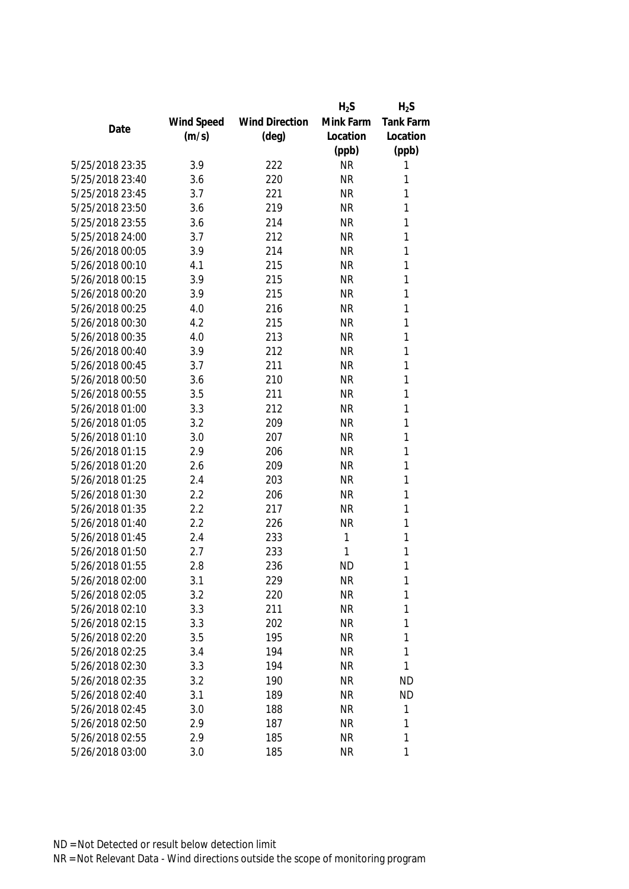| Date | Wind Speed (m/s) | Wind Direction (deg) | $H_2S$ Mink Farm Location (ppb) | $H_2S$ Tank Farm Location (ppb) |
|---|---|---|---|---|
| 5/25/2018 23:35 | 3.9 | 222 | NR | 1 |
| 5/25/2018 23:40 | 3.6 | 220 | NR | 1 |
| 5/25/2018 23:45 | 3.7 | 221 | NR | 1 |
| 5/25/2018 23:50 | 3.6 | 219 | NR | 1 |
| 5/25/2018 23:55 | 3.6 | 214 | NR | 1 |
| 5/25/2018 24:00 | 3.7 | 212 | NR | 1 |
| 5/26/2018 00:05 | 3.9 | 214 | NR | 1 |
| 5/26/2018 00:10 | 4.1 | 215 | NR | 1 |
| 5/26/2018 00:15 | 3.9 | 215 | NR | 1 |
| 5/26/2018 00:20 | 3.9 | 215 | NR | 1 |
| 5/26/2018 00:25 | 4.0 | 216 | NR | 1 |
| 5/26/2018 00:30 | 4.2 | 215 | NR | 1 |
| 5/26/2018 00:35 | 4.0 | 213 | NR | 1 |
| 5/26/2018 00:40 | 3.9 | 212 | NR | 1 |
| 5/26/2018 00:45 | 3.7 | 211 | NR | 1 |
| 5/26/2018 00:50 | 3.6 | 210 | NR | 1 |
| 5/26/2018 00:55 | 3.5 | 211 | NR | 1 |
| 5/26/2018 01:00 | 3.3 | 212 | NR | 1 |
| 5/26/2018 01:05 | 3.2 | 209 | NR | 1 |
| 5/26/2018 01:10 | 3.0 | 207 | NR | 1 |
| 5/26/2018 01:15 | 2.9 | 206 | NR | 1 |
| 5/26/2018 01:20 | 2.6 | 209 | NR | 1 |
| 5/26/2018 01:25 | 2.4 | 203 | NR | 1 |
| 5/26/2018 01:30 | 2.2 | 206 | NR | 1 |
| 5/26/2018 01:35 | 2.2 | 217 | NR | 1 |
| 5/26/2018 01:40 | 2.2 | 226 | NR | 1 |
| 5/26/2018 01:45 | 2.4 | 233 | 1 | 1 |
| 5/26/2018 01:50 | 2.7 | 233 | 1 | 1 |
| 5/26/2018 01:55 | 2.8 | 236 | ND | 1 |
| 5/26/2018 02:00 | 3.1 | 229 | NR | 1 |
| 5/26/2018 02:05 | 3.2 | 220 | NR | 1 |
| 5/26/2018 02:10 | 3.3 | 211 | NR | 1 |
| 5/26/2018 02:15 | 3.3 | 202 | NR | 1 |
| 5/26/2018 02:20 | 3.5 | 195 | NR | 1 |
| 5/26/2018 02:25 | 3.4 | 194 | NR | 1 |
| 5/26/2018 02:30 | 3.3 | 194 | NR | 1 |
| 5/26/2018 02:35 | 3.2 | 190 | NR | ND |
| 5/26/2018 02:40 | 3.1 | 189 | NR | ND |
| 5/26/2018 02:45 | 3.0 | 188 | NR | 1 |
| 5/26/2018 02:50 | 2.9 | 187 | NR | 1 |
| 5/26/2018 02:55 | 2.9 | 185 | NR | 1 |
| 5/26/2018 03:00 | 3.0 | 185 | NR | 1 |

ND = Not Detected or result below detection limit
NR = Not Relevant Data - Wind directions outside the scope of monitoring program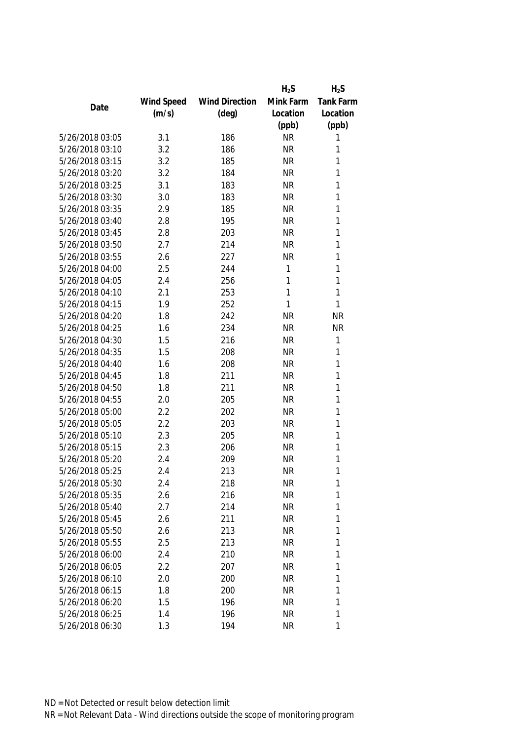| Date | Wind Speed (m/s) | Wind Direction (deg) | $H_2S$ Mink Farm Location (ppb) | $H_2S$ Tank Farm Location (ppb) |
|---|---|---|---|---|
| 5/26/2018 03:05 | 3.1 | 186 | NR | 1 |
| 5/26/2018 03:10 | 3.2 | 186 | NR | 1 |
| 5/26/2018 03:15 | 3.2 | 185 | NR | 1 |
| 5/26/2018 03:20 | 3.2 | 184 | NR | 1 |
| 5/26/2018 03:25 | 3.1 | 183 | NR | 1 |
| 5/26/2018 03:30 | 3.0 | 183 | NR | 1 |
| 5/26/2018 03:35 | 2.9 | 185 | NR | 1 |
| 5/26/2018 03:40 | 2.8 | 195 | NR | 1 |
| 5/26/2018 03:45 | 2.8 | 203 | NR | 1 |
| 5/26/2018 03:50 | 2.7 | 214 | NR | 1 |
| 5/26/2018 03:55 | 2.6 | 227 | NR | 1 |
| 5/26/2018 04:00 | 2.5 | 244 | 1 | 1 |
| 5/26/2018 04:05 | 2.4 | 256 | 1 | 1 |
| 5/26/2018 04:10 | 2.1 | 253 | 1 | 1 |
| 5/26/2018 04:15 | 1.9 | 252 | 1 | 1 |
| 5/26/2018 04:20 | 1.8 | 242 | NR | NR |
| 5/26/2018 04:25 | 1.6 | 234 | NR | NR |
| 5/26/2018 04:30 | 1.5 | 216 | NR | 1 |
| 5/26/2018 04:35 | 1.5 | 208 | NR | 1 |
| 5/26/2018 04:40 | 1.6 | 208 | NR | 1 |
| 5/26/2018 04:45 | 1.8 | 211 | NR | 1 |
| 5/26/2018 04:50 | 1.8 | 211 | NR | 1 |
| 5/26/2018 04:55 | 2.0 | 205 | NR | 1 |
| 5/26/2018 05:00 | 2.2 | 202 | NR | 1 |
| 5/26/2018 05:05 | 2.2 | 203 | NR | 1 |
| 5/26/2018 05:10 | 2.3 | 205 | NR | 1 |
| 5/26/2018 05:15 | 2.3 | 206 | NR | 1 |
| 5/26/2018 05:20 | 2.4 | 209 | NR | 1 |
| 5/26/2018 05:25 | 2.4 | 213 | NR | 1 |
| 5/26/2018 05:30 | 2.4 | 218 | NR | 1 |
| 5/26/2018 05:35 | 2.6 | 216 | NR | 1 |
| 5/26/2018 05:40 | 2.7 | 214 | NR | 1 |
| 5/26/2018 05:45 | 2.6 | 211 | NR | 1 |
| 5/26/2018 05:50 | 2.6 | 213 | NR | 1 |
| 5/26/2018 05:55 | 2.5 | 213 | NR | 1 |
| 5/26/2018 06:00 | 2.4 | 210 | NR | 1 |
| 5/26/2018 06:05 | 2.2 | 207 | NR | 1 |
| 5/26/2018 06:10 | 2.0 | 200 | NR | 1 |
| 5/26/2018 06:15 | 1.8 | 200 | NR | 1 |
| 5/26/2018 06:20 | 1.5 | 196 | NR | 1 |
| 5/26/2018 06:25 | 1.4 | 196 | NR | 1 |
| 5/26/2018 06:30 | 1.3 | 194 | NR | 1 |

ND = Not Detected or result below detection limit

NR = Not Relevant Data - Wind directions outside the scope of monitoring program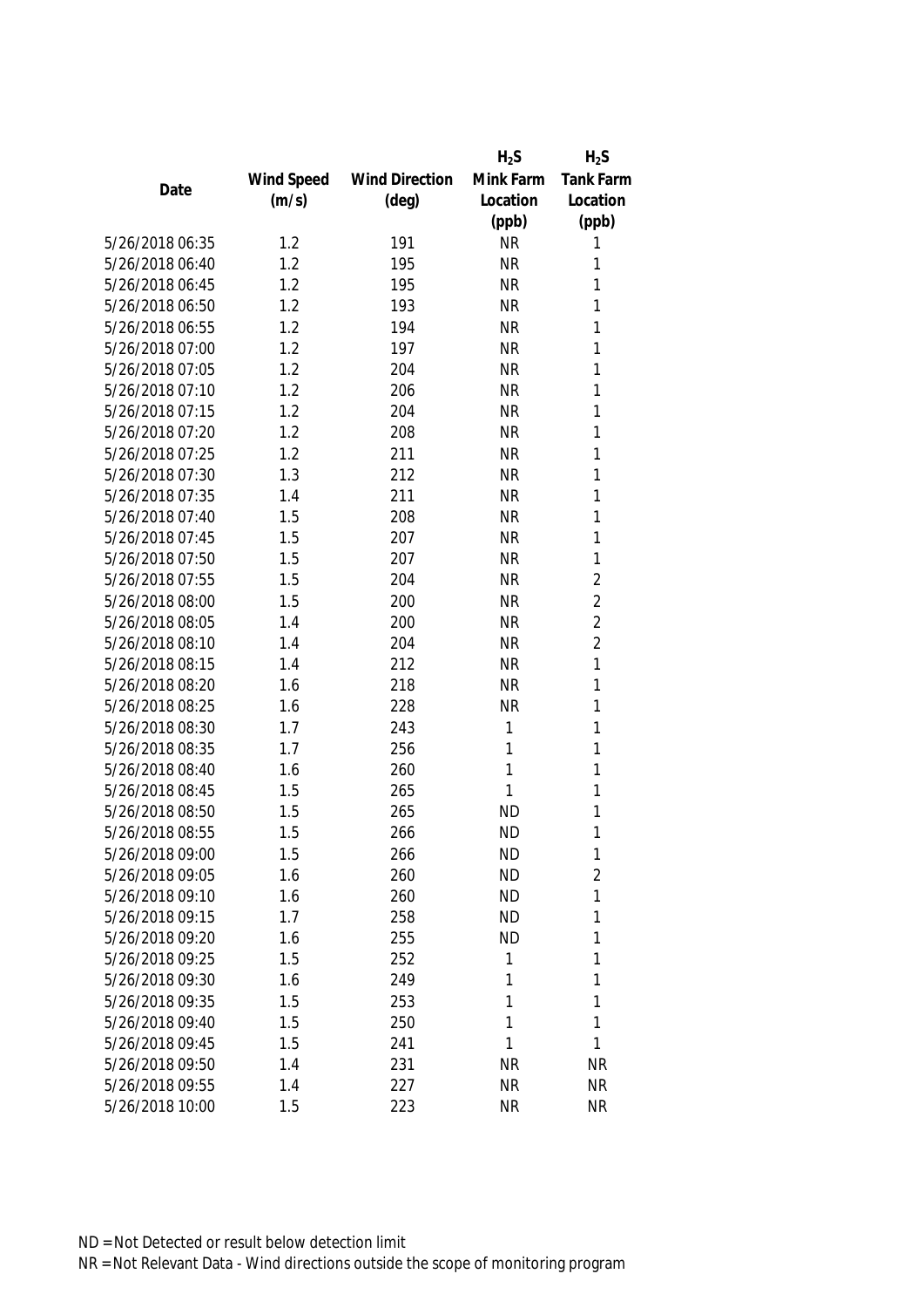| Date | Wind Speed (m/s) | Wind Direction (deg) | $H_2S$ Mink Farm Location (ppb) | $H_2S$ Tank Farm Location (ppb) |
|---|---|---|---|---|
| 5/26/2018 06:35 | 1.2 | 191 | NR | 1 |
| 5/26/2018 06:40 | 1.2 | 195 | NR | 1 |
| 5/26/2018 06:45 | 1.2 | 195 | NR | 1 |
| 5/26/2018 06:50 | 1.2 | 193 | NR | 1 |
| 5/26/2018 06:55 | 1.2 | 194 | NR | 1 |
| 5/26/2018 07:00 | 1.2 | 197 | NR | 1 |
| 5/26/2018 07:05 | 1.2 | 204 | NR | 1 |
| 5/26/2018 07:10 | 1.2 | 206 | NR | 1 |
| 5/26/2018 07:15 | 1.2 | 204 | NR | 1 |
| 5/26/2018 07:20 | 1.2 | 208 | NR | 1 |
| 5/26/2018 07:25 | 1.2 | 211 | NR | 1 |
| 5/26/2018 07:30 | 1.3 | 212 | NR | 1 |
| 5/26/2018 07:35 | 1.4 | 211 | NR | 1 |
| 5/26/2018 07:40 | 1.5 | 208 | NR | 1 |
| 5/26/2018 07:45 | 1.5 | 207 | NR | 1 |
| 5/26/2018 07:50 | 1.5 | 207 | NR | 1 |
| 5/26/2018 07:55 | 1.5 | 204 | NR | 2 |
| 5/26/2018 08:00 | 1.5 | 200 | NR | 2 |
| 5/26/2018 08:05 | 1.4 | 200 | NR | 2 |
| 5/26/2018 08:10 | 1.4 | 204 | NR | 2 |
| 5/26/2018 08:15 | 1.4 | 212 | NR | 1 |
| 5/26/2018 08:20 | 1.6 | 218 | NR | 1 |
| 5/26/2018 08:25 | 1.6 | 228 | NR | 1 |
| 5/26/2018 08:30 | 1.7 | 243 | 1 | 1 |
| 5/26/2018 08:35 | 1.7 | 256 | 1 | 1 |
| 5/26/2018 08:40 | 1.6 | 260 | 1 | 1 |
| 5/26/2018 08:45 | 1.5 | 265 | 1 | 1 |
| 5/26/2018 08:50 | 1.5 | 265 | ND | 1 |
| 5/26/2018 08:55 | 1.5 | 266 | ND | 1 |
| 5/26/2018 09:00 | 1.5 | 266 | ND | 1 |
| 5/26/2018 09:05 | 1.6 | 260 | ND | 2 |
| 5/26/2018 09:10 | 1.6 | 260 | ND | 1 |
| 5/26/2018 09:15 | 1.7 | 258 | ND | 1 |
| 5/26/2018 09:20 | 1.6 | 255 | ND | 1 |
| 5/26/2018 09:25 | 1.5 | 252 | 1 | 1 |
| 5/26/2018 09:30 | 1.6 | 249 | 1 | 1 |
| 5/26/2018 09:35 | 1.5 | 253 | 1 | 1 |
| 5/26/2018 09:40 | 1.5 | 250 | 1 | 1 |
| 5/26/2018 09:45 | 1.5 | 241 | 1 | 1 |
| 5/26/2018 09:50 | 1.4 | 231 | NR | NR |
| 5/26/2018 09:55 | 1.4 | 227 | NR | NR |
| 5/26/2018 10:00 | 1.5 | 223 | NR | NR |

ND = Not Detected or result below detection limit

NR = Not Relevant Data - Wind directions outside the scope of monitoring program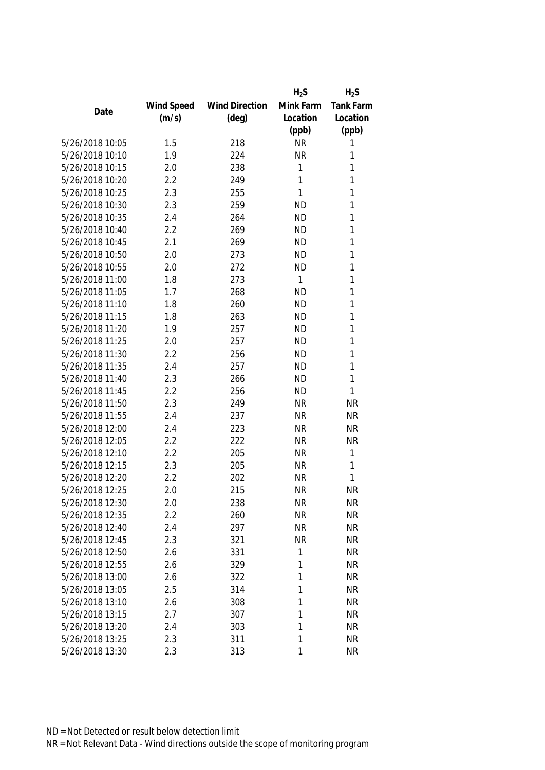| Date | Wind Speed (m/s) | Wind Direction (deg) | $H_2S$ Mink Farm Location (ppb) | $H_2S$ Tank Farm Location (ppb) |
|---|---|---|---|---|
| 5/26/2018 10:05 | 1.5 | 218 | NR | 1 |
| 5/26/2018 10:10 | 1.9 | 224 | NR | 1 |
| 5/26/2018 10:15 | 2.0 | 238 | 1 | 1 |
| 5/26/2018 10:20 | 2.2 | 249 | 1 | 1 |
| 5/26/2018 10:25 | 2.3 | 255 | 1 | 1 |
| 5/26/2018 10:30 | 2.3 | 259 | ND | 1 |
| 5/26/2018 10:35 | 2.4 | 264 | ND | 1 |
| 5/26/2018 10:40 | 2.2 | 269 | ND | 1 |
| 5/26/2018 10:45 | 2.1 | 269 | ND | 1 |
| 5/26/2018 10:50 | 2.0 | 273 | ND | 1 |
| 5/26/2018 10:55 | 2.0 | 272 | ND | 1 |
| 5/26/2018 11:00 | 1.8 | 273 | 1 | 1 |
| 5/26/2018 11:05 | 1.7 | 268 | ND | 1 |
| 5/26/2018 11:10 | 1.8 | 260 | ND | 1 |
| 5/26/2018 11:15 | 1.8 | 263 | ND | 1 |
| 5/26/2018 11:20 | 1.9 | 257 | ND | 1 |
| 5/26/2018 11:25 | 2.0 | 257 | ND | 1 |
| 5/26/2018 11:30 | 2.2 | 256 | ND | 1 |
| 5/26/2018 11:35 | 2.4 | 257 | ND | 1 |
| 5/26/2018 11:40 | 2.3 | 266 | ND | 1 |
| 5/26/2018 11:45 | 2.2 | 256 | ND | 1 |
| 5/26/2018 11:50 | 2.3 | 249 | NR | NR |
| 5/26/2018 11:55 | 2.4 | 237 | NR | NR |
| 5/26/2018 12:00 | 2.4 | 223 | NR | NR |
| 5/26/2018 12:05 | 2.2 | 222 | NR | NR |
| 5/26/2018 12:10 | 2.2 | 205 | NR | 1 |
| 5/26/2018 12:15 | 2.3 | 205 | NR | 1 |
| 5/26/2018 12:20 | 2.2 | 202 | NR | 1 |
| 5/26/2018 12:25 | 2.0 | 215 | NR | NR |
| 5/26/2018 12:30 | 2.0 | 238 | NR | NR |
| 5/26/2018 12:35 | 2.2 | 260 | NR | NR |
| 5/26/2018 12:40 | 2.4 | 297 | NR | NR |
| 5/26/2018 12:45 | 2.3 | 321 | NR | NR |
| 5/26/2018 12:50 | 2.6 | 331 | 1 | NR |
| 5/26/2018 12:55 | 2.6 | 329 | 1 | NR |
| 5/26/2018 13:00 | 2.6 | 322 | 1 | NR |
| 5/26/2018 13:05 | 2.5 | 314 | 1 | NR |
| 5/26/2018 13:10 | 2.6 | 308 | 1 | NR |
| 5/26/2018 13:15 | 2.7 | 307 | 1 | NR |
| 5/26/2018 13:20 | 2.4 | 303 | 1 | NR |
| 5/26/2018 13:25 | 2.3 | 311 | 1 | NR |
| 5/26/2018 13:30 | 2.3 | 313 | 1 | NR |

ND = Not Detected or result below detection limit

NR = Not Relevant Data - Wind directions outside the scope of monitoring program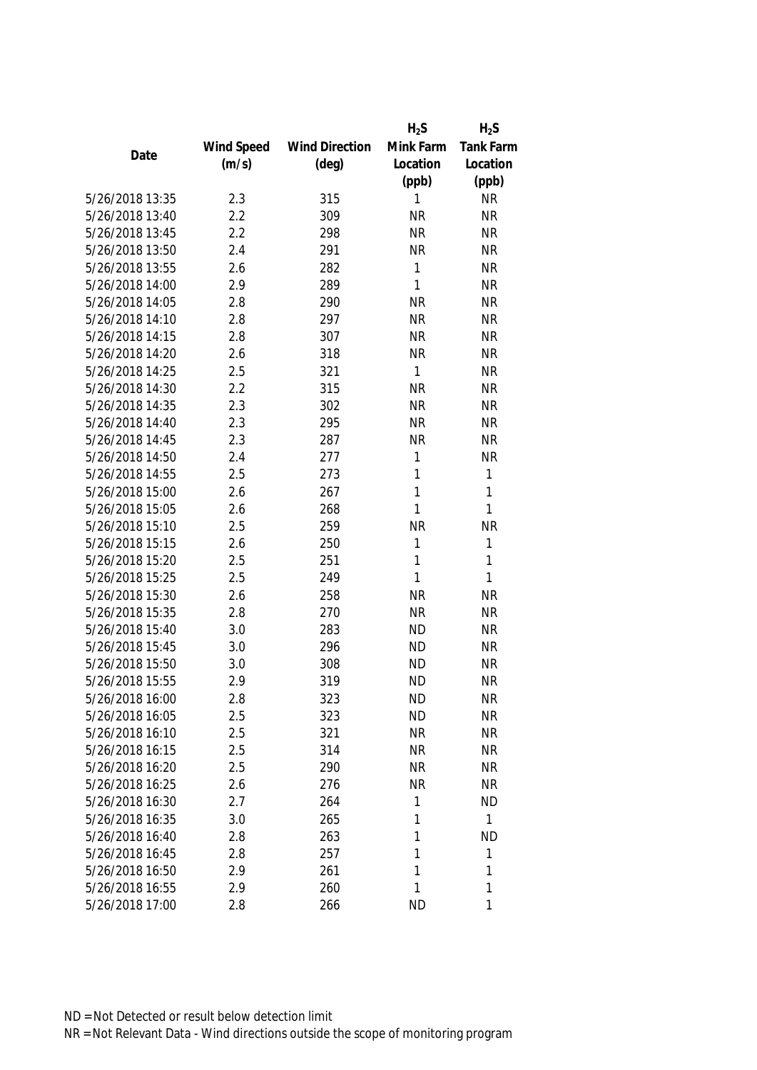| Date | Wind Speed (m/s) | Wind Direction (deg) | $H_2S$ Mink Farm Location (ppb) | $H_2S$ Tank Farm Location (ppb) |
|---|---|---|---|---|
| 5/26/2018 13:35 | 2.3 | 315 | 1 | NR |
| 5/26/2018 13:40 | 2.2 | 309 | NR | NR |
| 5/26/2018 13:45 | 2.2 | 298 | NR | NR |
| 5/26/2018 13:50 | 2.4 | 291 | NR | NR |
| 5/26/2018 13:55 | 2.6 | 282 | 1 | NR |
| 5/26/2018 14:00 | 2.9 | 289 | 1 | NR |
| 5/26/2018 14:05 | 2.8 | 290 | NR | NR |
| 5/26/2018 14:10 | 2.8 | 297 | NR | NR |
| 5/26/2018 14:15 | 2.8 | 307 | NR | NR |
| 5/26/2018 14:20 | 2.6 | 318 | NR | NR |
| 5/26/2018 14:25 | 2.5 | 321 | 1 | NR |
| 5/26/2018 14:30 | 2.2 | 315 | NR | NR |
| 5/26/2018 14:35 | 2.3 | 302 | NR | NR |
| 5/26/2018 14:40 | 2.3 | 295 | NR | NR |
| 5/26/2018 14:45 | 2.3 | 287 | NR | NR |
| 5/26/2018 14:50 | 2.4 | 277 | 1 | NR |
| 5/26/2018 14:55 | 2.5 | 273 | 1 | 1 |
| 5/26/2018 15:00 | 2.6 | 267 | 1 | 1 |
| 5/26/2018 15:05 | 2.6 | 268 | 1 | 1 |
| 5/26/2018 15:10 | 2.5 | 259 | NR | NR |
| 5/26/2018 15:15 | 2.6 | 250 | 1 | 1 |
| 5/26/2018 15:20 | 2.5 | 251 | 1 | 1 |
| 5/26/2018 15:25 | 2.5 | 249 | 1 | 1 |
| 5/26/2018 15:30 | 2.6 | 258 | NR | NR |
| 5/26/2018 15:35 | 2.8 | 270 | NR | NR |
| 5/26/2018 15:40 | 3.0 | 283 | ND | NR |
| 5/26/2018 15:45 | 3.0 | 296 | ND | NR |
| 5/26/2018 15:50 | 3.0 | 308 | ND | NR |
| 5/26/2018 15:55 | 2.9 | 319 | ND | NR |
| 5/26/2018 16:00 | 2.8 | 323 | ND | NR |
| 5/26/2018 16:05 | 2.5 | 323 | ND | NR |
| 5/26/2018 16:10 | 2.5 | 321 | NR | NR |
| 5/26/2018 16:15 | 2.5 | 314 | NR | NR |
| 5/26/2018 16:20 | 2.5 | 290 | NR | NR |
| 5/26/2018 16:25 | 2.6 | 276 | NR | NR |
| 5/26/2018 16:30 | 2.7 | 264 | 1 | ND |
| 5/26/2018 16:35 | 3.0 | 265 | 1 | 1 |
| 5/26/2018 16:40 | 2.8 | 263 | 1 | ND |
| 5/26/2018 16:45 | 2.8 | 257 | 1 | 1 |
| 5/26/2018 16:50 | 2.9 | 261 | 1 | 1 |
| 5/26/2018 16:55 | 2.9 | 260 | 1 | 1 |
| 5/26/2018 17:00 | 2.8 | 266 | ND | 1 |

ND = Not Detected or result below detection limit
NR = Not Relevant Data - Wind directions outside the scope of monitoring program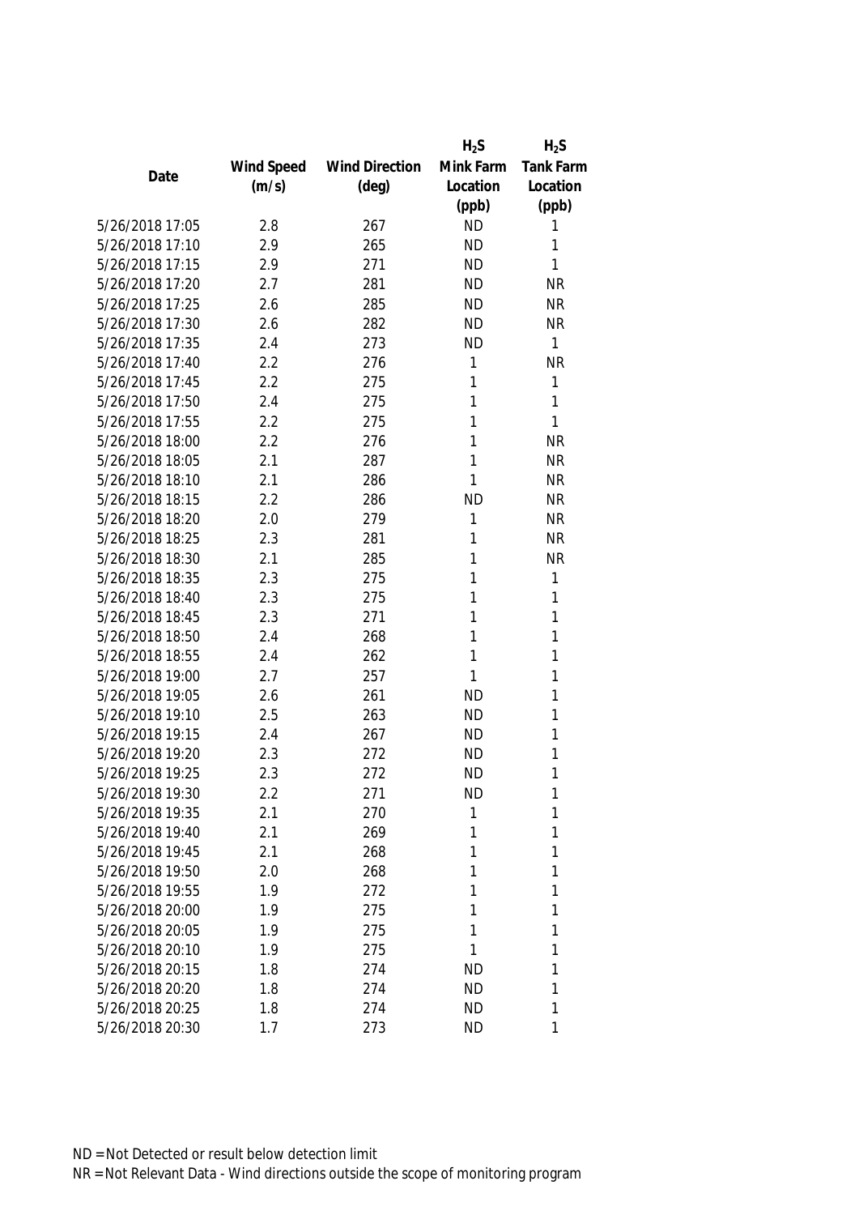| Date | Wind Speed (m/s) | Wind Direction (deg) | $H_2S$ Mink Farm Location (ppb) | $H_2S$ Tank Farm Location (ppb) |
|---|---|---|---|---|
| 5/26/2018 17:05 | 2.8 | 267 | ND | 1 |
| 5/26/2018 17:10 | 2.9 | 265 | ND | 1 |
| 5/26/2018 17:15 | 2.9 | 271 | ND | 1 |
| 5/26/2018 17:20 | 2.7 | 281 | ND | NR |
| 5/26/2018 17:25 | 2.6 | 285 | ND | NR |
| 5/26/2018 17:30 | 2.6 | 282 | ND | NR |
| 5/26/2018 17:35 | 2.4 | 273 | ND | 1 |
| 5/26/2018 17:40 | 2.2 | 276 | 1 | NR |
| 5/26/2018 17:45 | 2.2 | 275 | 1 | 1 |
| 5/26/2018 17:50 | 2.4 | 275 | 1 | 1 |
| 5/26/2018 17:55 | 2.2 | 275 | 1 | 1 |
| 5/26/2018 18:00 | 2.2 | 276 | 1 | NR |
| 5/26/2018 18:05 | 2.1 | 287 | 1 | NR |
| 5/26/2018 18:10 | 2.1 | 286 | 1 | NR |
| 5/26/2018 18:15 | 2.2 | 286 | ND | NR |
| 5/26/2018 18:20 | 2.0 | 279 | 1 | NR |
| 5/26/2018 18:25 | 2.3 | 281 | 1 | NR |
| 5/26/2018 18:30 | 2.1 | 285 | 1 | NR |
| 5/26/2018 18:35 | 2.3 | 275 | 1 | 1 |
| 5/26/2018 18:40 | 2.3 | 275 | 1 | 1 |
| 5/26/2018 18:45 | 2.3 | 271 | 1 | 1 |
| 5/26/2018 18:50 | 2.4 | 268 | 1 | 1 |
| 5/26/2018 18:55 | 2.4 | 262 | 1 | 1 |
| 5/26/2018 19:00 | 2.7 | 257 | 1 | 1 |
| 5/26/2018 19:05 | 2.6 | 261 | ND | 1 |
| 5/26/2018 19:10 | 2.5 | 263 | ND | 1 |
| 5/26/2018 19:15 | 2.4 | 267 | ND | 1 |
| 5/26/2018 19:20 | 2.3 | 272 | ND | 1 |
| 5/26/2018 19:25 | 2.3 | 272 | ND | 1 |
| 5/26/2018 19:30 | 2.2 | 271 | ND | 1 |
| 5/26/2018 19:35 | 2.1 | 270 | 1 | 1 |
| 5/26/2018 19:40 | 2.1 | 269 | 1 | 1 |
| 5/26/2018 19:45 | 2.1 | 268 | 1 | 1 |
| 5/26/2018 19:50 | 2.0 | 268 | 1 | 1 |
| 5/26/2018 19:55 | 1.9 | 272 | 1 | 1 |
| 5/26/2018 20:00 | 1.9 | 275 | 1 | 1 |
| 5/26/2018 20:05 | 1.9 | 275 | 1 | 1 |
| 5/26/2018 20:10 | 1.9 | 275 | 1 | 1 |
| 5/26/2018 20:15 | 1.8 | 274 | ND | 1 |
| 5/26/2018 20:20 | 1.8 | 274 | ND | 1 |
| 5/26/2018 20:25 | 1.8 | 274 | ND | 1 |
| 5/26/2018 20:30 | 1.7 | 273 | ND | 1 |

ND = Not Detected or result below detection limit

NR = Not Relevant Data - Wind directions outside the scope of monitoring program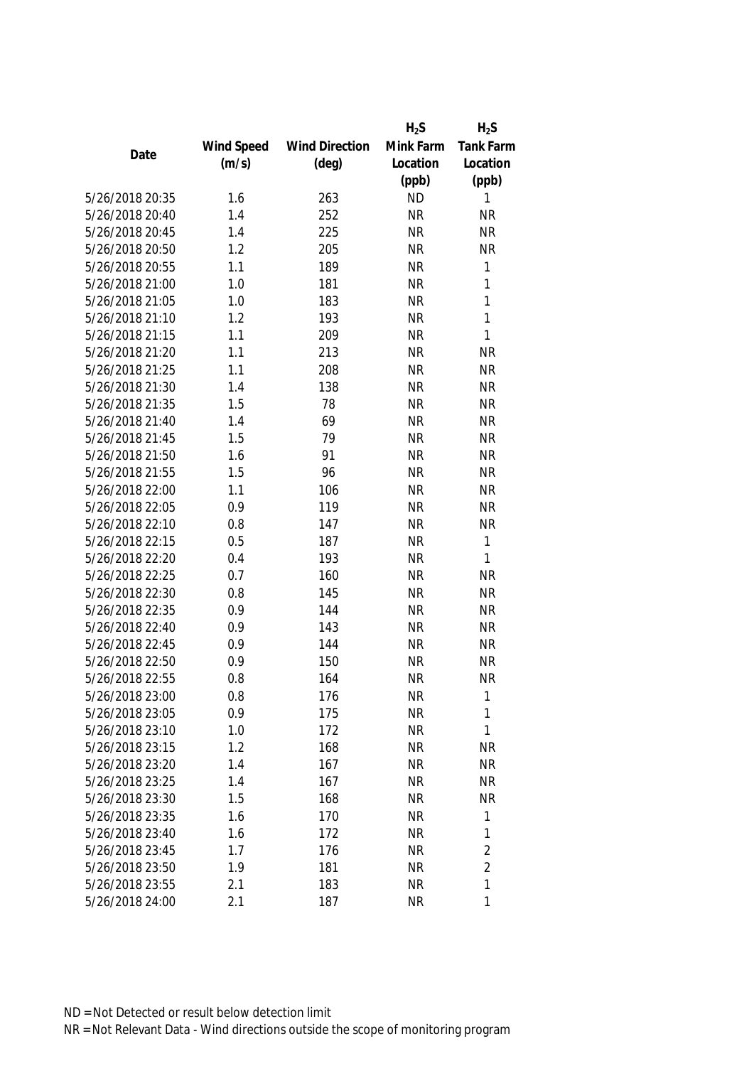| Date | Wind Speed (m/s) | Wind Direction (deg) | $H_2S$ Mink Farm Location (ppb) | $H_2S$ Tank Farm Location (ppb) |
|---|---|---|---|---|
| 5/26/2018 20:35 | 1.6 | 263 | ND | 1 |
| 5/26/2018 20:40 | 1.4 | 252 | NR | NR |
| 5/26/2018 20:45 | 1.4 | 225 | NR | NR |
| 5/26/2018 20:50 | 1.2 | 205 | NR | NR |
| 5/26/2018 20:55 | 1.1 | 189 | NR | 1 |
| 5/26/2018 21:00 | 1.0 | 181 | NR | 1 |
| 5/26/2018 21:05 | 1.0 | 183 | NR | 1 |
| 5/26/2018 21:10 | 1.2 | 193 | NR | 1 |
| 5/26/2018 21:15 | 1.1 | 209 | NR | 1 |
| 5/26/2018 21:20 | 1.1 | 213 | NR | NR |
| 5/26/2018 21:25 | 1.1 | 208 | NR | NR |
| 5/26/2018 21:30 | 1.4 | 138 | NR | NR |
| 5/26/2018 21:35 | 1.5 | 78 | NR | NR |
| 5/26/2018 21:40 | 1.4 | 69 | NR | NR |
| 5/26/2018 21:45 | 1.5 | 79 | NR | NR |
| 5/26/2018 21:50 | 1.6 | 91 | NR | NR |
| 5/26/2018 21:55 | 1.5 | 96 | NR | NR |
| 5/26/2018 22:00 | 1.1 | 106 | NR | NR |
| 5/26/2018 22:05 | 0.9 | 119 | NR | NR |
| 5/26/2018 22:10 | 0.8 | 147 | NR | NR |
| 5/26/2018 22:15 | 0.5 | 187 | NR | 1 |
| 5/26/2018 22:20 | 0.4 | 193 | NR | 1 |
| 5/26/2018 22:25 | 0.7 | 160 | NR | NR |
| 5/26/2018 22:30 | 0.8 | 145 | NR | NR |
| 5/26/2018 22:35 | 0.9 | 144 | NR | NR |
| 5/26/2018 22:40 | 0.9 | 143 | NR | NR |
| 5/26/2018 22:45 | 0.9 | 144 | NR | NR |
| 5/26/2018 22:50 | 0.9 | 150 | NR | NR |
| 5/26/2018 22:55 | 0.8 | 164 | NR | NR |
| 5/26/2018 23:00 | 0.8 | 176 | NR | 1 |
| 5/26/2018 23:05 | 0.9 | 175 | NR | 1 |
| 5/26/2018 23:10 | 1.0 | 172 | NR | 1 |
| 5/26/2018 23:15 | 1.2 | 168 | NR | NR |
| 5/26/2018 23:20 | 1.4 | 167 | NR | NR |
| 5/26/2018 23:25 | 1.4 | 167 | NR | NR |
| 5/26/2018 23:30 | 1.5 | 168 | NR | NR |
| 5/26/2018 23:35 | 1.6 | 170 | NR | 1 |
| 5/26/2018 23:40 | 1.6 | 172 | NR | 1 |
| 5/26/2018 23:45 | 1.7 | 176 | NR | 2 |
| 5/26/2018 23:50 | 1.9 | 181 | NR | 2 |
| 5/26/2018 23:55 | 2.1 | 183 | NR | 1 |
| 5/26/2018 24:00 | 2.1 | 187 | NR | 1 |

ND = Not Detected or result below detection limit

NR = Not Relevant Data - Wind directions outside the scope of monitoring program